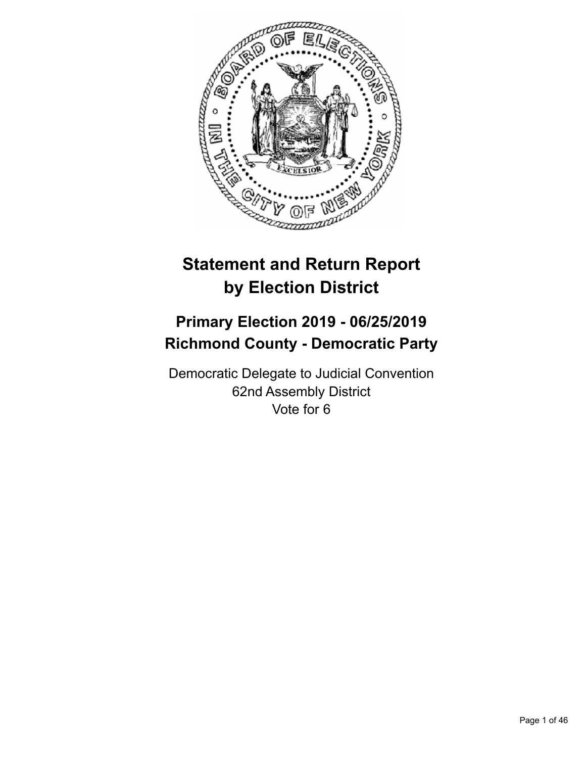# Statement and Return Report by Election District

## Primary Election 2019 - 06/25/2019
## Richmond County - Democratic Party

Democratic Delegate to Judicial Convention
62nd Assembly District
Vote for 6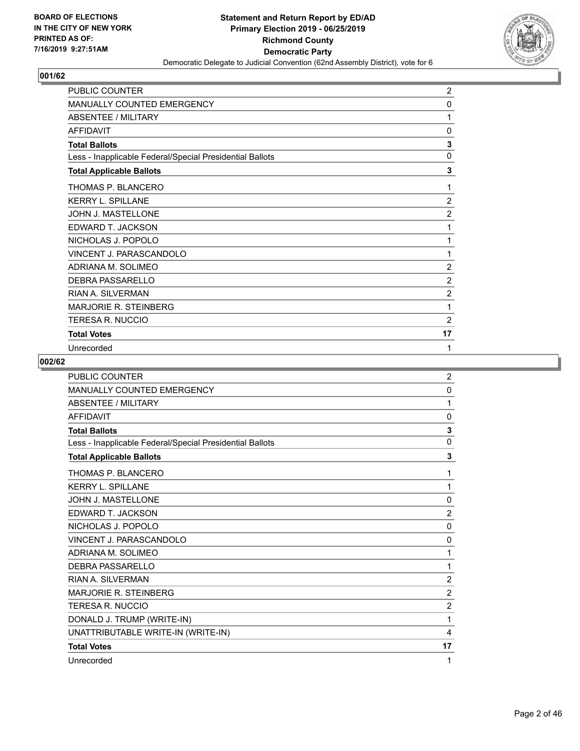**BOARD OF ELECTIONS IN THE CITY OF NEW YORK PRINTED AS OF: 7/16/2019 9:27:51AM**

**Statement and Return Report by ED/AD Primary Election 2019 - 06/25/2019 Richmond County Democratic Party**

Democratic Delegate to Judicial Convention (62nd Assembly District), vote for 6

## 001/62

| | |
|---|---|
| PUBLIC COUNTER | 2 |
| MANUALLY COUNTED EMERGENCY | 0 |
| ABSENTEE / MILITARY | 1 |
| AFFIDAVIT | 0 |
| **Total Ballots** | **3** |
| Less - Inapplicable Federal/Special Presidential Ballots | 0 |
| **Total Applicable Ballots** | **3** |
| THOMAS P. BLANCERO | 1 |
| KERRY L. SPILLANE | 2 |
| JOHN J. MASTELLONE | 2 |
| EDWARD T. JACKSON | 1 |
| NICHOLAS J. POPOLO | 1 |
| VINCENT J. PARASCANDOLO | 1 |
| ADRIANA M. SOLIMEO | 2 |
| DEBRA PASSARELLO | 2 |
| RIAN A. SILVERMAN | 2 |
| MARJORIE R. STEINBERG | 1 |
| TERESA R. NUCCIO | 2 |
| **Total Votes** | **17** |
| Unrecorded | 1 |

## 002/62

| | |
|---|---|
| PUBLIC COUNTER | 2 |
| MANUALLY COUNTED EMERGENCY | 0 |
| ABSENTEE / MILITARY | 1 |
| AFFIDAVIT | 0 |
| **Total Ballots** | **3** |
| Less - Inapplicable Federal/Special Presidential Ballots | 0 |
| **Total Applicable Ballots** | **3** |
| THOMAS P. BLANCERO | 1 |
| KERRY L. SPILLANE | 1 |
| JOHN J. MASTELLONE | 0 |
| EDWARD T. JACKSON | 2 |
| NICHOLAS J. POPOLO | 0 |
| VINCENT J. PARASCANDOLO | 0 |
| ADRIANA M. SOLIMEO | 1 |
| DEBRA PASSARELLO | 1 |
| RIAN A. SILVERMAN | 2 |
| MARJORIE R. STEINBERG | 2 |
| TERESA R. NUCCIO | 2 |
| DONALD J. TRUMP (WRITE-IN) | 1 |
| UNATTRIBUTABLE WRITE-IN (WRITE-IN) | 4 |
| **Total Votes** | **17** |
| Unrecorded | 1 |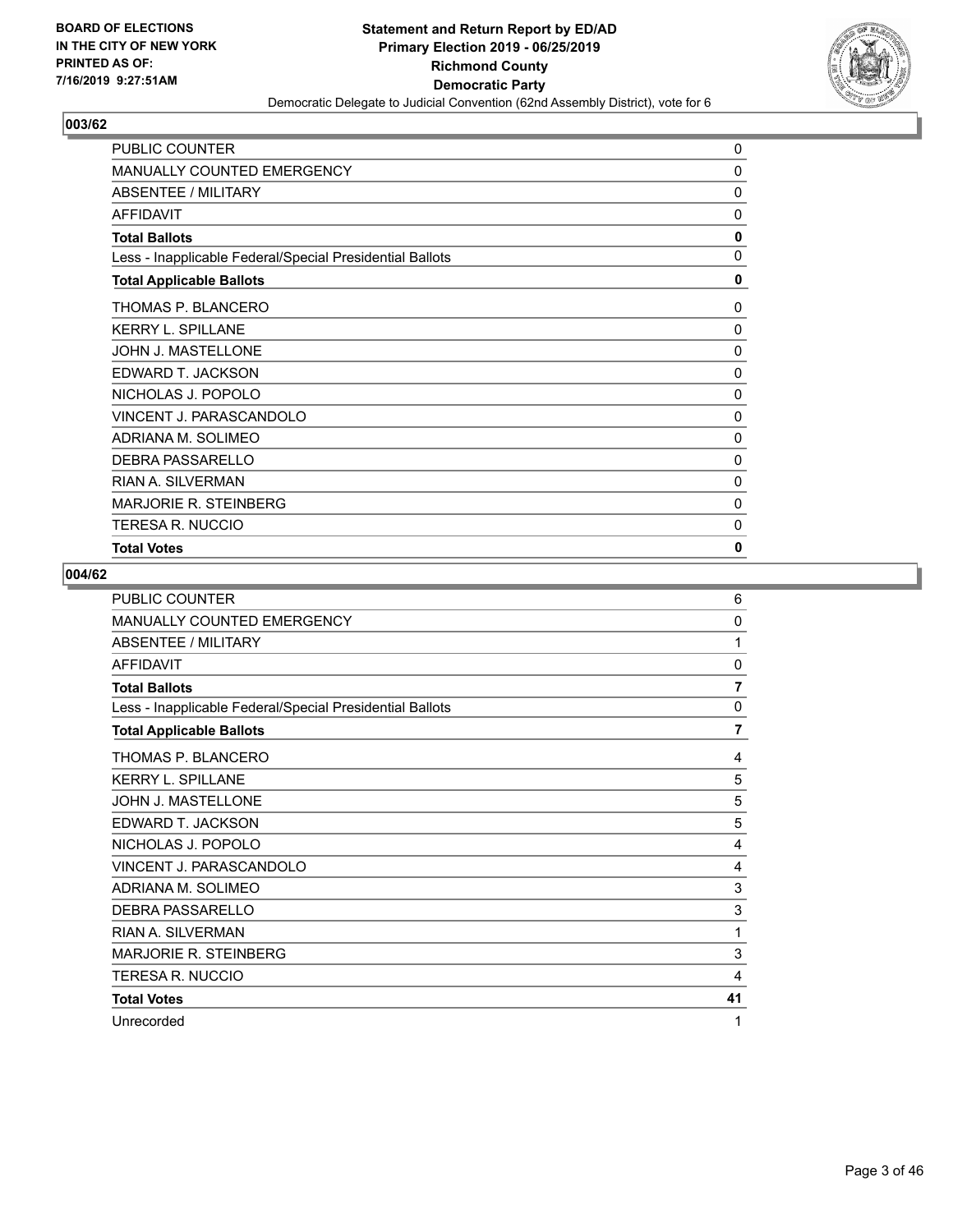**BOARD OF ELECTIONS IN THE CITY OF NEW YORK PRINTED AS OF: 7/16/2019 9:27:51AM**

**Statement and Return Report by ED/AD**
**Primary Election 2019 - 06/25/2019**
**Richmond County**
**Democratic Party**
Democratic Delegate to Judicial Convention (62nd Assembly District), vote for 6

## 003/62

| | |
|---|---|
| PUBLIC COUNTER | 0 |
| MANUALLY COUNTED EMERGENCY | 0 |
| ABSENTEE / MILITARY | 0 |
| AFFIDAVIT | 0 |
| **Total Ballots** | **0** |
| Less - Inapplicable Federal/Special Presidential Ballots | 0 |
| **Total Applicable Ballots** | **0** |
| THOMAS P. BLANCERO | 0 |
| KERRY L. SPILLANE | 0 |
| JOHN J. MASTELLONE | 0 |
| EDWARD T. JACKSON | 0 |
| NICHOLAS J. POPOLO | 0 |
| VINCENT J. PARASCANDOLO | 0 |
| ADRIANA M. SOLIMEO | 0 |
| DEBRA PASSARELLO | 0 |
| RIAN A. SILVERMAN | 0 |
| MARJORIE R. STEINBERG | 0 |
| TERESA R. NUCCIO | 0 |
| **Total Votes** | **0** |

## 004/62

| | |
|---|---|
| PUBLIC COUNTER | 6 |
| MANUALLY COUNTED EMERGENCY | 0 |
| ABSENTEE / MILITARY | 1 |
| AFFIDAVIT | 0 |
| **Total Ballots** | **7** |
| Less - Inapplicable Federal/Special Presidential Ballots | 0 |
| **Total Applicable Ballots** | **7** |
| THOMAS P. BLANCERO | 4 |
| KERRY L. SPILLANE | 5 |
| JOHN J. MASTELLONE | 5 |
| EDWARD T. JACKSON | 5 |
| NICHOLAS J. POPOLO | 4 |
| VINCENT J. PARASCANDOLO | 4 |
| ADRIANA M. SOLIMEO | 3 |
| DEBRA PASSARELLO | 3 |
| RIAN A. SILVERMAN | 1 |
| MARJORIE R. STEINBERG | 3 |
| TERESA R. NUCCIO | 4 |
| **Total Votes** | **41** |
| Unrecorded | 1 |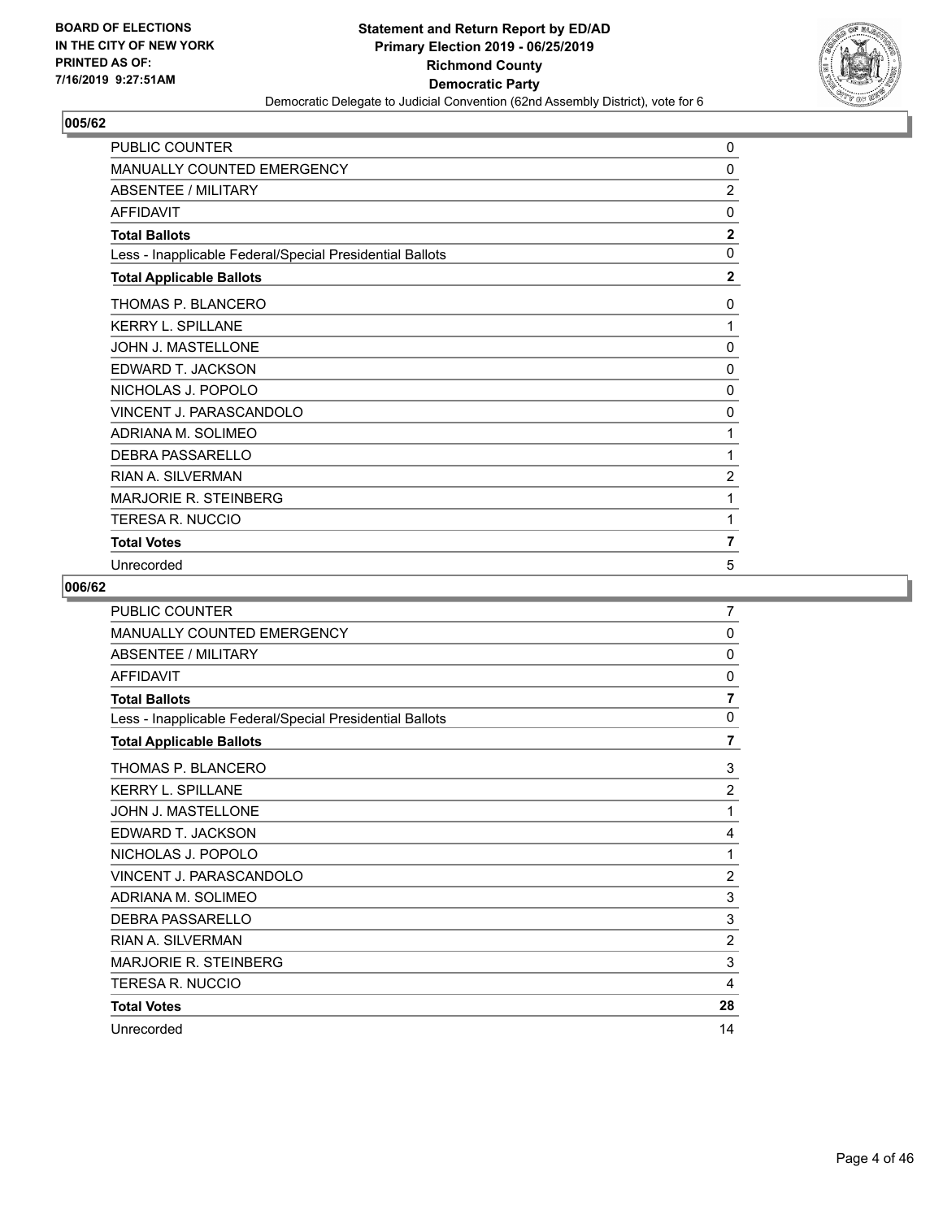BOARD OF ELECTIONS
IN THE CITY OF NEW YORK
PRINTED AS OF:
7/16/2019 9:27:51AM

**Statement and Return Report by ED/AD**
**Primary Election 2019 - 06/25/2019**
**Richmond County**
**Democratic Party**
Democratic Delegate to Judicial Convention (62nd Assembly District), vote for 6

## 005/62

| | |
|---|---|
| PUBLIC COUNTER | 0 |
| MANUALLY COUNTED EMERGENCY | 0 |
| ABSENTEE / MILITARY | 2 |
| AFFIDAVIT | 0 |
| **Total Ballots** | **2** |
| Less - Inapplicable Federal/Special Presidential Ballots | 0 |
| **Total Applicable Ballots** | **2** |
| THOMAS P. BLANCERO | 0 |
| KERRY L. SPILLANE | 1 |
| JOHN J. MASTELLONE | 0 |
| EDWARD T. JACKSON | 0 |
| NICHOLAS J. POPOLO | 0 |
| VINCENT J. PARASCANDOLO | 0 |
| ADRIANA M. SOLIMEO | 1 |
| DEBRA PASSARELLO | 1 |
| RIAN A. SILVERMAN | 2 |
| MARJORIE R. STEINBERG | 1 |
| TERESA R. NUCCIO | 1 |
| **Total Votes** | **7** |
| Unrecorded | 5 |

## 006/62

| | |
|---|---|
| PUBLIC COUNTER | 7 |
| MANUALLY COUNTED EMERGENCY | 0 |
| ABSENTEE / MILITARY | 0 |
| AFFIDAVIT | 0 |
| **Total Ballots** | **7** |
| Less - Inapplicable Federal/Special Presidential Ballots | 0 |
| **Total Applicable Ballots** | **7** |
| THOMAS P. BLANCERO | 3 |
| KERRY L. SPILLANE | 2 |
| JOHN J. MASTELLONE | 1 |
| EDWARD T. JACKSON | 4 |
| NICHOLAS J. POPOLO | 1 |
| VINCENT J. PARASCANDOLO | 2 |
| ADRIANA M. SOLIMEO | 3 |
| DEBRA PASSARELLO | 3 |
| RIAN A. SILVERMAN | 2 |
| MARJORIE R. STEINBERG | 3 |
| TERESA R. NUCCIO | 4 |
| **Total Votes** | **28** |
| Unrecorded | 14 |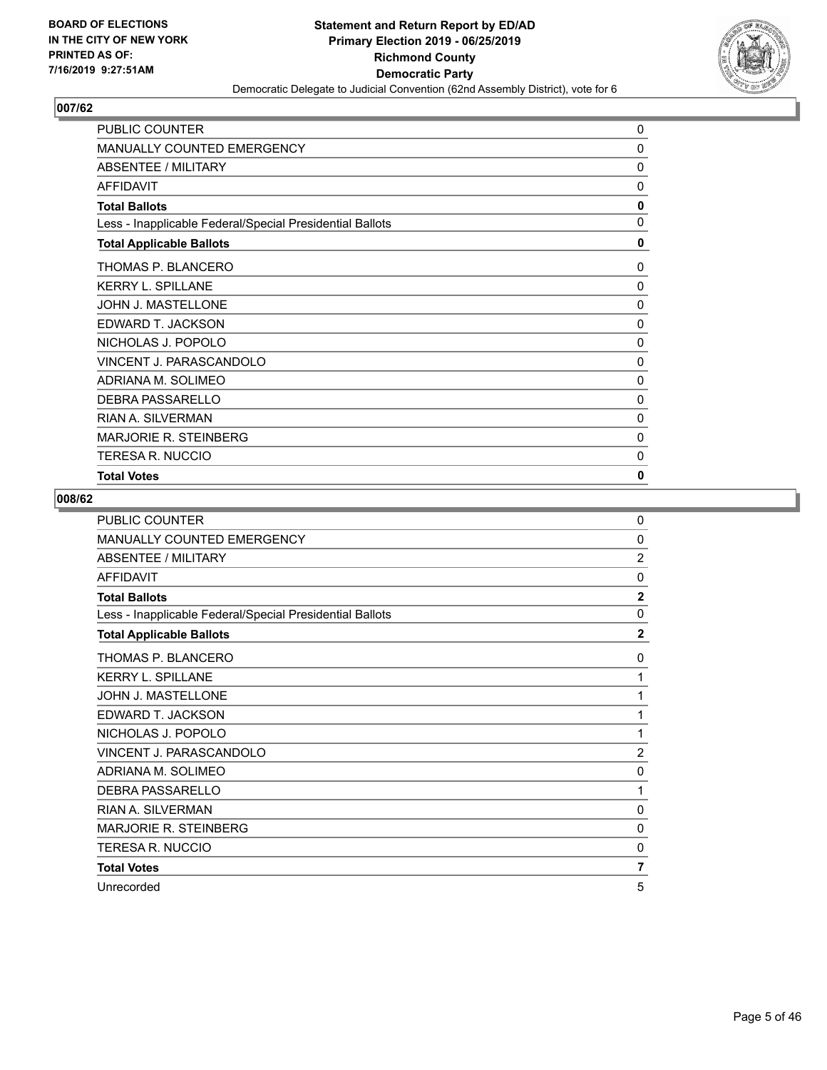## 007/62

| | |
|---|---|
| PUBLIC COUNTER | 0 |
| MANUALLY COUNTED EMERGENCY | 0 |
| ABSENTEE / MILITARY | 0 |
| AFFIDAVIT | 0 |
| **Total Ballots** | **0** |
| Less - Inapplicable Federal/Special Presidential Ballots | 0 |
| **Total Applicable Ballots** | **0** |
| THOMAS P. BLANCERO | 0 |
| KERRY L. SPILLANE | 0 |
| JOHN J. MASTELLONE | 0 |
| EDWARD T. JACKSON | 0 |
| NICHOLAS J. POPOLO | 0 |
| VINCENT J. PARASCANDOLO | 0 |
| ADRIANA M. SOLIMEO | 0 |
| DEBRA PASSARELLO | 0 |
| RIAN A. SILVERMAN | 0 |
| MARJORIE R. STEINBERG | 0 |
| TERESA R. NUCCIO | 0 |
| **Total Votes** | **0** |

## 008/62

| | |
|---|---|
| PUBLIC COUNTER | 0 |
| MANUALLY COUNTED EMERGENCY | 0 |
| ABSENTEE / MILITARY | 2 |
| AFFIDAVIT | 0 |
| **Total Ballots** | **2** |
| Less - Inapplicable Federal/Special Presidential Ballots | 0 |
| **Total Applicable Ballots** | **2** |
| THOMAS P. BLANCERO | 0 |
| KERRY L. SPILLANE | 1 |
| JOHN J. MASTELLONE | 1 |
| EDWARD T. JACKSON | 1 |
| NICHOLAS J. POPOLO | 1 |
| VINCENT J. PARASCANDOLO | 2 |
| ADRIANA M. SOLIMEO | 0 |
| DEBRA PASSARELLO | 1 |
| RIAN A. SILVERMAN | 0 |
| MARJORIE R. STEINBERG | 0 |
| TERESA R. NUCCIO | 0 |
| **Total Votes** | **7** |
| Unrecorded | 5 |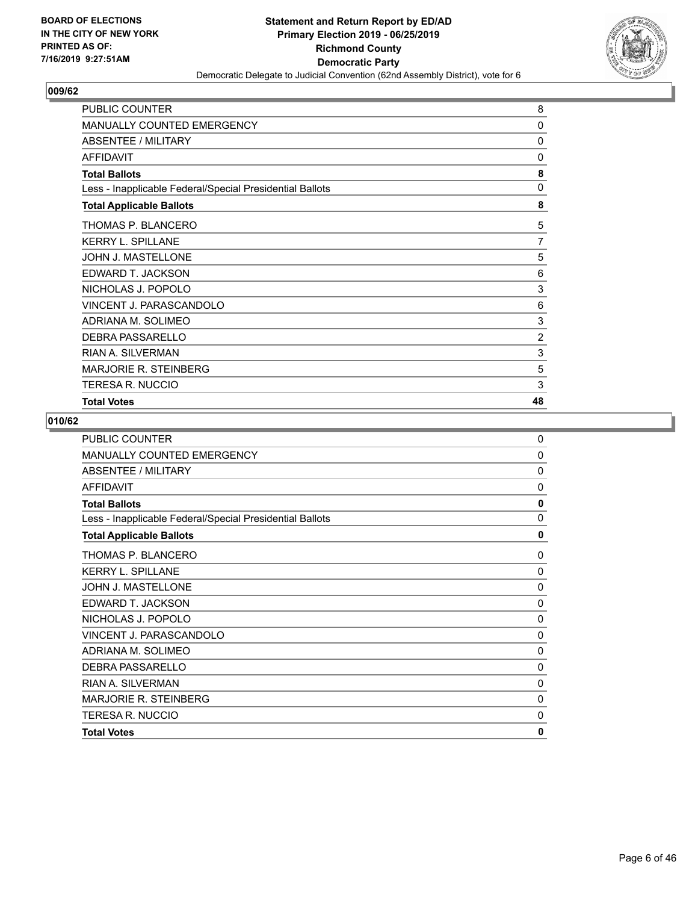**BOARD OF ELECTIONS IN THE CITY OF NEW YORK PRINTED AS OF: 7/16/2019 9:27:51AM**

**Statement and Return Report by ED/AD**
**Primary Election 2019 - 06/25/2019**
**Richmond County**
**Democratic Party**
Democratic Delegate to Judicial Convention (62nd Assembly District), vote for 6

## 009/62

| | |
|---|---|
| PUBLIC COUNTER | 8 |
| MANUALLY COUNTED EMERGENCY | 0 |
| ABSENTEE / MILITARY | 0 |
| AFFIDAVIT | 0 |
| **Total Ballots** | **8** |
| Less - Inapplicable Federal/Special Presidential Ballots | 0 |
| **Total Applicable Ballots** | **8** |
| THOMAS P. BLANCERO | 5 |
| KERRY L. SPILLANE | 7 |
| JOHN J. MASTELLONE | 5 |
| EDWARD T. JACKSON | 6 |
| NICHOLAS J. POPOLO | 3 |
| VINCENT J. PARASCANDOLO | 6 |
| ADRIANA M. SOLIMEO | 3 |
| DEBRA PASSARELLO | 2 |
| RIAN A. SILVERMAN | 3 |
| MARJORIE R. STEINBERG | 5 |
| TERESA R. NUCCIO | 3 |
| **Total Votes** | **48** |

## 010/62

| | |
|---|---|
| PUBLIC COUNTER | 0 |
| MANUALLY COUNTED EMERGENCY | 0 |
| ABSENTEE / MILITARY | 0 |
| AFFIDAVIT | 0 |
| **Total Ballots** | **0** |
| Less - Inapplicable Federal/Special Presidential Ballots | 0 |
| **Total Applicable Ballots** | **0** |
| THOMAS P. BLANCERO | 0 |
| KERRY L. SPILLANE | 0 |
| JOHN J. MASTELLONE | 0 |
| EDWARD T. JACKSON | 0 |
| NICHOLAS J. POPOLO | 0 |
| VINCENT J. PARASCANDOLO | 0 |
| ADRIANA M. SOLIMEO | 0 |
| DEBRA PASSARELLO | 0 |
| RIAN A. SILVERMAN | 0 |
| MARJORIE R. STEINBERG | 0 |
| TERESA R. NUCCIO | 0 |
| **Total Votes** | **0** |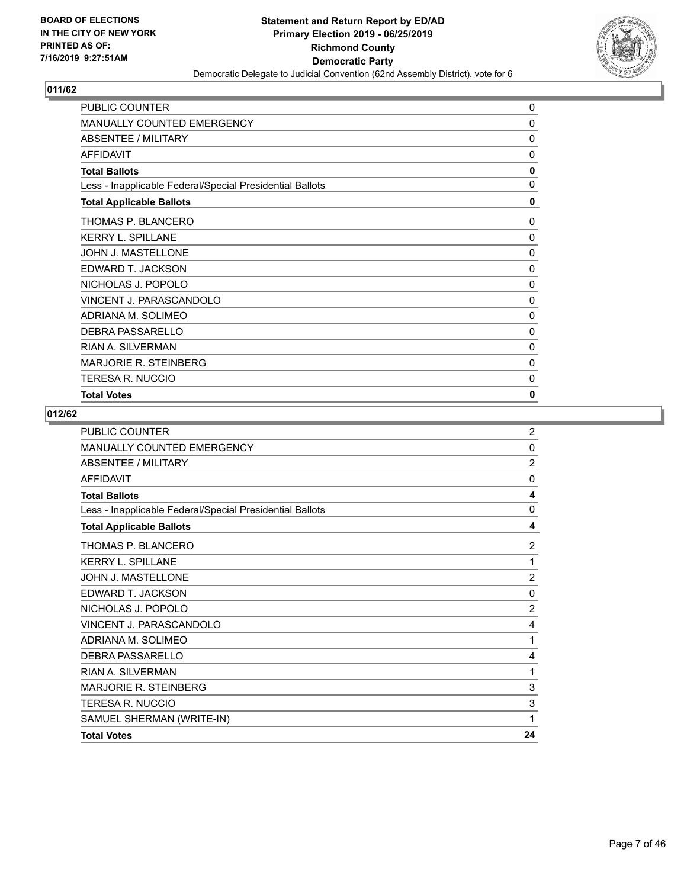**BOARD OF ELECTIONS IN THE CITY OF NEW YORK PRINTED AS OF: 7/16/2019 9:27:51AM**

**Statement and Return Report by ED/AD Primary Election 2019 - 06/25/2019 Richmond County Democratic Party**

Democratic Delegate to Judicial Convention (62nd Assembly District), vote for 6

## 011/62

| | |
|---|---|
| PUBLIC COUNTER | 0 |
| MANUALLY COUNTED EMERGENCY | 0 |
| ABSENTEE / MILITARY | 0 |
| AFFIDAVIT | 0 |
| **Total Ballots** | **0** |
| Less - Inapplicable Federal/Special Presidential Ballots | 0 |
| **Total Applicable Ballots** | **0** |
| THOMAS P. BLANCERO | 0 |
| KERRY L. SPILLANE | 0 |
| JOHN J. MASTELLONE | 0 |
| EDWARD T. JACKSON | 0 |
| NICHOLAS J. POPOLO | 0 |
| VINCENT J. PARASCANDOLO | 0 |
| ADRIANA M. SOLIMEO | 0 |
| DEBRA PASSARELLO | 0 |
| RIAN A. SILVERMAN | 0 |
| MARJORIE R. STEINBERG | 0 |
| TERESA R. NUCCIO | 0 |
| **Total Votes** | **0** |

## 012/62

| | |
|---|---|
| PUBLIC COUNTER | 2 |
| MANUALLY COUNTED EMERGENCY | 0 |
| ABSENTEE / MILITARY | 2 |
| AFFIDAVIT | 0 |
| **Total Ballots** | **4** |
| Less - Inapplicable Federal/Special Presidential Ballots | 0 |
| **Total Applicable Ballots** | **4** |
| THOMAS P. BLANCERO | 2 |
| KERRY L. SPILLANE | 1 |
| JOHN J. MASTELLONE | 2 |
| EDWARD T. JACKSON | 0 |
| NICHOLAS J. POPOLO | 2 |
| VINCENT J. PARASCANDOLO | 4 |
| ADRIANA M. SOLIMEO | 1 |
| DEBRA PASSARELLO | 4 |
| RIAN A. SILVERMAN | 1 |
| MARJORIE R. STEINBERG | 3 |
| TERESA R. NUCCIO | 3 |
| SAMUEL SHERMAN (WRITE-IN) | 1 |
| **Total Votes** | **24** |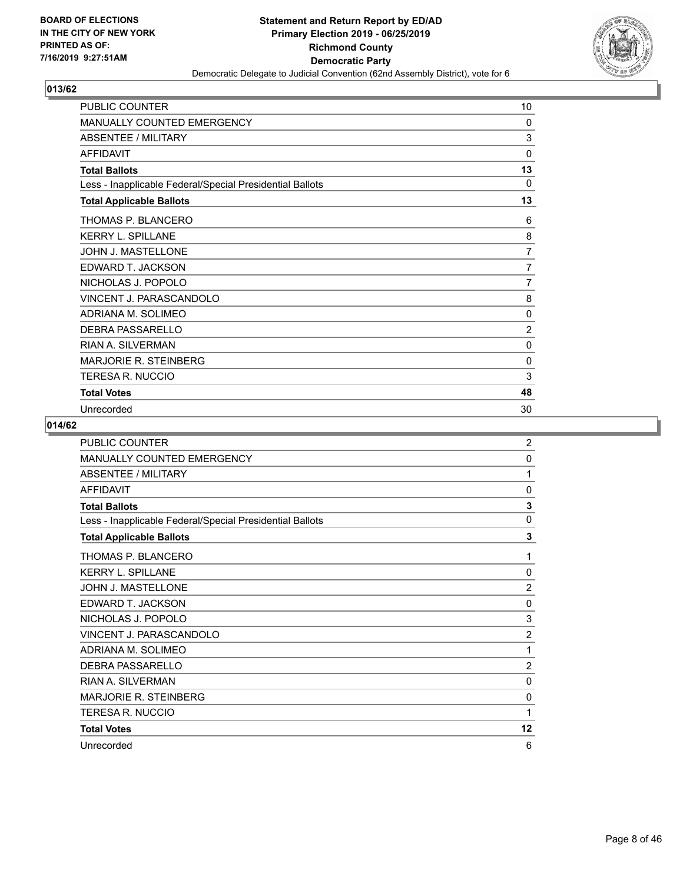BOARD OF ELECTIONS
IN THE CITY OF NEW YORK
PRINTED AS OF:
7/16/2019 9:27:51AM

**Statement and Return Report by ED/AD**
**Primary Election 2019 - 06/25/2019**
**Richmond County**
**Democratic Party**
Democratic Delegate to Judicial Convention (62nd Assembly District), vote for 6

## 013/62

| | |
|---|---|
| PUBLIC COUNTER | 10 |
| MANUALLY COUNTED EMERGENCY | 0 |
| ABSENTEE / MILITARY | 3 |
| AFFIDAVIT | 0 |
| **Total Ballots** | **13** |
| Less - Inapplicable Federal/Special Presidential Ballots | 0 |
| **Total Applicable Ballots** | **13** |
| THOMAS P. BLANCERO | 6 |
| KERRY L. SPILLANE | 8 |
| JOHN J. MASTELLONE | 7 |
| EDWARD T. JACKSON | 7 |
| NICHOLAS J. POPOLO | 7 |
| VINCENT J. PARASCANDOLO | 8 |
| ADRIANA M. SOLIMEO | 0 |
| DEBRA PASSARELLO | 2 |
| RIAN A. SILVERMAN | 0 |
| MARJORIE R. STEINBERG | 0 |
| TERESA R. NUCCIO | 3 |
| **Total Votes** | **48** |
| Unrecorded | 30 |

## 014/62

| | |
|---|---|
| PUBLIC COUNTER | 2 |
| MANUALLY COUNTED EMERGENCY | 0 |
| ABSENTEE / MILITARY | 1 |
| AFFIDAVIT | 0 |
| **Total Ballots** | **3** |
| Less - Inapplicable Federal/Special Presidential Ballots | 0 |
| **Total Applicable Ballots** | **3** |
| THOMAS P. BLANCERO | 1 |
| KERRY L. SPILLANE | 0 |
| JOHN J. MASTELLONE | 2 |
| EDWARD T. JACKSON | 0 |
| NICHOLAS J. POPOLO | 3 |
| VINCENT J. PARASCANDOLO | 2 |
| ADRIANA M. SOLIMEO | 1 |
| DEBRA PASSARELLO | 2 |
| RIAN A. SILVERMAN | 0 |
| MARJORIE R. STEINBERG | 0 |
| TERESA R. NUCCIO | 1 |
| **Total Votes** | **12** |
| Unrecorded | 6 |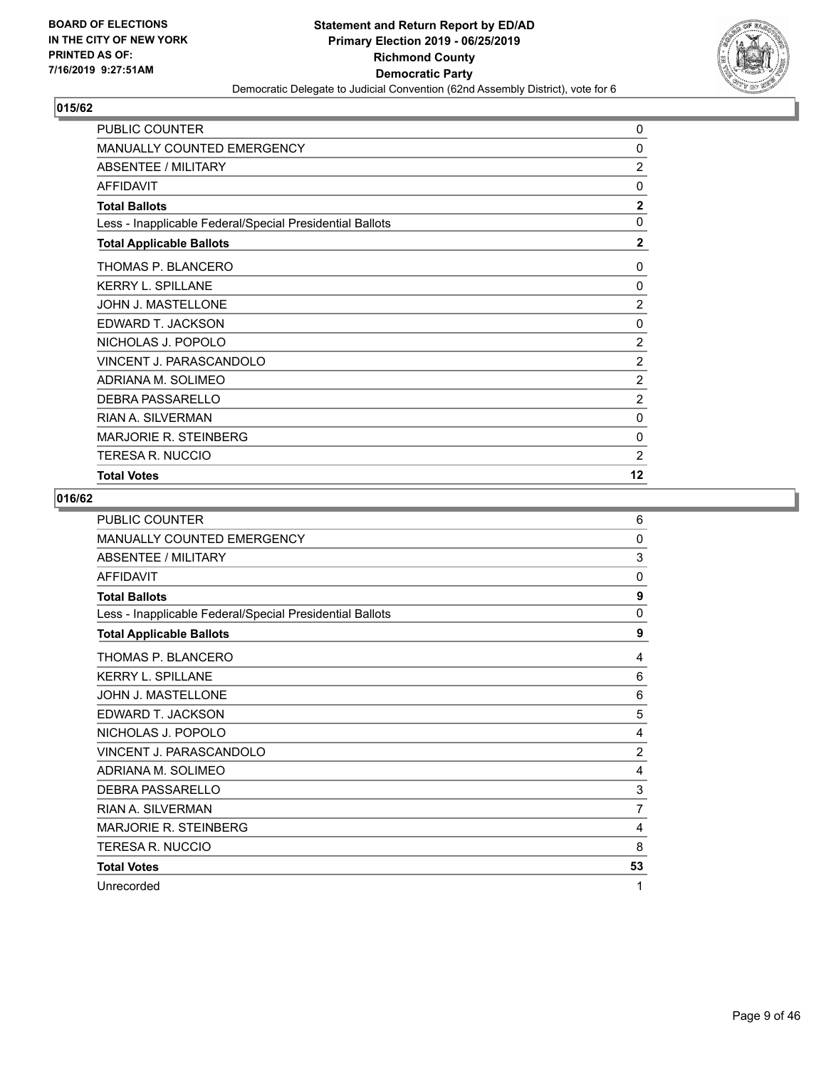## 015/62

| | |
|---|---|
| PUBLIC COUNTER | 0 |
| MANUALLY COUNTED EMERGENCY | 0 |
| ABSENTEE / MILITARY | 2 |
| AFFIDAVIT | 0 |
| **Total Ballots** | **2** |
| Less - Inapplicable Federal/Special Presidential Ballots | 0 |
| **Total Applicable Ballots** | **2** |
| THOMAS P. BLANCERO | 0 |
| KERRY L. SPILLANE | 0 |
| JOHN J. MASTELLONE | 2 |
| EDWARD T. JACKSON | 0 |
| NICHOLAS J. POPOLO | 2 |
| VINCENT J. PARASCANDOLO | 2 |
| ADRIANA M. SOLIMEO | 2 |
| DEBRA PASSARELLO | 2 |
| RIAN A. SILVERMAN | 0 |
| MARJORIE R. STEINBERG | 0 |
| TERESA R. NUCCIO | 2 |
| **Total Votes** | **12** |

## 016/62

| | |
|---|---|
| PUBLIC COUNTER | 6 |
| MANUALLY COUNTED EMERGENCY | 0 |
| ABSENTEE / MILITARY | 3 |
| AFFIDAVIT | 0 |
| **Total Ballots** | **9** |
| Less - Inapplicable Federal/Special Presidential Ballots | 0 |
| **Total Applicable Ballots** | **9** |
| THOMAS P. BLANCERO | 4 |
| KERRY L. SPILLANE | 6 |
| JOHN J. MASTELLONE | 6 |
| EDWARD T. JACKSON | 5 |
| NICHOLAS J. POPOLO | 4 |
| VINCENT J. PARASCANDOLO | 2 |
| ADRIANA M. SOLIMEO | 4 |
| DEBRA PASSARELLO | 3 |
| RIAN A. SILVERMAN | 7 |
| MARJORIE R. STEINBERG | 4 |
| TERESA R. NUCCIO | 8 |
| **Total Votes** | **53** |
| Unrecorded | 1 |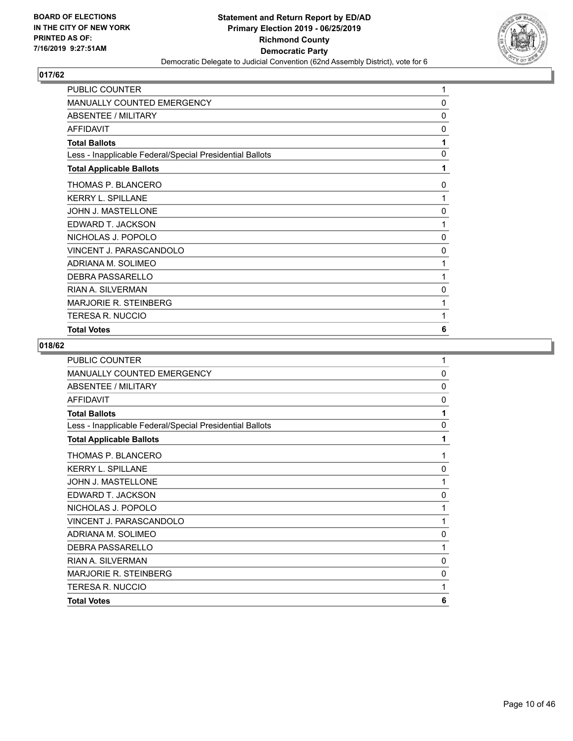## 017/62

| | |
|---|---|
| PUBLIC COUNTER | 1 |
| MANUALLY COUNTED EMERGENCY | 0 |
| ABSENTEE / MILITARY | 0 |
| AFFIDAVIT | 0 |
| **Total Ballots** | **1** |
| Less - Inapplicable Federal/Special Presidential Ballots | 0 |
| **Total Applicable Ballots** | **1** |
| THOMAS P. BLANCERO | 0 |
| KERRY L. SPILLANE | 1 |
| JOHN J. MASTELLONE | 0 |
| EDWARD T. JACKSON | 1 |
| NICHOLAS J. POPOLO | 0 |
| VINCENT J. PARASCANDOLO | 0 |
| ADRIANA M. SOLIMEO | 1 |
| DEBRA PASSARELLO | 1 |
| RIAN A. SILVERMAN | 0 |
| MARJORIE R. STEINBERG | 1 |
| TERESA R. NUCCIO | 1 |
| **Total Votes** | **6** |

## 018/62

| | |
|---|---|
| PUBLIC COUNTER | 1 |
| MANUALLY COUNTED EMERGENCY | 0 |
| ABSENTEE / MILITARY | 0 |
| AFFIDAVIT | 0 |
| **Total Ballots** | **1** |
| Less - Inapplicable Federal/Special Presidential Ballots | 0 |
| **Total Applicable Ballots** | **1** |
| THOMAS P. BLANCERO | 1 |
| KERRY L. SPILLANE | 0 |
| JOHN J. MASTELLONE | 1 |
| EDWARD T. JACKSON | 0 |
| NICHOLAS J. POPOLO | 1 |
| VINCENT J. PARASCANDOLO | 1 |
| ADRIANA M. SOLIMEO | 0 |
| DEBRA PASSARELLO | 1 |
| RIAN A. SILVERMAN | 0 |
| MARJORIE R. STEINBERG | 0 |
| TERESA R. NUCCIO | 1 |
| **Total Votes** | **6** |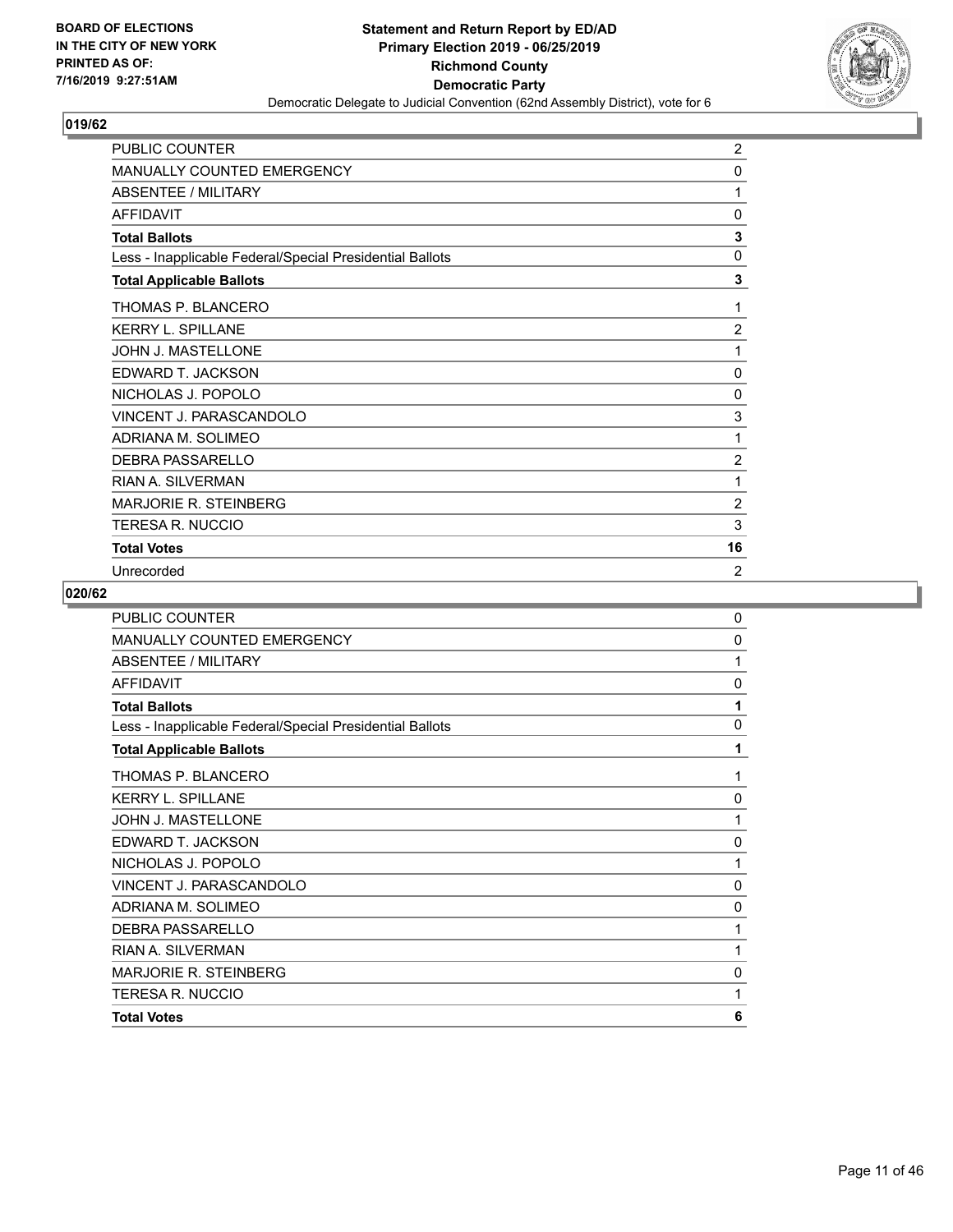**BOARD OF ELECTIONS IN THE CITY OF NEW YORK PRINTED AS OF: 7/16/2019 9:27:51AM**

**Statement and Return Report by ED/AD Primary Election 2019 - 06/25/2019 Richmond County Democratic Party**

Democratic Delegate to Judicial Convention (62nd Assembly District), vote for 6

## 019/62

| | |
|---|---|
| PUBLIC COUNTER | 2 |
| MANUALLY COUNTED EMERGENCY | 0 |
| ABSENTEE / MILITARY | 1 |
| AFFIDAVIT | 0 |
| **Total Ballots** | **3** |
| Less - Inapplicable Federal/Special Presidential Ballots | 0 |
| **Total Applicable Ballots** | **3** |
| THOMAS P. BLANCERO | 1 |
| KERRY L. SPILLANE | 2 |
| JOHN J. MASTELLONE | 1 |
| EDWARD T. JACKSON | 0 |
| NICHOLAS J. POPOLO | 0 |
| VINCENT J. PARASCANDOLO | 3 |
| ADRIANA M. SOLIMEO | 1 |
| DEBRA PASSARELLO | 2 |
| RIAN A. SILVERMAN | 1 |
| MARJORIE R. STEINBERG | 2 |
| TERESA R. NUCCIO | 3 |
| **Total Votes** | **16** |
| Unrecorded | 2 |

## 020/62

| | |
|---|---|
| PUBLIC COUNTER | 0 |
| MANUALLY COUNTED EMERGENCY | 0 |
| ABSENTEE / MILITARY | 1 |
| AFFIDAVIT | 0 |
| **Total Ballots** | **1** |
| Less - Inapplicable Federal/Special Presidential Ballots | 0 |
| **Total Applicable Ballots** | **1** |
| THOMAS P. BLANCERO | 1 |
| KERRY L. SPILLANE | 0 |
| JOHN J. MASTELLONE | 1 |
| EDWARD T. JACKSON | 0 |
| NICHOLAS J. POPOLO | 1 |
| VINCENT J. PARASCANDOLO | 0 |
| ADRIANA M. SOLIMEO | 0 |
| DEBRA PASSARELLO | 1 |
| RIAN A. SILVERMAN | 1 |
| MARJORIE R. STEINBERG | 0 |
| TERESA R. NUCCIO | 1 |
| **Total Votes** | **6** |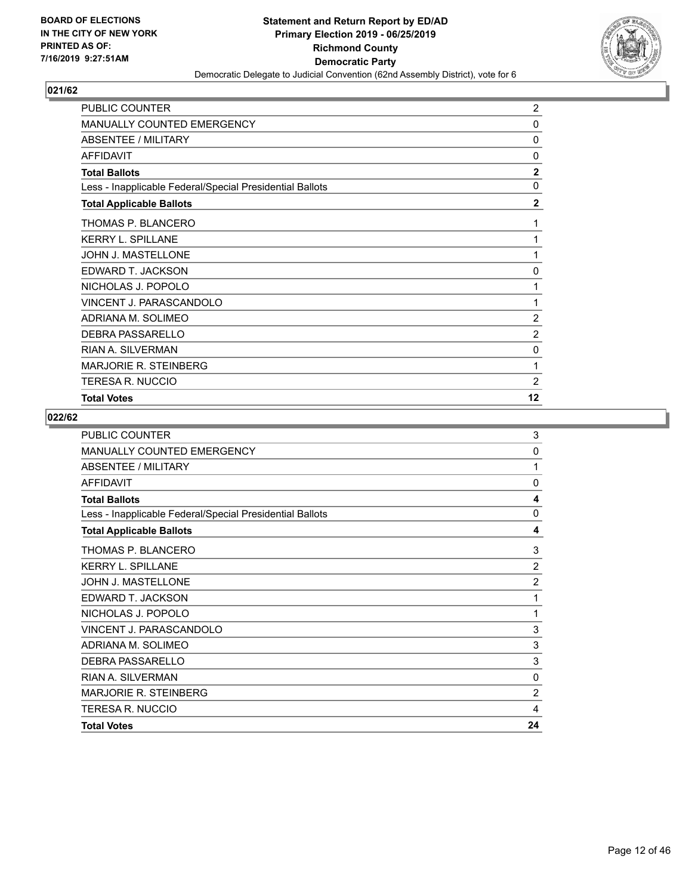BOARD OF ELECTIONS
IN THE CITY OF NEW YORK
PRINTED AS OF:
7/16/2019 9:27:51AM

**Statement and Return Report by ED/AD**
**Primary Election 2019 - 06/25/2019**
**Richmond County**
**Democratic Party**
Democratic Delegate to Judicial Convention (62nd Assembly District), vote for 6

## 021/62

| | |
|---|---|
| PUBLIC COUNTER | 2 |
| MANUALLY COUNTED EMERGENCY | 0 |
| ABSENTEE / MILITARY | 0 |
| AFFIDAVIT | 0 |
| **Total Ballots** | **2** |
| Less - Inapplicable Federal/Special Presidential Ballots | 0 |
| **Total Applicable Ballots** | **2** |
| THOMAS P. BLANCERO | 1 |
| KERRY L. SPILLANE | 1 |
| JOHN J. MASTELLONE | 1 |
| EDWARD T. JACKSON | 0 |
| NICHOLAS J. POPOLO | 1 |
| VINCENT J. PARASCANDOLO | 1 |
| ADRIANA M. SOLIMEO | 2 |
| DEBRA PASSARELLO | 2 |
| RIAN A. SILVERMAN | 0 |
| MARJORIE R. STEINBERG | 1 |
| TERESA R. NUCCIO | 2 |
| **Total Votes** | **12** |

## 022/62

| | |
|---|---|
| PUBLIC COUNTER | 3 |
| MANUALLY COUNTED EMERGENCY | 0 |
| ABSENTEE / MILITARY | 1 |
| AFFIDAVIT | 0 |
| **Total Ballots** | **4** |
| Less - Inapplicable Federal/Special Presidential Ballots | 0 |
| **Total Applicable Ballots** | **4** |
| THOMAS P. BLANCERO | 3 |
| KERRY L. SPILLANE | 2 |
| JOHN J. MASTELLONE | 2 |
| EDWARD T. JACKSON | 1 |
| NICHOLAS J. POPOLO | 1 |
| VINCENT J. PARASCANDOLO | 3 |
| ADRIANA M. SOLIMEO | 3 |
| DEBRA PASSARELLO | 3 |
| RIAN A. SILVERMAN | 0 |
| MARJORIE R. STEINBERG | 2 |
| TERESA R. NUCCIO | 4 |
| **Total Votes** | **24** |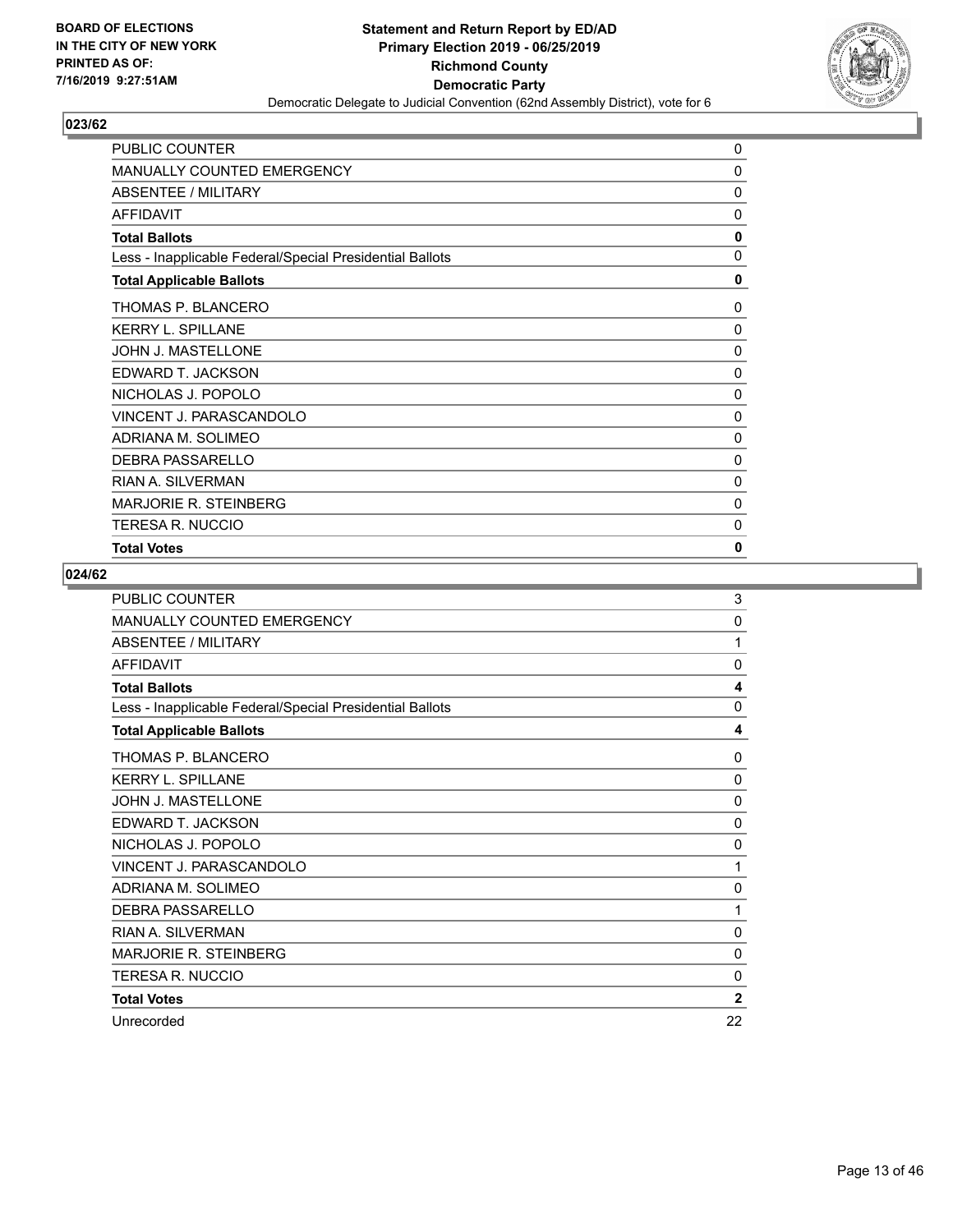BOARD OF ELECTIONS
IN THE CITY OF NEW YORK
PRINTED AS OF:
7/16/2019 9:27:51AM

**Statement and Return Report by ED/AD**
**Primary Election 2019 - 06/25/2019**
**Richmond County**
**Democratic Party**
Democratic Delegate to Judicial Convention (62nd Assembly District), vote for 6

### 023/62

| | |
|---|---|
| PUBLIC COUNTER | 0 |
| MANUALLY COUNTED EMERGENCY | 0 |
| ABSENTEE / MILITARY | 0 |
| AFFIDAVIT | 0 |
| **Total Ballots** | **0** |
| Less - Inapplicable Federal/Special Presidential Ballots | 0 |
| **Total Applicable Ballots** | **0** |
| THOMAS P. BLANCERO | 0 |
| KERRY L. SPILLANE | 0 |
| JOHN J. MASTELLONE | 0 |
| EDWARD T. JACKSON | 0 |
| NICHOLAS J. POPOLO | 0 |
| VINCENT J. PARASCANDOLO | 0 |
| ADRIANA M. SOLIMEO | 0 |
| DEBRA PASSARELLO | 0 |
| RIAN A. SILVERMAN | 0 |
| MARJORIE R. STEINBERG | 0 |
| TERESA R. NUCCIO | 0 |
| **Total Votes** | **0** |

### 024/62

| | |
|---|---|
| PUBLIC COUNTER | 3 |
| MANUALLY COUNTED EMERGENCY | 0 |
| ABSENTEE / MILITARY | 1 |
| AFFIDAVIT | 0 |
| **Total Ballots** | **4** |
| Less - Inapplicable Federal/Special Presidential Ballots | 0 |
| **Total Applicable Ballots** | **4** |
| THOMAS P. BLANCERO | 0 |
| KERRY L. SPILLANE | 0 |
| JOHN J. MASTELLONE | 0 |
| EDWARD T. JACKSON | 0 |
| NICHOLAS J. POPOLO | 0 |
| VINCENT J. PARASCANDOLO | 1 |
| ADRIANA M. SOLIMEO | 0 |
| DEBRA PASSARELLO | 1 |
| RIAN A. SILVERMAN | 0 |
| MARJORIE R. STEINBERG | 0 |
| TERESA R. NUCCIO | 0 |
| **Total Votes** | **2** |
| Unrecorded | 22 |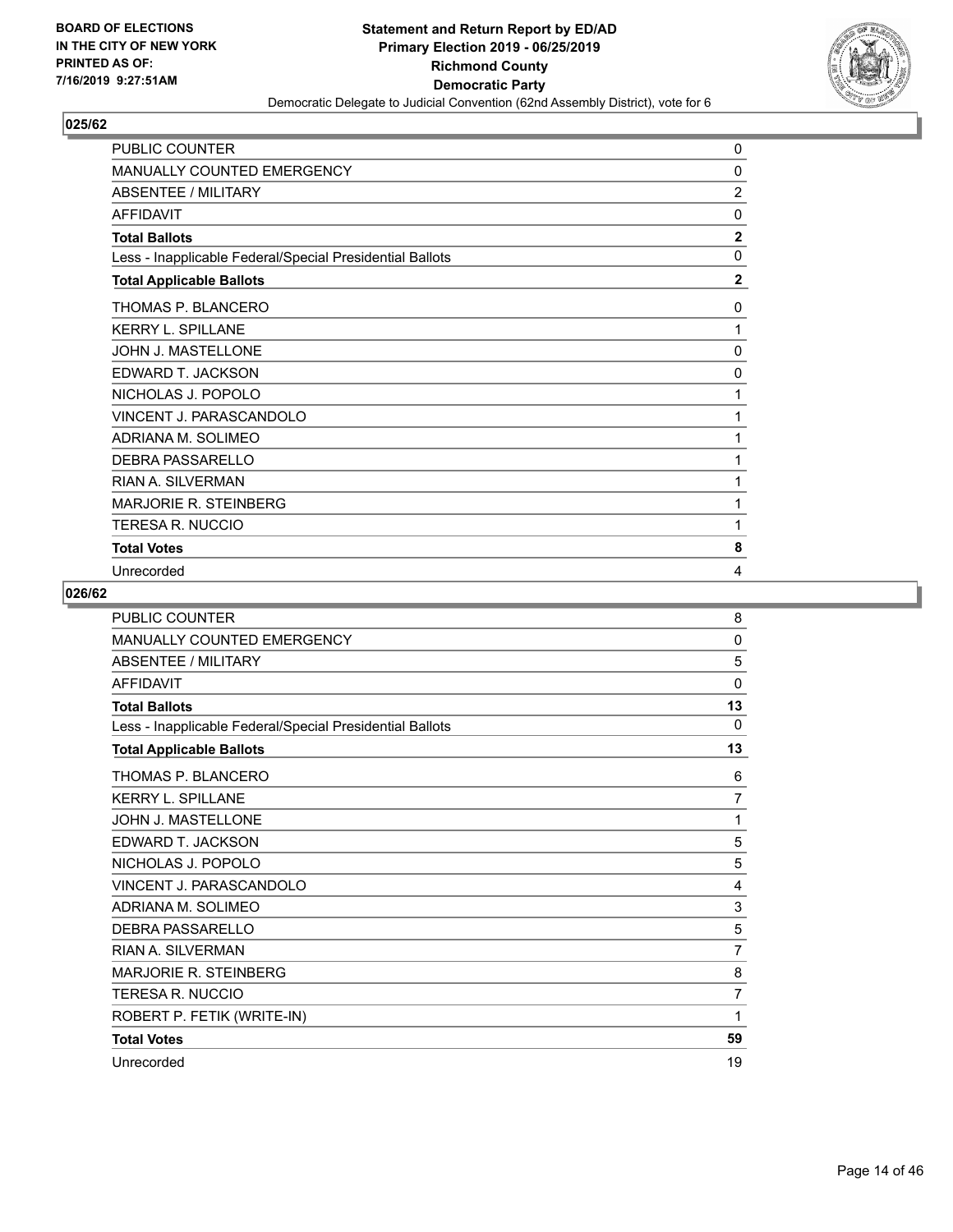BOARD OF ELECTIONS
IN THE CITY OF NEW YORK
PRINTED AS OF:
7/16/2019 9:27:51AM

**Statement and Return Report by ED/AD**
**Primary Election 2019 - 06/25/2019**
**Richmond County**
**Democratic Party**
Democratic Delegate to Judicial Convention (62nd Assembly District), vote for 6

## 025/62

| | |
|---|---|
| PUBLIC COUNTER | 0 |
| MANUALLY COUNTED EMERGENCY | 0 |
| ABSENTEE / MILITARY | 2 |
| AFFIDAVIT | 0 |
| **Total Ballots** | **2** |
| Less - Inapplicable Federal/Special Presidential Ballots | 0 |
| **Total Applicable Ballots** | **2** |
| THOMAS P. BLANCERO | 0 |
| KERRY L. SPILLANE | 1 |
| JOHN J. MASTELLONE | 0 |
| EDWARD T. JACKSON | 0 |
| NICHOLAS J. POPOLO | 1 |
| VINCENT J. PARASCANDOLO | 1 |
| ADRIANA M. SOLIMEO | 1 |
| DEBRA PASSARELLO | 1 |
| RIAN A. SILVERMAN | 1 |
| MARJORIE R. STEINBERG | 1 |
| TERESA R. NUCCIO | 1 |
| **Total Votes** | **8** |
| Unrecorded | 4 |

## 026/62

| | |
|---|---|
| PUBLIC COUNTER | 8 |
| MANUALLY COUNTED EMERGENCY | 0 |
| ABSENTEE / MILITARY | 5 |
| AFFIDAVIT | 0 |
| **Total Ballots** | **13** |
| Less - Inapplicable Federal/Special Presidential Ballots | 0 |
| **Total Applicable Ballots** | **13** |
| THOMAS P. BLANCERO | 6 |
| KERRY L. SPILLANE | 7 |
| JOHN J. MASTELLONE | 1 |
| EDWARD T. JACKSON | 5 |
| NICHOLAS J. POPOLO | 5 |
| VINCENT J. PARASCANDOLO | 4 |
| ADRIANA M. SOLIMEO | 3 |
| DEBRA PASSARELLO | 5 |
| RIAN A. SILVERMAN | 7 |
| MARJORIE R. STEINBERG | 8 |
| TERESA R. NUCCIO | 7 |
| ROBERT P. FETIK (WRITE-IN) | 1 |
| **Total Votes** | **59** |
| Unrecorded | 19 |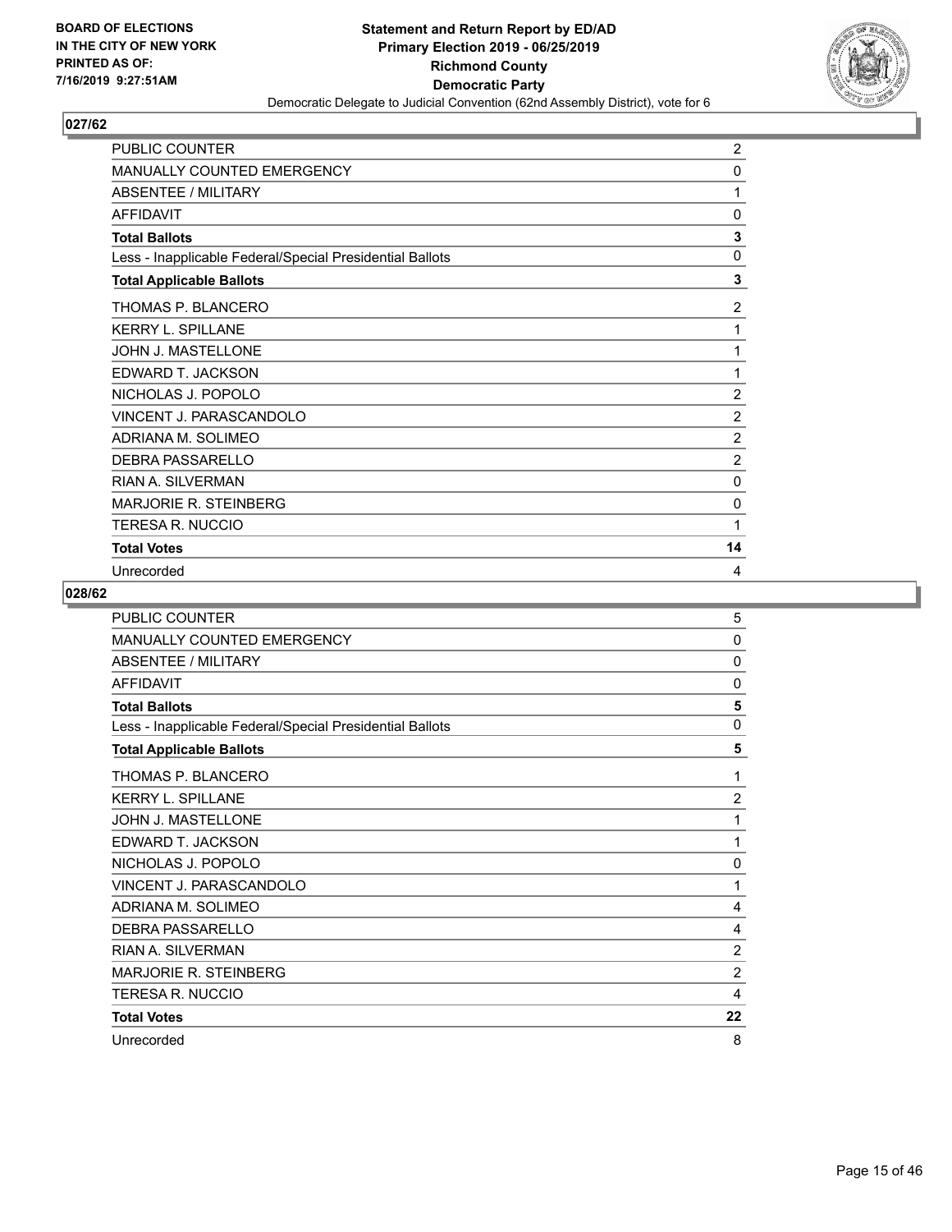## 027/62

| | |
|---|---|
| PUBLIC COUNTER | 2 |
| MANUALLY COUNTED EMERGENCY | 0 |
| ABSENTEE / MILITARY | 1 |
| AFFIDAVIT | 0 |
| **Total Ballots** | **3** |
| Less - Inapplicable Federal/Special Presidential Ballots | 0 |
| **Total Applicable Ballots** | **3** |
| THOMAS P. BLANCERO | 2 |
| KERRY L. SPILLANE | 1 |
| JOHN J. MASTELLONE | 1 |
| EDWARD T. JACKSON | 1 |
| NICHOLAS J. POPOLO | 2 |
| VINCENT J. PARASCANDOLO | 2 |
| ADRIANA M. SOLIMEO | 2 |
| DEBRA PASSARELLO | 2 |
| RIAN A. SILVERMAN | 0 |
| MARJORIE R. STEINBERG | 0 |
| TERESA R. NUCCIO | 1 |
| **Total Votes** | **14** |
| Unrecorded | 4 |

## 028/62

| | |
|---|---|
| PUBLIC COUNTER | 5 |
| MANUALLY COUNTED EMERGENCY | 0 |
| ABSENTEE / MILITARY | 0 |
| AFFIDAVIT | 0 |
| **Total Ballots** | **5** |
| Less - Inapplicable Federal/Special Presidential Ballots | 0 |
| **Total Applicable Ballots** | **5** |
| THOMAS P. BLANCERO | 1 |
| KERRY L. SPILLANE | 2 |
| JOHN J. MASTELLONE | 1 |
| EDWARD T. JACKSON | 1 |
| NICHOLAS J. POPOLO | 0 |
| VINCENT J. PARASCANDOLO | 1 |
| ADRIANA M. SOLIMEO | 4 |
| DEBRA PASSARELLO | 4 |
| RIAN A. SILVERMAN | 2 |
| MARJORIE R. STEINBERG | 2 |
| TERESA R. NUCCIO | 4 |
| **Total Votes** | **22** |
| Unrecorded | 8 |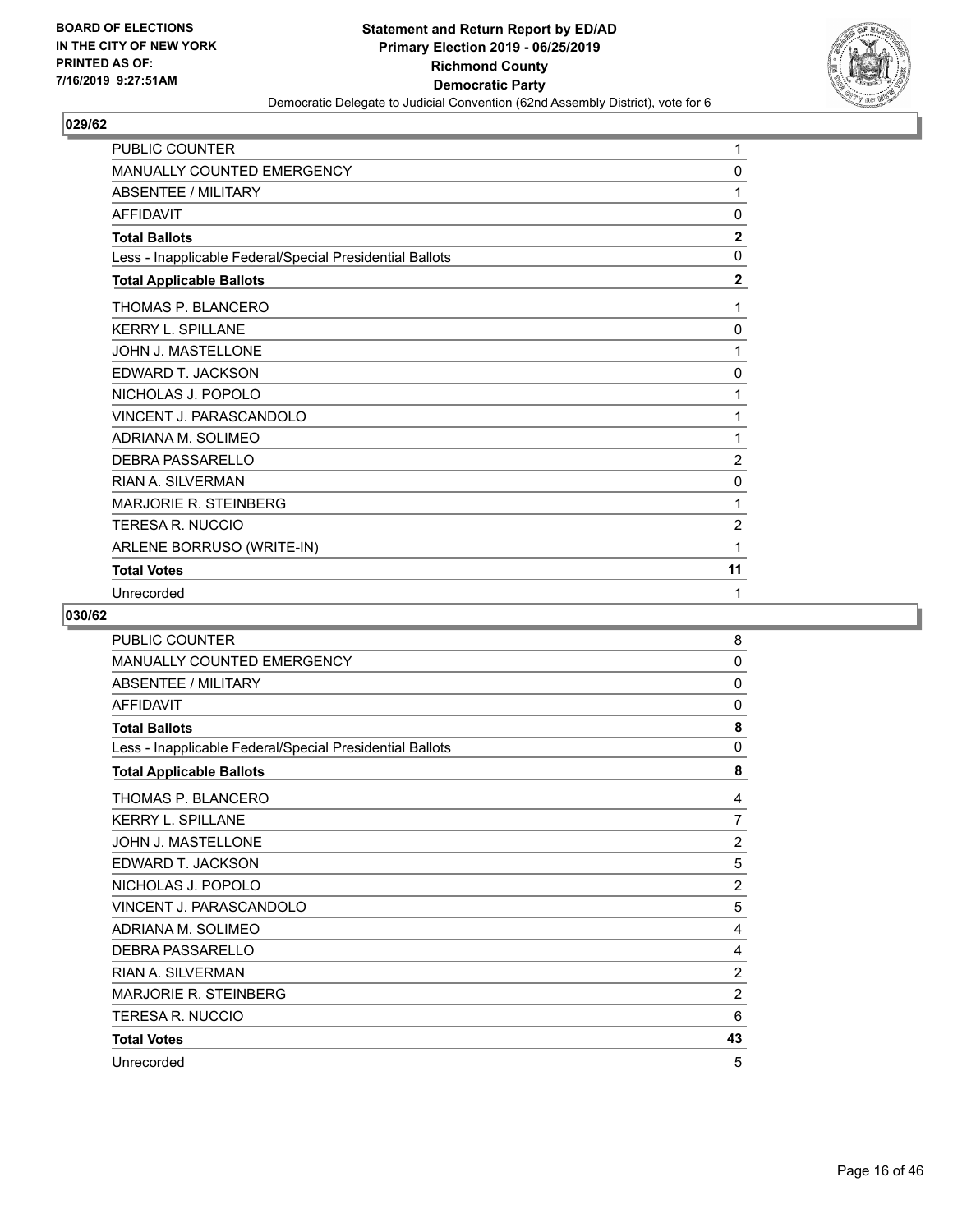BOARD OF ELECTIONS
IN THE CITY OF NEW YORK
PRINTED AS OF:
7/16/2019 9:27:51AM

**Statement and Return Report by ED/AD**
**Primary Election 2019 - 06/25/2019**
**Richmond County**
**Democratic Party**
Democratic Delegate to Judicial Convention (62nd Assembly District), vote for 6

## 029/62

| | |
|---|---|
| PUBLIC COUNTER | 1 |
| MANUALLY COUNTED EMERGENCY | 0 |
| ABSENTEE / MILITARY | 1 |
| AFFIDAVIT | 0 |
| **Total Ballots** | **2** |
| Less - Inapplicable Federal/Special Presidential Ballots | 0 |
| **Total Applicable Ballots** | **2** |
| THOMAS P. BLANCERO | 1 |
| KERRY L. SPILLANE | 0 |
| JOHN J. MASTELLONE | 1 |
| EDWARD T. JACKSON | 0 |
| NICHOLAS J. POPOLO | 1 |
| VINCENT J. PARASCANDOLO | 1 |
| ADRIANA M. SOLIMEO | 1 |
| DEBRA PASSARELLO | 2 |
| RIAN A. SILVERMAN | 0 |
| MARJORIE R. STEINBERG | 1 |
| TERESA R. NUCCIO | 2 |
| ARLENE BORRUSO (WRITE-IN) | 1 |
| **Total Votes** | **11** |
| Unrecorded | 1 |

## 030/62

| | |
|---|---|
| PUBLIC COUNTER | 8 |
| MANUALLY COUNTED EMERGENCY | 0 |
| ABSENTEE / MILITARY | 0 |
| AFFIDAVIT | 0 |
| **Total Ballots** | **8** |
| Less - Inapplicable Federal/Special Presidential Ballots | 0 |
| **Total Applicable Ballots** | **8** |
| THOMAS P. BLANCERO | 4 |
| KERRY L. SPILLANE | 7 |
| JOHN J. MASTELLONE | 2 |
| EDWARD T. JACKSON | 5 |
| NICHOLAS J. POPOLO | 2 |
| VINCENT J. PARASCANDOLO | 5 |
| ADRIANA M. SOLIMEO | 4 |
| DEBRA PASSARELLO | 4 |
| RIAN A. SILVERMAN | 2 |
| MARJORIE R. STEINBERG | 2 |
| TERESA R. NUCCIO | 6 |
| **Total Votes** | **43** |
| Unrecorded | 5 |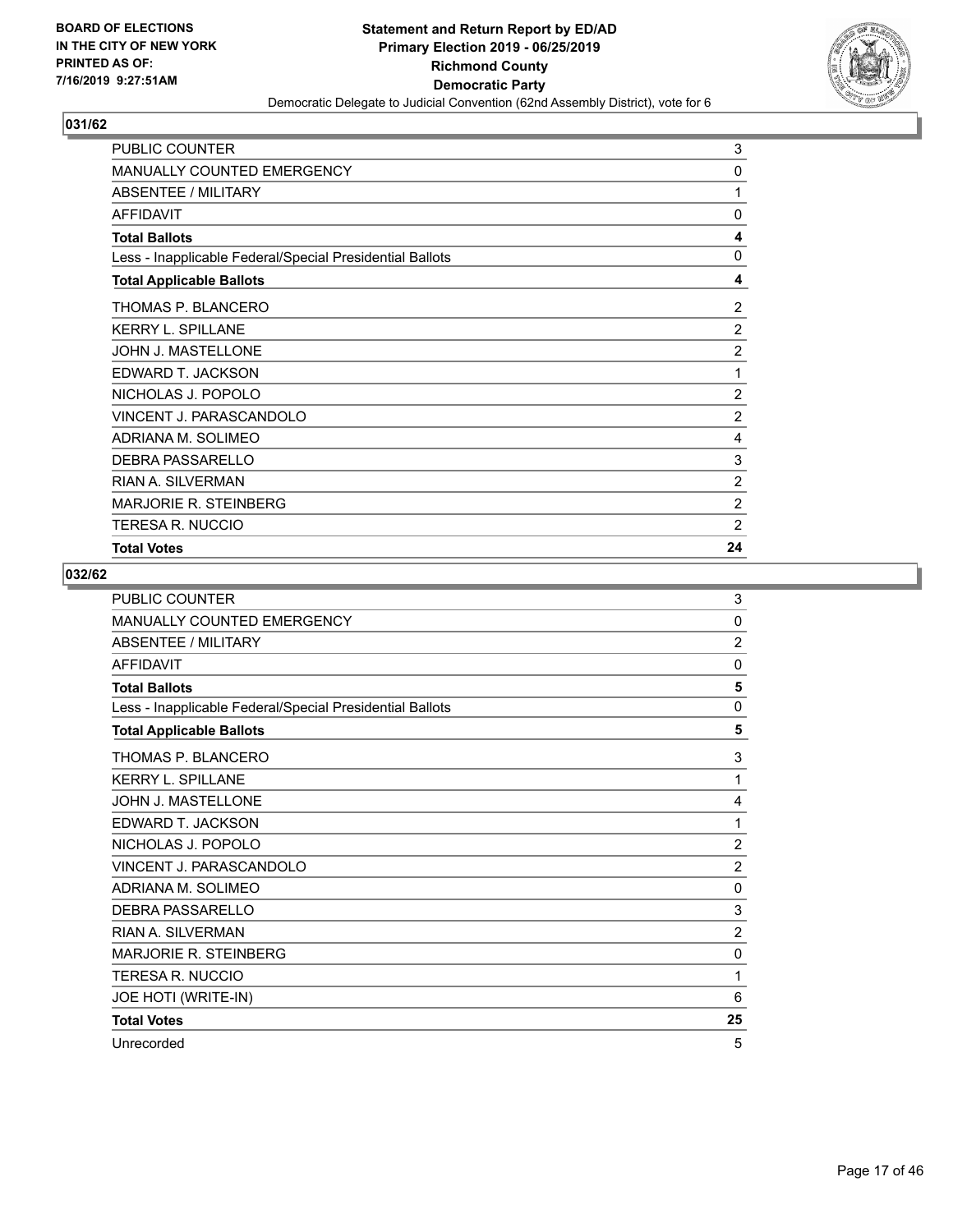**BOARD OF ELECTIONS IN THE CITY OF NEW YORK PRINTED AS OF: 7/16/2019 9:27:51AM**

**Statement and Return Report by ED/AD Primary Election 2019 - 06/25/2019 Richmond County Democratic Party**

Democratic Delegate to Judicial Convention (62nd Assembly District), vote for 6

## 031/62

| | |
|---|---|
| PUBLIC COUNTER | 3 |
| MANUALLY COUNTED EMERGENCY | 0 |
| ABSENTEE / MILITARY | 1 |
| AFFIDAVIT | 0 |
| **Total Ballots** | **4** |
| Less - Inapplicable Federal/Special Presidential Ballots | 0 |
| **Total Applicable Ballots** | **4** |
| THOMAS P. BLANCERO | 2 |
| KERRY L. SPILLANE | 2 |
| JOHN J. MASTELLONE | 2 |
| EDWARD T. JACKSON | 1 |
| NICHOLAS J. POPOLO | 2 |
| VINCENT J. PARASCANDOLO | 2 |
| ADRIANA M. SOLIMEO | 4 |
| DEBRA PASSARELLO | 3 |
| RIAN A. SILVERMAN | 2 |
| MARJORIE R. STEINBERG | 2 |
| TERESA R. NUCCIO | 2 |
| **Total Votes** | **24** |

## 032/62

| | |
|---|---|
| PUBLIC COUNTER | 3 |
| MANUALLY COUNTED EMERGENCY | 0 |
| ABSENTEE / MILITARY | 2 |
| AFFIDAVIT | 0 |
| **Total Ballots** | **5** |
| Less - Inapplicable Federal/Special Presidential Ballots | 0 |
| **Total Applicable Ballots** | **5** |
| THOMAS P. BLANCERO | 3 |
| KERRY L. SPILLANE | 1 |
| JOHN J. MASTELLONE | 4 |
| EDWARD T. JACKSON | 1 |
| NICHOLAS J. POPOLO | 2 |
| VINCENT J. PARASCANDOLO | 2 |
| ADRIANA M. SOLIMEO | 0 |
| DEBRA PASSARELLO | 3 |
| RIAN A. SILVERMAN | 2 |
| MARJORIE R. STEINBERG | 0 |
| TERESA R. NUCCIO | 1 |
| JOE HOTI (WRITE-IN) | 6 |
| **Total Votes** | **25** |
| Unrecorded | 5 |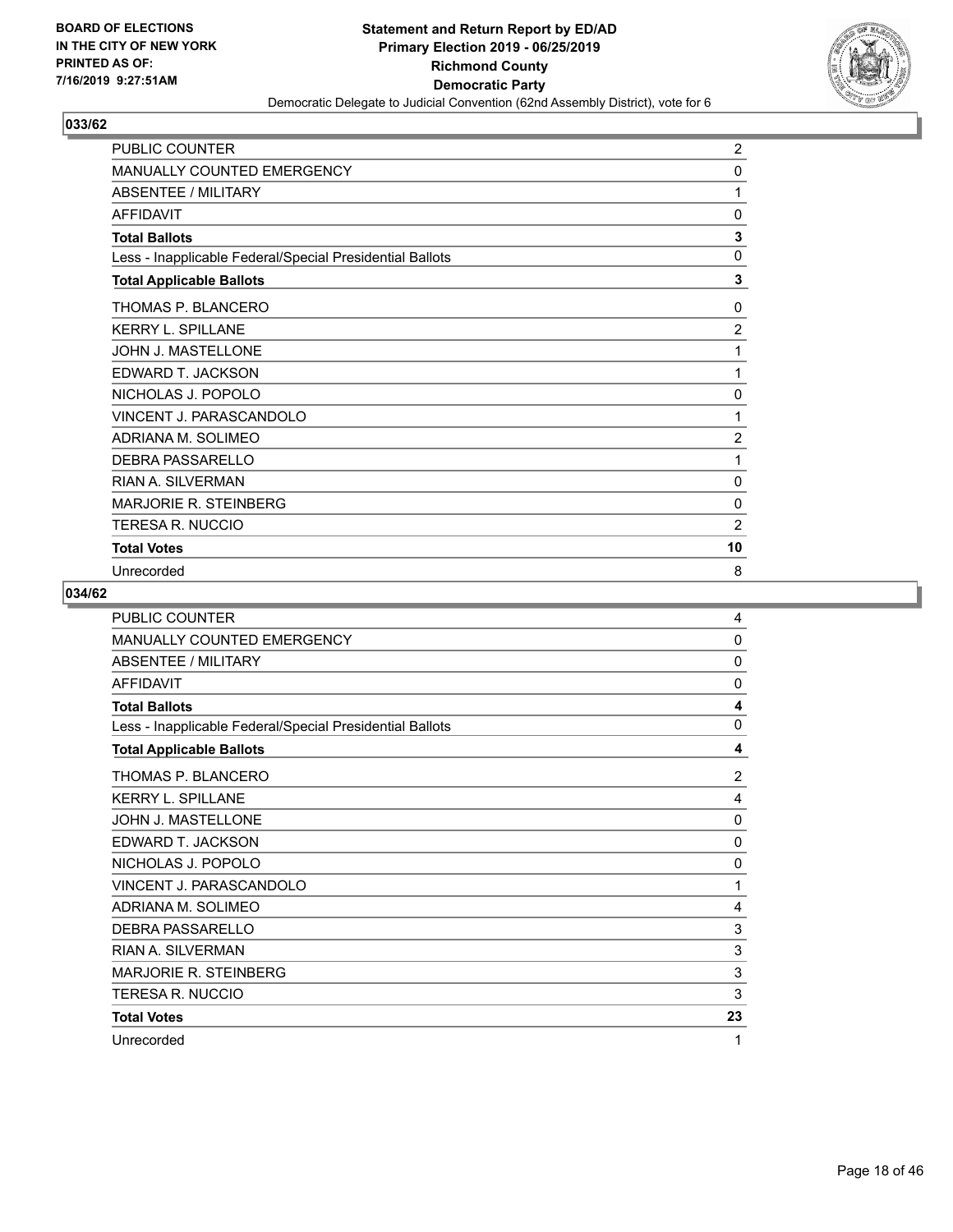BOARD OF ELECTIONS
IN THE CITY OF NEW YORK
PRINTED AS OF:
7/16/2019 9:27:51AM

**Statement and Return Report by ED/AD**
**Primary Election 2019 - 06/25/2019**
**Richmond County**
**Democratic Party**
Democratic Delegate to Judicial Convention (62nd Assembly District), vote for 6

## 033/62

| | |
|---|---|
| PUBLIC COUNTER | 2 |
| MANUALLY COUNTED EMERGENCY | 0 |
| ABSENTEE / MILITARY | 1 |
| AFFIDAVIT | 0 |
| **Total Ballots** | **3** |
| Less - Inapplicable Federal/Special Presidential Ballots | 0 |
| **Total Applicable Ballots** | **3** |
| THOMAS P. BLANCERO | 0 |
| KERRY L. SPILLANE | 2 |
| JOHN J. MASTELLONE | 1 |
| EDWARD T. JACKSON | 1 |
| NICHOLAS J. POPOLO | 0 |
| VINCENT J. PARASCANDOLO | 1 |
| ADRIANA M. SOLIMEO | 2 |
| DEBRA PASSARELLO | 1 |
| RIAN A. SILVERMAN | 0 |
| MARJORIE R. STEINBERG | 0 |
| TERESA R. NUCCIO | 2 |
| **Total Votes** | **10** |
| Unrecorded | 8 |

## 034/62

| | |
|---|---|
| PUBLIC COUNTER | 4 |
| MANUALLY COUNTED EMERGENCY | 0 |
| ABSENTEE / MILITARY | 0 |
| AFFIDAVIT | 0 |
| **Total Ballots** | **4** |
| Less - Inapplicable Federal/Special Presidential Ballots | 0 |
| **Total Applicable Ballots** | **4** |
| THOMAS P. BLANCERO | 2 |
| KERRY L. SPILLANE | 4 |
| JOHN J. MASTELLONE | 0 |
| EDWARD T. JACKSON | 0 |
| NICHOLAS J. POPOLO | 0 |
| VINCENT J. PARASCANDOLO | 1 |
| ADRIANA M. SOLIMEO | 4 |
| DEBRA PASSARELLO | 3 |
| RIAN A. SILVERMAN | 3 |
| MARJORIE R. STEINBERG | 3 |
| TERESA R. NUCCIO | 3 |
| **Total Votes** | **23** |
| Unrecorded | 1 |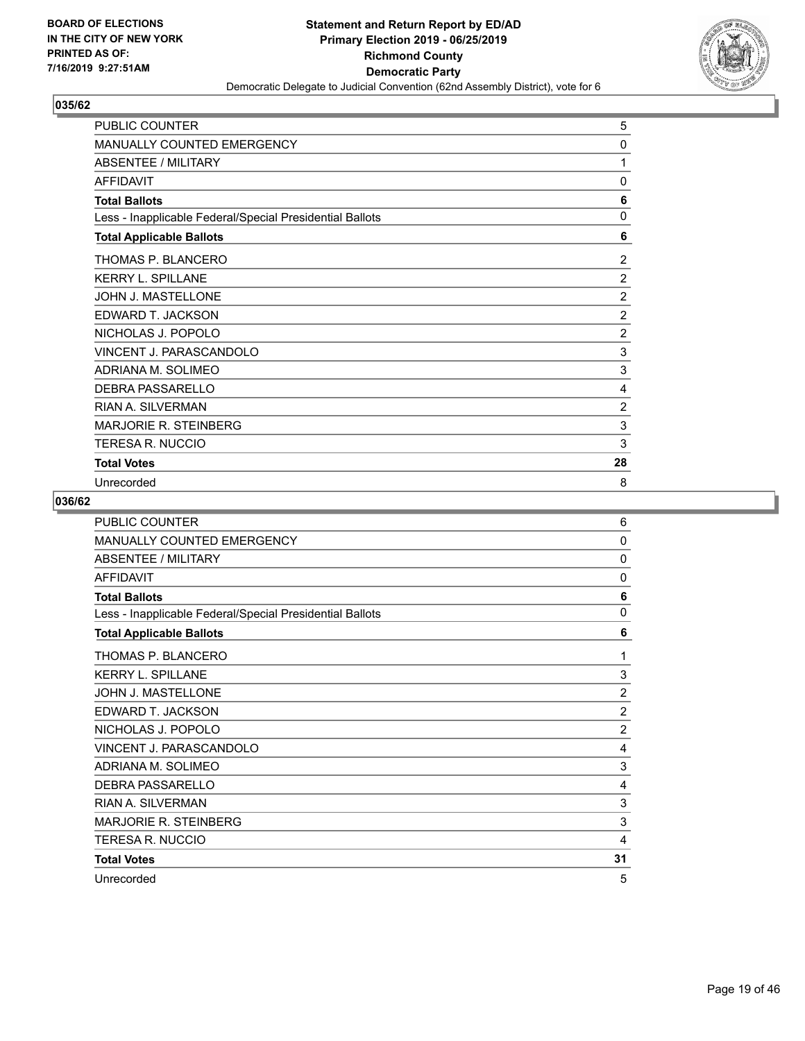BOARD OF ELECTIONS
IN THE CITY OF NEW YORK
PRINTED AS OF:
7/16/2019 9:27:51AM

**Statement and Return Report by ED/AD**
**Primary Election 2019 - 06/25/2019**
**Richmond County**
**Democratic Party**
Democratic Delegate to Judicial Convention (62nd Assembly District), vote for 6

## 035/62

| | |
|---|---|
| PUBLIC COUNTER | 5 |
| MANUALLY COUNTED EMERGENCY | 0 |
| ABSENTEE / MILITARY | 1 |
| AFFIDAVIT | 0 |
| **Total Ballots** | **6** |
| Less - Inapplicable Federal/Special Presidential Ballots | 0 |
| **Total Applicable Ballots** | **6** |
| THOMAS P. BLANCERO | 2 |
| KERRY L. SPILLANE | 2 |
| JOHN J. MASTELLONE | 2 |
| EDWARD T. JACKSON | 2 |
| NICHOLAS J. POPOLO | 2 |
| VINCENT J. PARASCANDOLO | 3 |
| ADRIANA M. SOLIMEO | 3 |
| DEBRA PASSARELLO | 4 |
| RIAN A. SILVERMAN | 2 |
| MARJORIE R. STEINBERG | 3 |
| TERESA R. NUCCIO | 3 |
| **Total Votes** | **28** |
| Unrecorded | 8 |

## 036/62

| | |
|---|---|
| PUBLIC COUNTER | 6 |
| MANUALLY COUNTED EMERGENCY | 0 |
| ABSENTEE / MILITARY | 0 |
| AFFIDAVIT | 0 |
| **Total Ballots** | **6** |
| Less - Inapplicable Federal/Special Presidential Ballots | 0 |
| **Total Applicable Ballots** | **6** |
| THOMAS P. BLANCERO | 1 |
| KERRY L. SPILLANE | 3 |
| JOHN J. MASTELLONE | 2 |
| EDWARD T. JACKSON | 2 |
| NICHOLAS J. POPOLO | 2 |
| VINCENT J. PARASCANDOLO | 4 |
| ADRIANA M. SOLIMEO | 3 |
| DEBRA PASSARELLO | 4 |
| RIAN A. SILVERMAN | 3 |
| MARJORIE R. STEINBERG | 3 |
| TERESA R. NUCCIO | 4 |
| **Total Votes** | **31** |
| Unrecorded | 5 |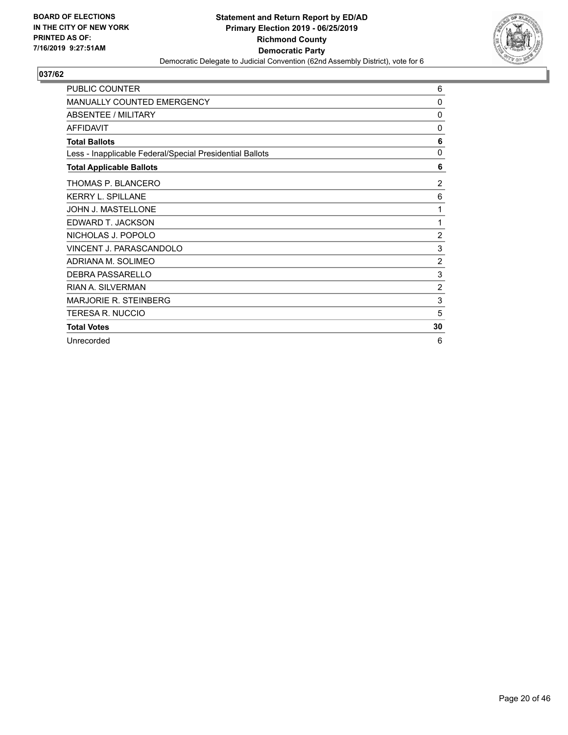BOARD OF ELECTIONS
IN THE CITY OF NEW YORK
PRINTED AS OF:
7/16/2019 9:27:51AM

**Statement and Return Report by ED/AD**
**Primary Election 2019 - 06/25/2019**
**Richmond County**
**Democratic Party**
Democratic Delegate to Judicial Convention (62nd Assembly District), vote for 6

## 037/62

| | |
|---|---|
| PUBLIC COUNTER | 6 |
| MANUALLY COUNTED EMERGENCY | 0 |
| ABSENTEE / MILITARY | 0 |
| AFFIDAVIT | 0 |
| **Total Ballots** | **6** |
| Less - Inapplicable Federal/Special Presidential Ballots | 0 |
| **Total Applicable Ballots** | **6** |
| THOMAS P. BLANCERO | 2 |
| KERRY L. SPILLANE | 6 |
| JOHN J. MASTELLONE | 1 |
| EDWARD T. JACKSON | 1 |
| NICHOLAS J. POPOLO | 2 |
| VINCENT J. PARASCANDOLO | 3 |
| ADRIANA M. SOLIMEO | 2 |
| DEBRA PASSARELLO | 3 |
| RIAN A. SILVERMAN | 2 |
| MARJORIE R. STEINBERG | 3 |
| TERESA R. NUCCIO | 5 |
| **Total Votes** | **30** |
| Unrecorded | 6 |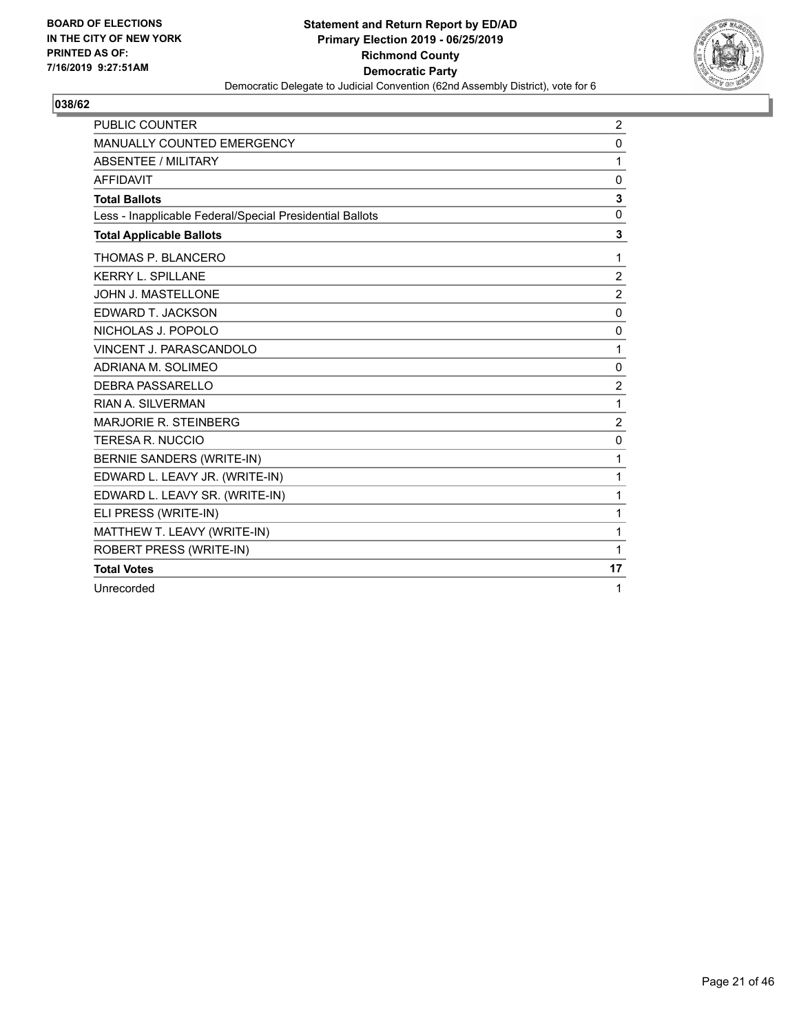**BOARD OF ELECTIONS IN THE CITY OF NEW YORK PRINTED AS OF: 7/16/2019 9:27:51AM**

**Statement and Return Report by ED/AD**
**Primary Election 2019 - 06/25/2019**
**Richmond County**
**Democratic Party**
Democratic Delegate to Judicial Convention (62nd Assembly District), vote for 6

**038/62**

| | |
|---|---|
| PUBLIC COUNTER | 2 |
| MANUALLY COUNTED EMERGENCY | 0 |
| ABSENTEE / MILITARY | 1 |
| AFFIDAVIT | 0 |
| **Total Ballots** | **3** |
| Less - Inapplicable Federal/Special Presidential Ballots | 0 |
| **Total Applicable Ballots** | **3** |
| THOMAS P. BLANCERO | 1 |
| KERRY L. SPILLANE | 2 |
| JOHN J. MASTELLONE | 2 |
| EDWARD T. JACKSON | 0 |
| NICHOLAS J. POPOLO | 0 |
| VINCENT J. PARASCANDOLO | 1 |
| ADRIANA M. SOLIMEO | 0 |
| DEBRA PASSARELLO | 2 |
| RIAN A. SILVERMAN | 1 |
| MARJORIE R. STEINBERG | 2 |
| TERESA R. NUCCIO | 0 |
| BERNIE SANDERS (WRITE-IN) | 1 |
| EDWARD L. LEAVY JR. (WRITE-IN) | 1 |
| EDWARD L. LEAVY SR. (WRITE-IN) | 1 |
| ELI PRESS (WRITE-IN) | 1 |
| MATTHEW T. LEAVY (WRITE-IN) | 1 |
| ROBERT PRESS (WRITE-IN) | 1 |
| **Total Votes** | **17** |
| Unrecorded | 1 |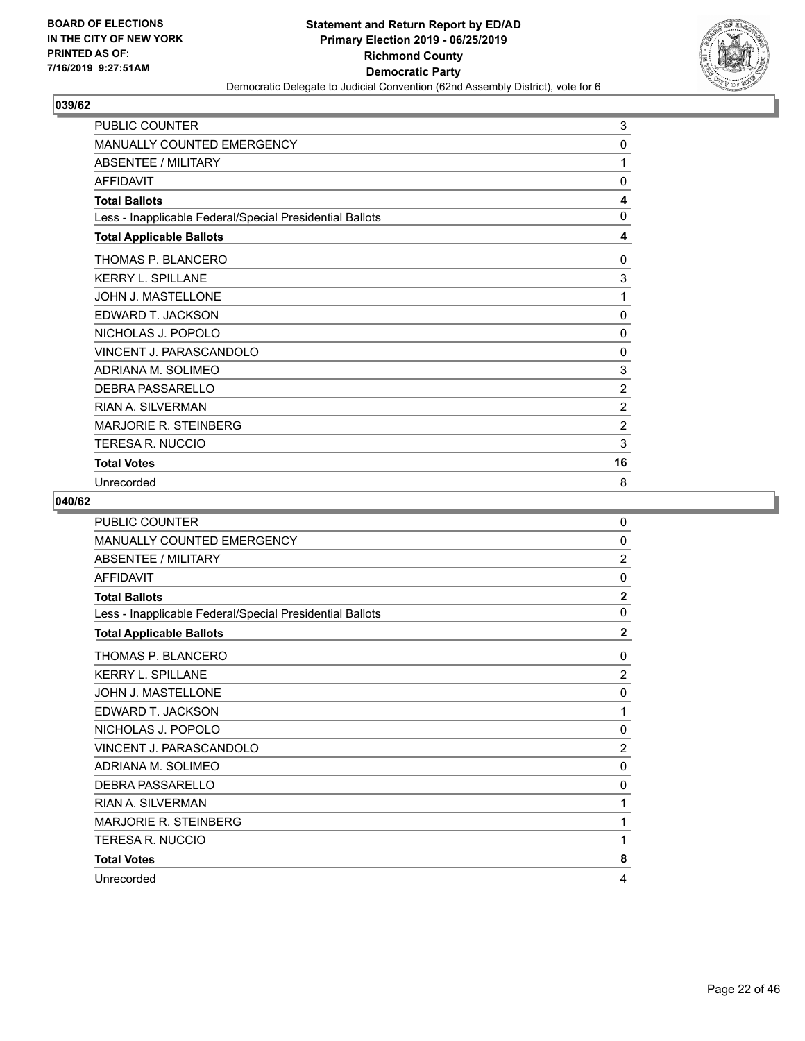**BOARD OF ELECTIONS IN THE CITY OF NEW YORK PRINTED AS OF: 7/16/2019 9:27:51AM**

**Statement and Return Report by ED/AD Primary Election 2019 - 06/25/2019 Richmond County Democratic Party**

Democratic Delegate to Judicial Convention (62nd Assembly District), vote for 6

## 039/62

| | |
|---|---|
| PUBLIC COUNTER | 3 |
| MANUALLY COUNTED EMERGENCY | 0 |
| ABSENTEE / MILITARY | 1 |
| AFFIDAVIT | 0 |
| **Total Ballots** | **4** |
| Less - Inapplicable Federal/Special Presidential Ballots | 0 |
| **Total Applicable Ballots** | **4** |
| THOMAS P. BLANCERO | 0 |
| KERRY L. SPILLANE | 3 |
| JOHN J. MASTELLONE | 1 |
| EDWARD T. JACKSON | 0 |
| NICHOLAS J. POPOLO | 0 |
| VINCENT J. PARASCANDOLO | 0 |
| ADRIANA M. SOLIMEO | 3 |
| DEBRA PASSARELLO | 2 |
| RIAN A. SILVERMAN | 2 |
| MARJORIE R. STEINBERG | 2 |
| TERESA R. NUCCIO | 3 |
| **Total Votes** | **16** |
| Unrecorded | 8 |

## 040/62

| | |
|---|---|
| PUBLIC COUNTER | 0 |
| MANUALLY COUNTED EMERGENCY | 0 |
| ABSENTEE / MILITARY | 2 |
| AFFIDAVIT | 0 |
| **Total Ballots** | **2** |
| Less - Inapplicable Federal/Special Presidential Ballots | 0 |
| **Total Applicable Ballots** | **2** |
| THOMAS P. BLANCERO | 0 |
| KERRY L. SPILLANE | 2 |
| JOHN J. MASTELLONE | 0 |
| EDWARD T. JACKSON | 1 |
| NICHOLAS J. POPOLO | 0 |
| VINCENT J. PARASCANDOLO | 2 |
| ADRIANA M. SOLIMEO | 0 |
| DEBRA PASSARELLO | 0 |
| RIAN A. SILVERMAN | 1 |
| MARJORIE R. STEINBERG | 1 |
| TERESA R. NUCCIO | 1 |
| **Total Votes** | **8** |
| Unrecorded | 4 |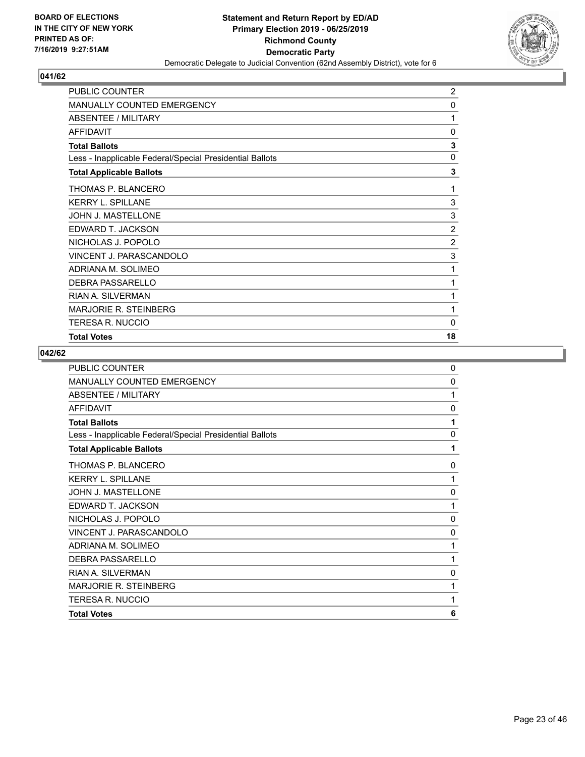**BOARD OF ELECTIONS IN THE CITY OF NEW YORK PRINTED AS OF: 7/16/2019 9:27:51AM**

**Statement and Return Report by ED/AD**
**Primary Election 2019 - 06/25/2019**
**Richmond County**
**Democratic Party**
Democratic Delegate to Judicial Convention (62nd Assembly District), vote for 6

## 041/62

| | |
|---|---|
| PUBLIC COUNTER | 2 |
| MANUALLY COUNTED EMERGENCY | 0 |
| ABSENTEE / MILITARY | 1 |
| AFFIDAVIT | 0 |
| **Total Ballots** | **3** |
| Less - Inapplicable Federal/Special Presidential Ballots | 0 |
| **Total Applicable Ballots** | **3** |
| THOMAS P. BLANCERO | 1 |
| KERRY L. SPILLANE | 3 |
| JOHN J. MASTELLONE | 3 |
| EDWARD T. JACKSON | 2 |
| NICHOLAS J. POPOLO | 2 |
| VINCENT J. PARASCANDOLO | 3 |
| ADRIANA M. SOLIMEO | 1 |
| DEBRA PASSARELLO | 1 |
| RIAN A. SILVERMAN | 1 |
| MARJORIE R. STEINBERG | 1 |
| TERESA R. NUCCIO | 0 |
| **Total Votes** | **18** |

## 042/62

| | |
|---|---|
| PUBLIC COUNTER | 0 |
| MANUALLY COUNTED EMERGENCY | 0 |
| ABSENTEE / MILITARY | 1 |
| AFFIDAVIT | 0 |
| **Total Ballots** | **1** |
| Less - Inapplicable Federal/Special Presidential Ballots | 0 |
| **Total Applicable Ballots** | **1** |
| THOMAS P. BLANCERO | 0 |
| KERRY L. SPILLANE | 1 |
| JOHN J. MASTELLONE | 0 |
| EDWARD T. JACKSON | 1 |
| NICHOLAS J. POPOLO | 0 |
| VINCENT J. PARASCANDOLO | 0 |
| ADRIANA M. SOLIMEO | 1 |
| DEBRA PASSARELLO | 1 |
| RIAN A. SILVERMAN | 0 |
| MARJORIE R. STEINBERG | 1 |
| TERESA R. NUCCIO | 1 |
| **Total Votes** | **6** |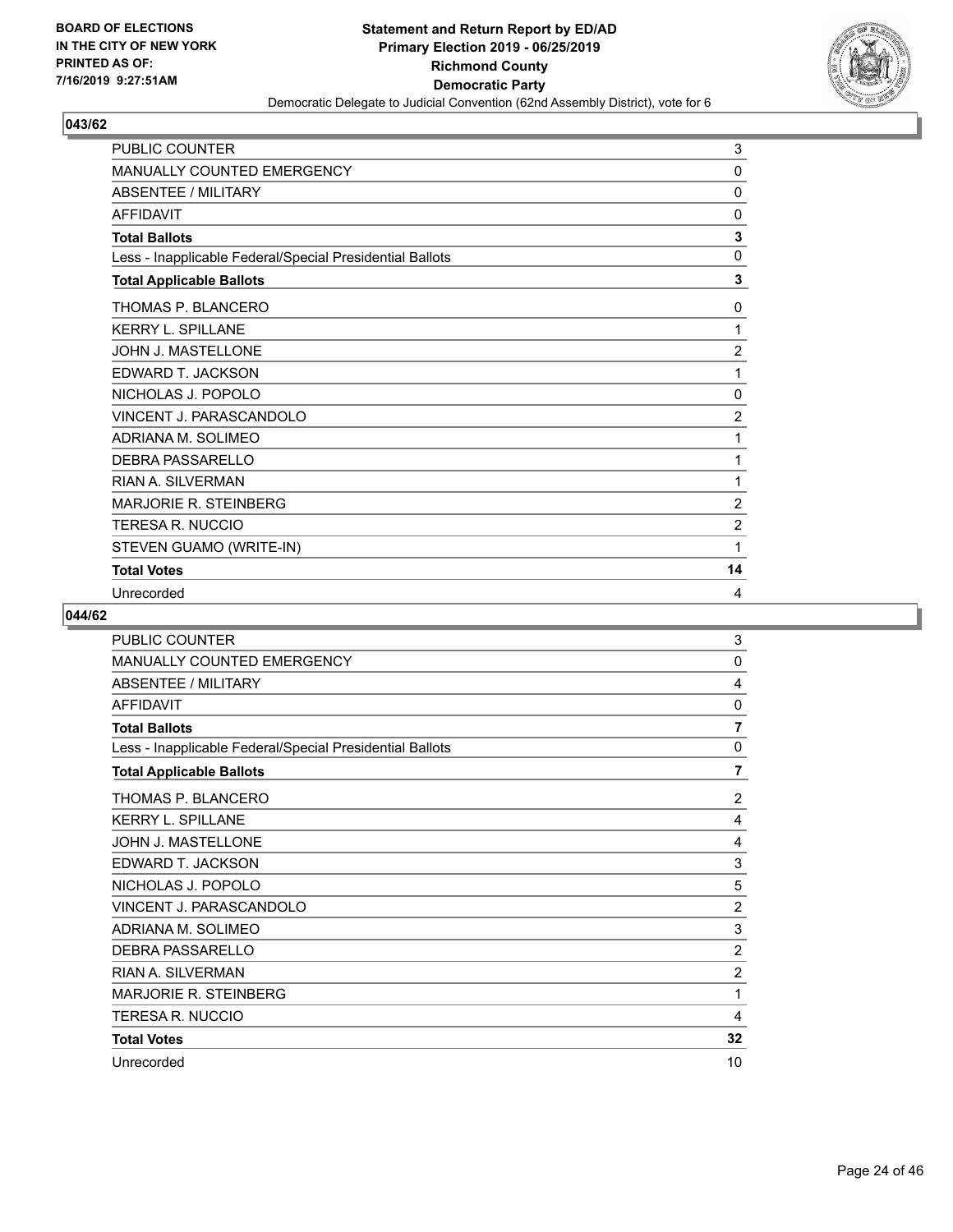**BOARD OF ELECTIONS IN THE CITY OF NEW YORK PRINTED AS OF: 7/16/2019 9:27:51AM**

**Statement and Return Report by ED/AD**
**Primary Election 2019 - 06/25/2019**
**Richmond County**
**Democratic Party**
Democratic Delegate to Judicial Convention (62nd Assembly District), vote for 6

## 043/62

| | |
|---|---|
| PUBLIC COUNTER | 3 |
| MANUALLY COUNTED EMERGENCY | 0 |
| ABSENTEE / MILITARY | 0 |
| AFFIDAVIT | 0 |
| **Total Ballots** | **3** |
| Less - Inapplicable Federal/Special Presidential Ballots | 0 |
| **Total Applicable Ballots** | **3** |
| THOMAS P. BLANCERO | 0 |
| KERRY L. SPILLANE | 1 |
| JOHN J. MASTELLONE | 2 |
| EDWARD T. JACKSON | 1 |
| NICHOLAS J. POPOLO | 0 |
| VINCENT J. PARASCANDOLO | 2 |
| ADRIANA M. SOLIMEO | 1 |
| DEBRA PASSARELLO | 1 |
| RIAN A. SILVERMAN | 1 |
| MARJORIE R. STEINBERG | 2 |
| TERESA R. NUCCIO | 2 |
| STEVEN GUAMO (WRITE-IN) | 1 |
| **Total Votes** | **14** |
| Unrecorded | 4 |

## 044/62

| | |
|---|---|
| PUBLIC COUNTER | 3 |
| MANUALLY COUNTED EMERGENCY | 0 |
| ABSENTEE / MILITARY | 4 |
| AFFIDAVIT | 0 |
| **Total Ballots** | **7** |
| Less - Inapplicable Federal/Special Presidential Ballots | 0 |
| **Total Applicable Ballots** | **7** |
| THOMAS P. BLANCERO | 2 |
| KERRY L. SPILLANE | 4 |
| JOHN J. MASTELLONE | 4 |
| EDWARD T. JACKSON | 3 |
| NICHOLAS J. POPOLO | 5 |
| VINCENT J. PARASCANDOLO | 2 |
| ADRIANA M. SOLIMEO | 3 |
| DEBRA PASSARELLO | 2 |
| RIAN A. SILVERMAN | 2 |
| MARJORIE R. STEINBERG | 1 |
| TERESA R. NUCCIO | 4 |
| **Total Votes** | **32** |
| Unrecorded | 10 |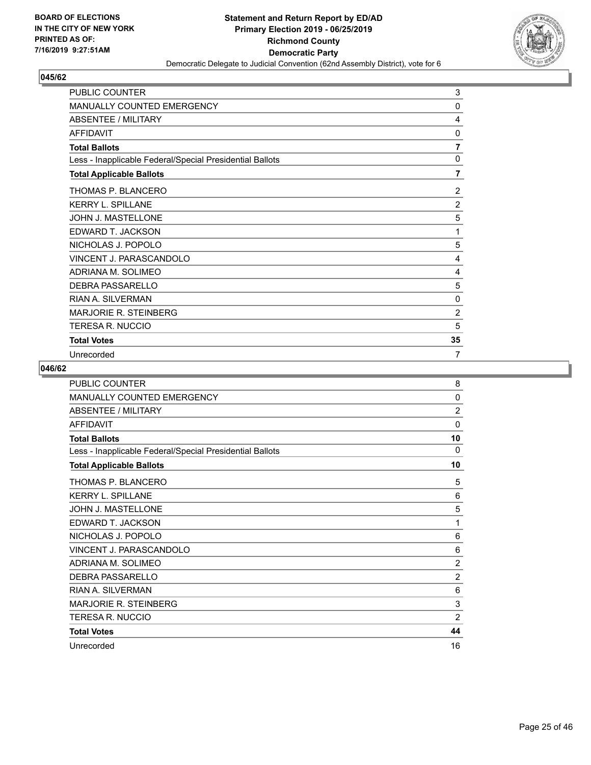BOARD OF ELECTIONS
IN THE CITY OF NEW YORK
PRINTED AS OF:
7/16/2019 9:27:51AM

**Statement and Return Report by ED/AD**
**Primary Election 2019 - 06/25/2019**
**Richmond County**
**Democratic Party**
Democratic Delegate to Judicial Convention (62nd Assembly District), vote for 6

## 045/62

| | |
|---|---|
| PUBLIC COUNTER | 3 |
| MANUALLY COUNTED EMERGENCY | 0 |
| ABSENTEE / MILITARY | 4 |
| AFFIDAVIT | 0 |
| **Total Ballots** | **7** |
| Less - Inapplicable Federal/Special Presidential Ballots | 0 |
| **Total Applicable Ballots** | **7** |
| THOMAS P. BLANCERO | 2 |
| KERRY L. SPILLANE | 2 |
| JOHN J. MASTELLONE | 5 |
| EDWARD T. JACKSON | 1 |
| NICHOLAS J. POPOLO | 5 |
| VINCENT J. PARASCANDOLO | 4 |
| ADRIANA M. SOLIMEO | 4 |
| DEBRA PASSARELLO | 5 |
| RIAN A. SILVERMAN | 0 |
| MARJORIE R. STEINBERG | 2 |
| TERESA R. NUCCIO | 5 |
| **Total Votes** | **35** |
| Unrecorded | 7 |

## 046/62

| | |
|---|---|
| PUBLIC COUNTER | 8 |
| MANUALLY COUNTED EMERGENCY | 0 |
| ABSENTEE / MILITARY | 2 |
| AFFIDAVIT | 0 |
| **Total Ballots** | **10** |
| Less - Inapplicable Federal/Special Presidential Ballots | 0 |
| **Total Applicable Ballots** | **10** |
| THOMAS P. BLANCERO | 5 |
| KERRY L. SPILLANE | 6 |
| JOHN J. MASTELLONE | 5 |
| EDWARD T. JACKSON | 1 |
| NICHOLAS J. POPOLO | 6 |
| VINCENT J. PARASCANDOLO | 6 |
| ADRIANA M. SOLIMEO | 2 |
| DEBRA PASSARELLO | 2 |
| RIAN A. SILVERMAN | 6 |
| MARJORIE R. STEINBERG | 3 |
| TERESA R. NUCCIO | 2 |
| **Total Votes** | **44** |
| Unrecorded | 16 |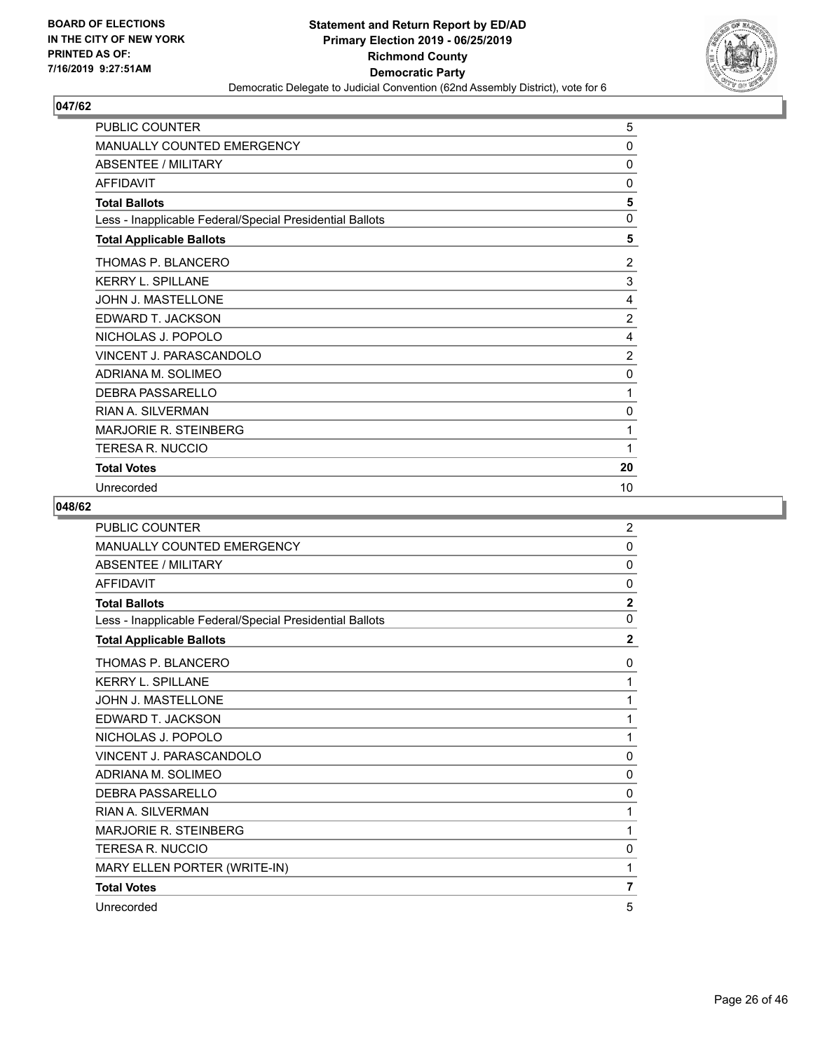**BOARD OF ELECTIONS IN THE CITY OF NEW YORK PRINTED AS OF: 7/16/2019 9:27:51AM**

**Statement and Return Report by ED/AD Primary Election 2019 - 06/25/2019 Richmond County Democratic Party**

Democratic Delegate to Judicial Convention (62nd Assembly District), vote for 6

## 047/62

| | |
|---|---|
| PUBLIC COUNTER | 5 |
| MANUALLY COUNTED EMERGENCY | 0 |
| ABSENTEE / MILITARY | 0 |
| AFFIDAVIT | 0 |
| **Total Ballots** | **5** |
| Less - Inapplicable Federal/Special Presidential Ballots | 0 |
| **Total Applicable Ballots** | **5** |
| THOMAS P. BLANCERO | 2 |
| KERRY L. SPILLANE | 3 |
| JOHN J. MASTELLONE | 4 |
| EDWARD T. JACKSON | 2 |
| NICHOLAS J. POPOLO | 4 |
| VINCENT J. PARASCANDOLO | 2 |
| ADRIANA M. SOLIMEO | 0 |
| DEBRA PASSARELLO | 1 |
| RIAN A. SILVERMAN | 0 |
| MARJORIE R. STEINBERG | 1 |
| TERESA R. NUCCIO | 1 |
| **Total Votes** | **20** |
| Unrecorded | 10 |

## 048/62

| | |
|---|---|
| PUBLIC COUNTER | 2 |
| MANUALLY COUNTED EMERGENCY | 0 |
| ABSENTEE / MILITARY | 0 |
| AFFIDAVIT | 0 |
| **Total Ballots** | **2** |
| Less - Inapplicable Federal/Special Presidential Ballots | 0 |
| **Total Applicable Ballots** | **2** |
| THOMAS P. BLANCERO | 0 |
| KERRY L. SPILLANE | 1 |
| JOHN J. MASTELLONE | 1 |
| EDWARD T. JACKSON | 1 |
| NICHOLAS J. POPOLO | 1 |
| VINCENT J. PARASCANDOLO | 0 |
| ADRIANA M. SOLIMEO | 0 |
| DEBRA PASSARELLO | 0 |
| RIAN A. SILVERMAN | 1 |
| MARJORIE R. STEINBERG | 1 |
| TERESA R. NUCCIO | 0 |
| MARY ELLEN PORTER (WRITE-IN) | 1 |
| **Total Votes** | **7** |
| Unrecorded | 5 |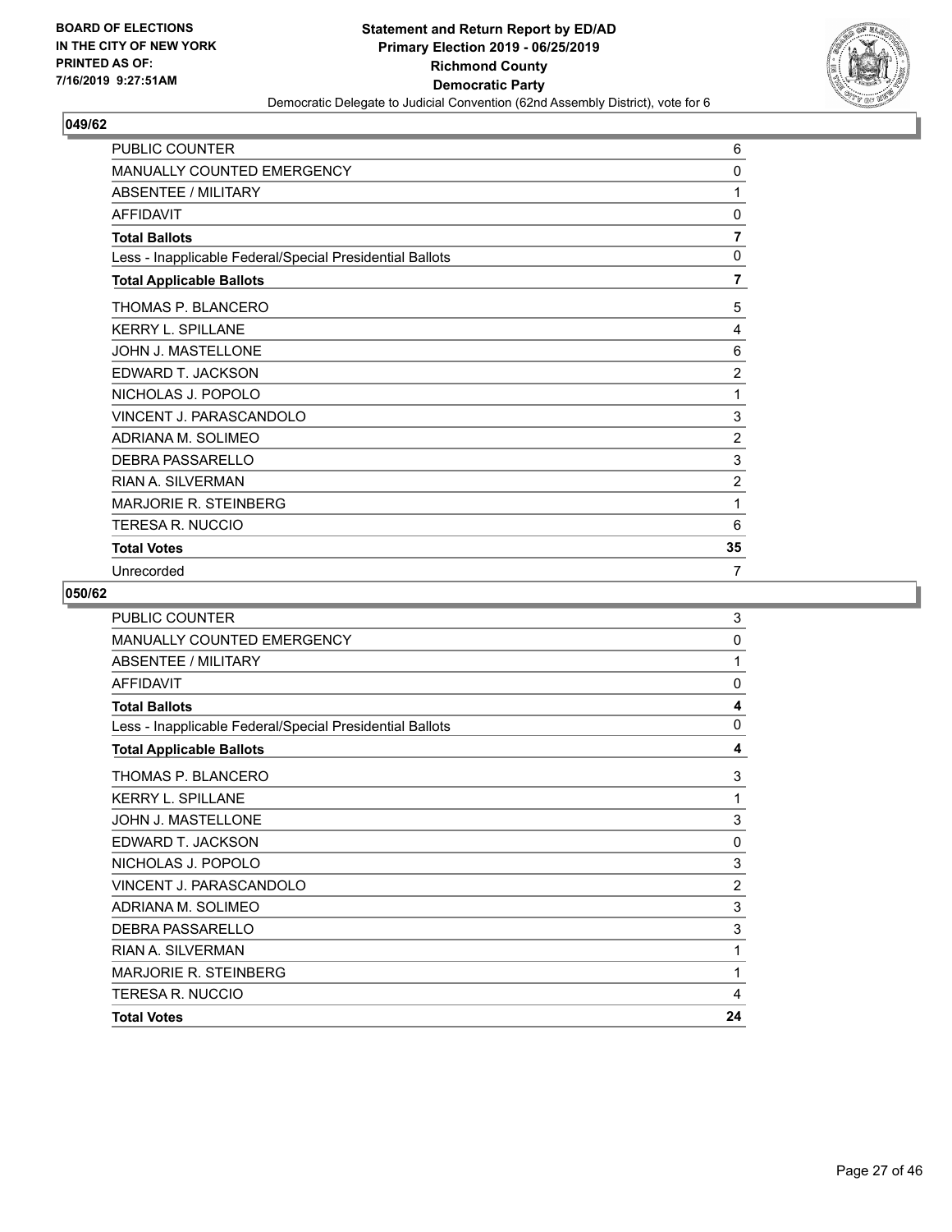BOARD OF ELECTIONS
IN THE CITY OF NEW YORK
PRINTED AS OF:
7/16/2019 9:27:51AM

**Statement and Return Report by ED/AD**
**Primary Election 2019 - 06/25/2019**
**Richmond County**
**Democratic Party**
Democratic Delegate to Judicial Convention (62nd Assembly District), vote for 6

## 049/62

| | |
|---|---|
| PUBLIC COUNTER | 6 |
| MANUALLY COUNTED EMERGENCY | 0 |
| ABSENTEE / MILITARY | 1 |
| AFFIDAVIT | 0 |
| **Total Ballots** | **7** |
| Less - Inapplicable Federal/Special Presidential Ballots | 0 |
| **Total Applicable Ballots** | **7** |
| THOMAS P. BLANCERO | 5 |
| KERRY L. SPILLANE | 4 |
| JOHN J. MASTELLONE | 6 |
| EDWARD T. JACKSON | 2 |
| NICHOLAS J. POPOLO | 1 |
| VINCENT J. PARASCANDOLO | 3 |
| ADRIANA M. SOLIMEO | 2 |
| DEBRA PASSARELLO | 3 |
| RIAN A. SILVERMAN | 2 |
| MARJORIE R. STEINBERG | 1 |
| TERESA R. NUCCIO | 6 |
| **Total Votes** | **35** |
| Unrecorded | 7 |

## 050/62

| | |
|---|---|
| PUBLIC COUNTER | 3 |
| MANUALLY COUNTED EMERGENCY | 0 |
| ABSENTEE / MILITARY | 1 |
| AFFIDAVIT | 0 |
| **Total Ballots** | **4** |
| Less - Inapplicable Federal/Special Presidential Ballots | 0 |
| **Total Applicable Ballots** | **4** |
| THOMAS P. BLANCERO | 3 |
| KERRY L. SPILLANE | 1 |
| JOHN J. MASTELLONE | 3 |
| EDWARD T. JACKSON | 0 |
| NICHOLAS J. POPOLO | 3 |
| VINCENT J. PARASCANDOLO | 2 |
| ADRIANA M. SOLIMEO | 3 |
| DEBRA PASSARELLO | 3 |
| RIAN A. SILVERMAN | 1 |
| MARJORIE R. STEINBERG | 1 |
| TERESA R. NUCCIO | 4 |
| **Total Votes** | **24** |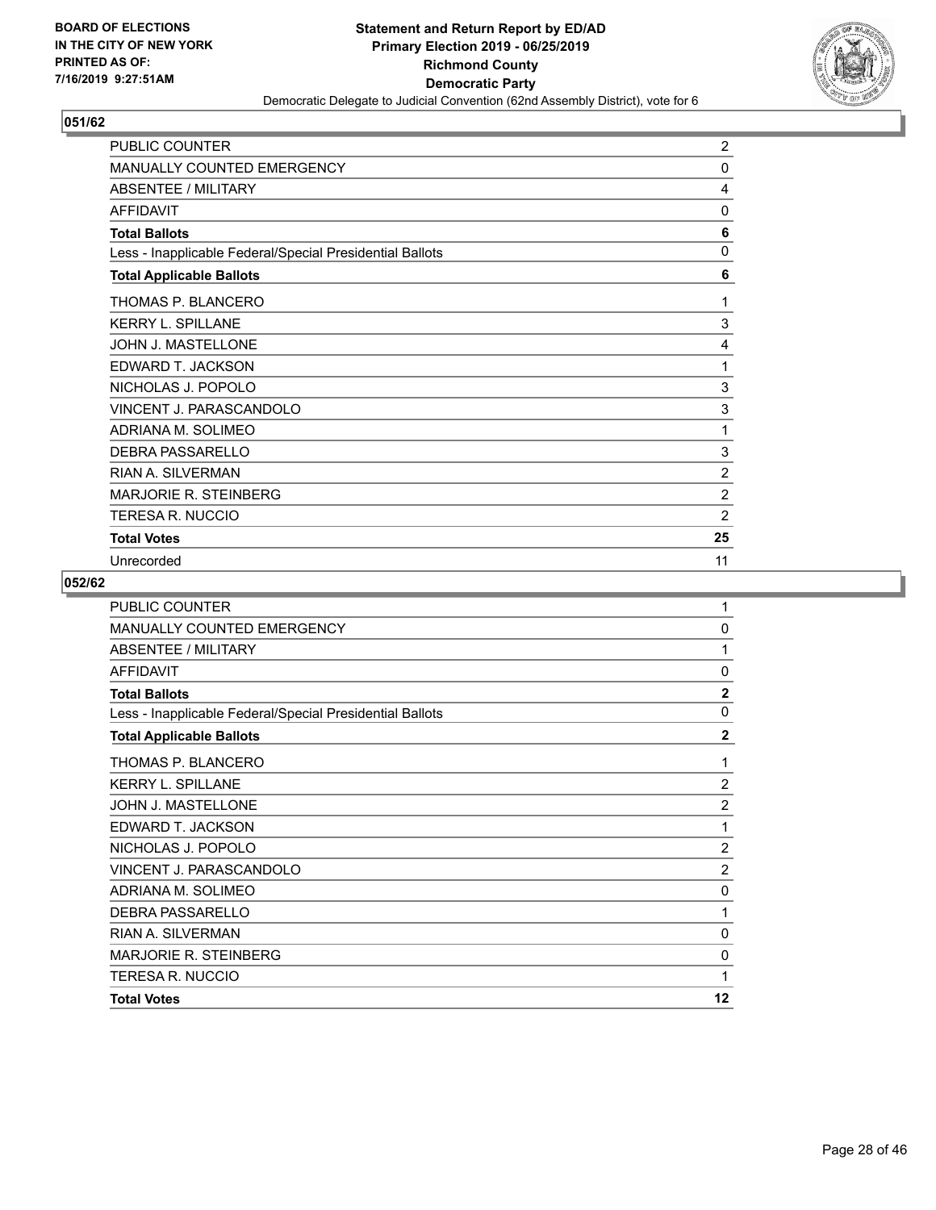**BOARD OF ELECTIONS IN THE CITY OF NEW YORK PRINTED AS OF: 7/16/2019 9:27:51AM**

# Statement and Return Report by ED/AD
## Primary Election 2019 - 06/25/2019
## Richmond County
## Democratic Party
### Democratic Delegate to Judicial Convention (62nd Assembly District), vote for 6

### 051/62

| | |
|---|---|
| PUBLIC COUNTER | 2 |
| MANUALLY COUNTED EMERGENCY | 0 |
| ABSENTEE / MILITARY | 4 |
| AFFIDAVIT | 0 |
| **Total Ballots** | **6** |
| Less - Inapplicable Federal/Special Presidential Ballots | 0 |
| **Total Applicable Ballots** | **6** |
| THOMAS P. BLANCERO | 1 |
| KERRY L. SPILLANE | 3 |
| JOHN J. MASTELLONE | 4 |
| EDWARD T. JACKSON | 1 |
| NICHOLAS J. POPOLO | 3 |
| VINCENT J. PARASCANDOLO | 3 |
| ADRIANA M. SOLIMEO | 1 |
| DEBRA PASSARELLO | 3 |
| RIAN A. SILVERMAN | 2 |
| MARJORIE R. STEINBERG | 2 |
| TERESA R. NUCCIO | 2 |
| **Total Votes** | **25** |
| Unrecorded | 11 |

### 052/62

| | |
|---|---|
| PUBLIC COUNTER | 1 |
| MANUALLY COUNTED EMERGENCY | 0 |
| ABSENTEE / MILITARY | 1 |
| AFFIDAVIT | 0 |
| **Total Ballots** | **2** |
| Less - Inapplicable Federal/Special Presidential Ballots | 0 |
| **Total Applicable Ballots** | **2** |
| THOMAS P. BLANCERO | 1 |
| KERRY L. SPILLANE | 2 |
| JOHN J. MASTELLONE | 2 |
| EDWARD T. JACKSON | 1 |
| NICHOLAS J. POPOLO | 2 |
| VINCENT J. PARASCANDOLO | 2 |
| ADRIANA M. SOLIMEO | 0 |
| DEBRA PASSARELLO | 1 |
| RIAN A. SILVERMAN | 0 |
| MARJORIE R. STEINBERG | 0 |
| TERESA R. NUCCIO | 1 |
| **Total Votes** | **12** |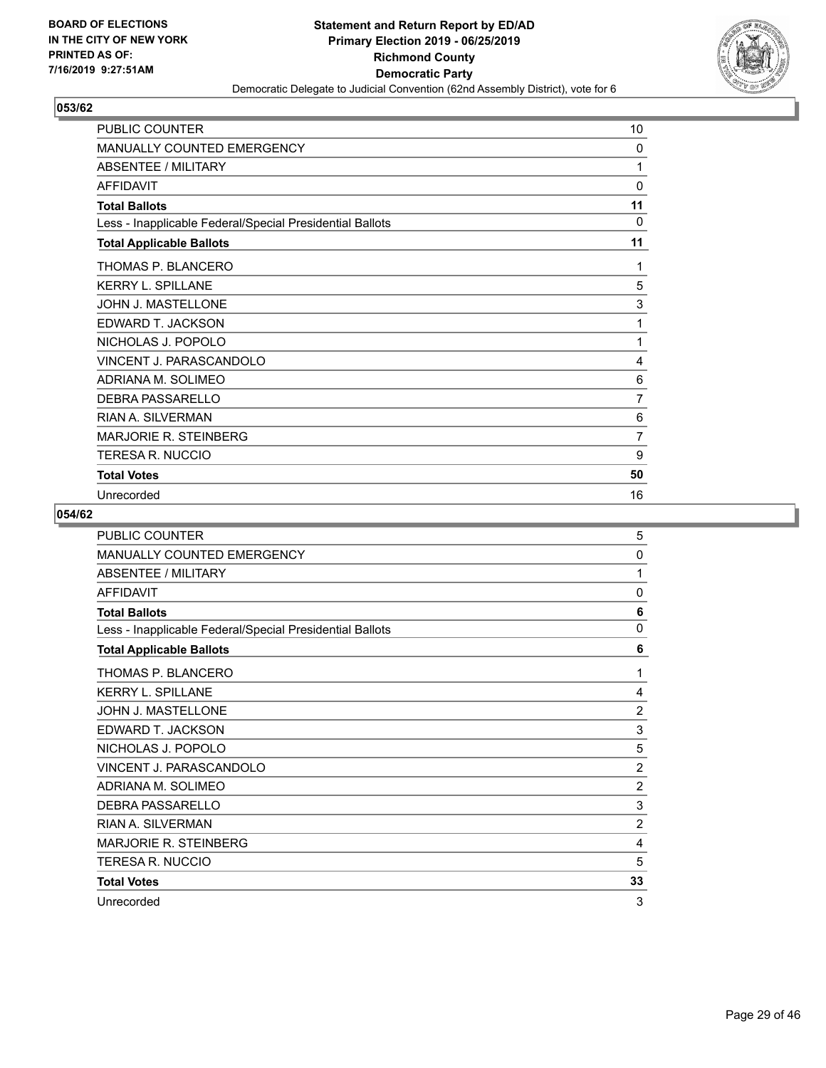BOARD OF ELECTIONS
IN THE CITY OF NEW YORK
PRINTED AS OF:
7/16/2019 9:27:51AM

**Statement and Return Report by ED/AD**
**Primary Election 2019 - 06/25/2019**
**Richmond County**
**Democratic Party**
Democratic Delegate to Judicial Convention (62nd Assembly District), vote for 6

## 053/62

| | |
|---|---|
| PUBLIC COUNTER | 10 |
| MANUALLY COUNTED EMERGENCY | 0 |
| ABSENTEE / MILITARY | 1 |
| AFFIDAVIT | 0 |
| **Total Ballots** | **11** |
| Less - Inapplicable Federal/Special Presidential Ballots | 0 |
| **Total Applicable Ballots** | **11** |
| THOMAS P. BLANCERO | 1 |
| KERRY L. SPILLANE | 5 |
| JOHN J. MASTELLONE | 3 |
| EDWARD T. JACKSON | 1 |
| NICHOLAS J. POPOLO | 1 |
| VINCENT J. PARASCANDOLO | 4 |
| ADRIANA M. SOLIMEO | 6 |
| DEBRA PASSARELLO | 7 |
| RIAN A. SILVERMAN | 6 |
| MARJORIE R. STEINBERG | 7 |
| TERESA R. NUCCIO | 9 |
| **Total Votes** | **50** |
| Unrecorded | 16 |

## 054/62

| | |
|---|---|
| PUBLIC COUNTER | 5 |
| MANUALLY COUNTED EMERGENCY | 0 |
| ABSENTEE / MILITARY | 1 |
| AFFIDAVIT | 0 |
| **Total Ballots** | **6** |
| Less - Inapplicable Federal/Special Presidential Ballots | 0 |
| **Total Applicable Ballots** | **6** |
| THOMAS P. BLANCERO | 1 |
| KERRY L. SPILLANE | 4 |
| JOHN J. MASTELLONE | 2 |
| EDWARD T. JACKSON | 3 |
| NICHOLAS J. POPOLO | 5 |
| VINCENT J. PARASCANDOLO | 2 |
| ADRIANA M. SOLIMEO | 2 |
| DEBRA PASSARELLO | 3 |
| RIAN A. SILVERMAN | 2 |
| MARJORIE R. STEINBERG | 4 |
| TERESA R. NUCCIO | 5 |
| **Total Votes** | **33** |
| Unrecorded | 3 |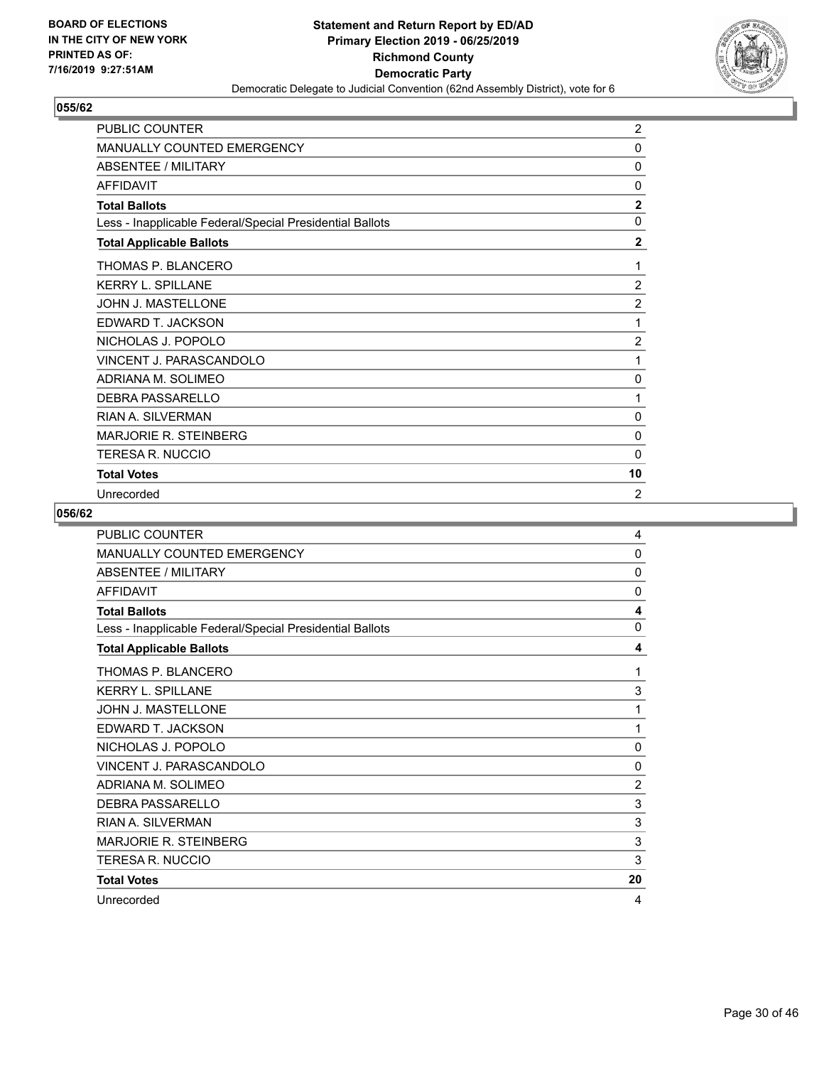BOARD OF ELECTIONS
IN THE CITY OF NEW YORK
PRINTED AS OF:
7/16/2019 9:27:51AM

**Statement and Return Report by ED/AD**
**Primary Election 2019 - 06/25/2019**
**Richmond County**
**Democratic Party**
Democratic Delegate to Judicial Convention (62nd Assembly District), vote for 6

## 055/62

| | |
|---|---|
| PUBLIC COUNTER | 2 |
| MANUALLY COUNTED EMERGENCY | 0 |
| ABSENTEE / MILITARY | 0 |
| AFFIDAVIT | 0 |
| **Total Ballots** | **2** |
| Less - Inapplicable Federal/Special Presidential Ballots | 0 |
| **Total Applicable Ballots** | **2** |
| THOMAS P. BLANCERO | 1 |
| KERRY L. SPILLANE | 2 |
| JOHN J. MASTELLONE | 2 |
| EDWARD T. JACKSON | 1 |
| NICHOLAS J. POPOLO | 2 |
| VINCENT J. PARASCANDOLO | 1 |
| ADRIANA M. SOLIMEO | 0 |
| DEBRA PASSARELLO | 1 |
| RIAN A. SILVERMAN | 0 |
| MARJORIE R. STEINBERG | 0 |
| TERESA R. NUCCIO | 0 |
| **Total Votes** | **10** |
| Unrecorded | 2 |

## 056/62

| | |
|---|---|
| PUBLIC COUNTER | 4 |
| MANUALLY COUNTED EMERGENCY | 0 |
| ABSENTEE / MILITARY | 0 |
| AFFIDAVIT | 0 |
| **Total Ballots** | **4** |
| Less - Inapplicable Federal/Special Presidential Ballots | 0 |
| **Total Applicable Ballots** | **4** |
| THOMAS P. BLANCERO | 1 |
| KERRY L. SPILLANE | 3 |
| JOHN J. MASTELLONE | 1 |
| EDWARD T. JACKSON | 1 |
| NICHOLAS J. POPOLO | 0 |
| VINCENT J. PARASCANDOLO | 0 |
| ADRIANA M. SOLIMEO | 2 |
| DEBRA PASSARELLO | 3 |
| RIAN A. SILVERMAN | 3 |
| MARJORIE R. STEINBERG | 3 |
| TERESA R. NUCCIO | 3 |
| **Total Votes** | **20** |
| Unrecorded | 4 |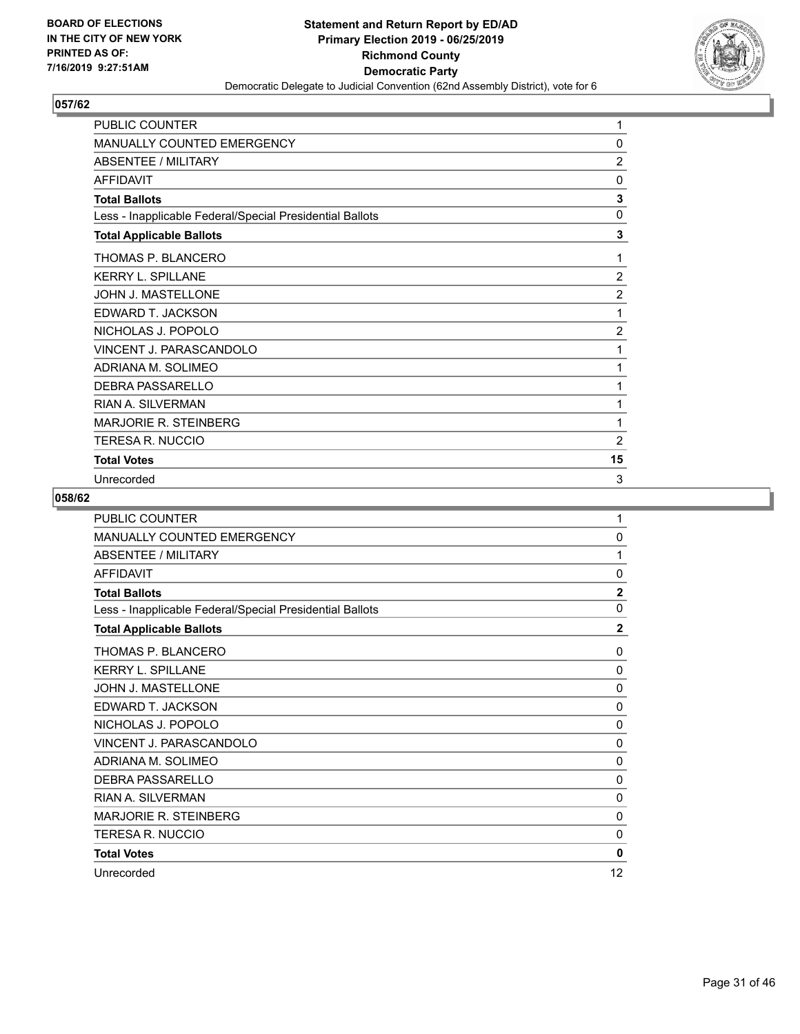BOARD OF ELECTIONS
IN THE CITY OF NEW YORK
PRINTED AS OF:
7/16/2019 9:27:51AM

**Statement and Return Report by ED/AD**
**Primary Election 2019 - 06/25/2019**
**Richmond County**
**Democratic Party**
Democratic Delegate to Judicial Convention (62nd Assembly District), vote for 6

## 057/62

| | |
|---|---|
| PUBLIC COUNTER | 1 |
| MANUALLY COUNTED EMERGENCY | 0 |
| ABSENTEE / MILITARY | 2 |
| AFFIDAVIT | 0 |
| **Total Ballots** | **3** |
| Less - Inapplicable Federal/Special Presidential Ballots | 0 |
| **Total Applicable Ballots** | **3** |
| THOMAS P. BLANCERO | 1 |
| KERRY L. SPILLANE | 2 |
| JOHN J. MASTELLONE | 2 |
| EDWARD T. JACKSON | 1 |
| NICHOLAS J. POPOLO | 2 |
| VINCENT J. PARASCANDOLO | 1 |
| ADRIANA M. SOLIMEO | 1 |
| DEBRA PASSARELLO | 1 |
| RIAN A. SILVERMAN | 1 |
| MARJORIE R. STEINBERG | 1 |
| TERESA R. NUCCIO | 2 |
| **Total Votes** | **15** |
| Unrecorded | 3 |

## 058/62

| | |
|---|---|
| PUBLIC COUNTER | 1 |
| MANUALLY COUNTED EMERGENCY | 0 |
| ABSENTEE / MILITARY | 1 |
| AFFIDAVIT | 0 |
| **Total Ballots** | **2** |
| Less - Inapplicable Federal/Special Presidential Ballots | 0 |
| **Total Applicable Ballots** | **2** |
| THOMAS P. BLANCERO | 0 |
| KERRY L. SPILLANE | 0 |
| JOHN J. MASTELLONE | 0 |
| EDWARD T. JACKSON | 0 |
| NICHOLAS J. POPOLO | 0 |
| VINCENT J. PARASCANDOLO | 0 |
| ADRIANA M. SOLIMEO | 0 |
| DEBRA PASSARELLO | 0 |
| RIAN A. SILVERMAN | 0 |
| MARJORIE R. STEINBERG | 0 |
| TERESA R. NUCCIO | 0 |
| **Total Votes** | **0** |
| Unrecorded | 12 |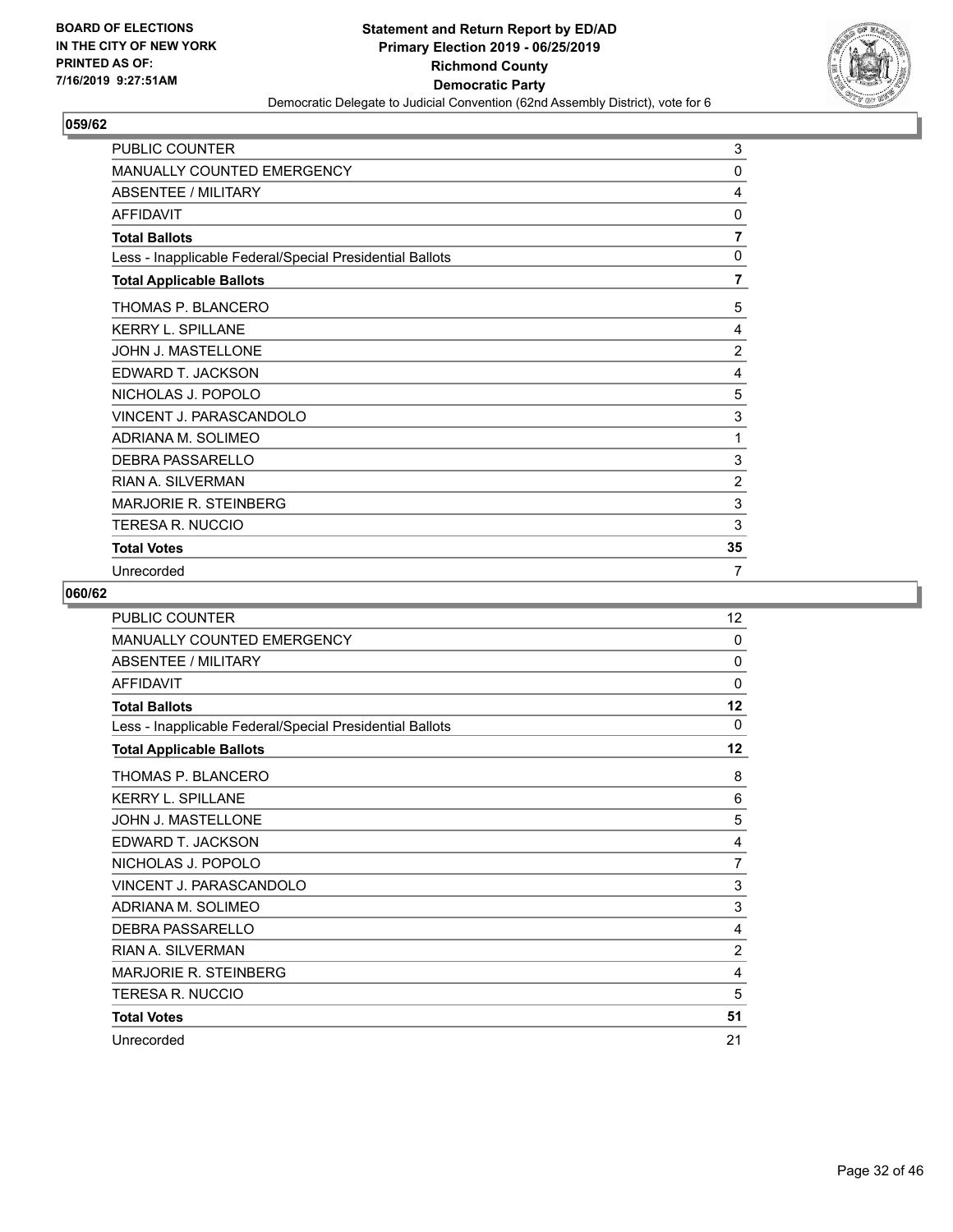## 059/62

| | |
|---|---|
| PUBLIC COUNTER | 3 |
| MANUALLY COUNTED EMERGENCY | 0 |
| ABSENTEE / MILITARY | 4 |
| AFFIDAVIT | 0 |
| **Total Ballots** | **7** |
| Less - Inapplicable Federal/Special Presidential Ballots | 0 |
| **Total Applicable Ballots** | **7** |
| THOMAS P. BLANCERO | 5 |
| KERRY L. SPILLANE | 4 |
| JOHN J. MASTELLONE | 2 |
| EDWARD T. JACKSON | 4 |
| NICHOLAS J. POPOLO | 5 |
| VINCENT J. PARASCANDOLO | 3 |
| ADRIANA M. SOLIMEO | 1 |
| DEBRA PASSARELLO | 3 |
| RIAN A. SILVERMAN | 2 |
| MARJORIE R. STEINBERG | 3 |
| TERESA R. NUCCIO | 3 |
| **Total Votes** | **35** |
| Unrecorded | 7 |

## 060/62

| | |
|---|---|
| PUBLIC COUNTER | 12 |
| MANUALLY COUNTED EMERGENCY | 0 |
| ABSENTEE / MILITARY | 0 |
| AFFIDAVIT | 0 |
| **Total Ballots** | **12** |
| Less - Inapplicable Federal/Special Presidential Ballots | 0 |
| **Total Applicable Ballots** | **12** |
| THOMAS P. BLANCERO | 8 |
| KERRY L. SPILLANE | 6 |
| JOHN J. MASTELLONE | 5 |
| EDWARD T. JACKSON | 4 |
| NICHOLAS J. POPOLO | 7 |
| VINCENT J. PARASCANDOLO | 3 |
| ADRIANA M. SOLIMEO | 3 |
| DEBRA PASSARELLO | 4 |
| RIAN A. SILVERMAN | 2 |
| MARJORIE R. STEINBERG | 4 |
| TERESA R. NUCCIO | 5 |
| **Total Votes** | **51** |
| Unrecorded | 21 |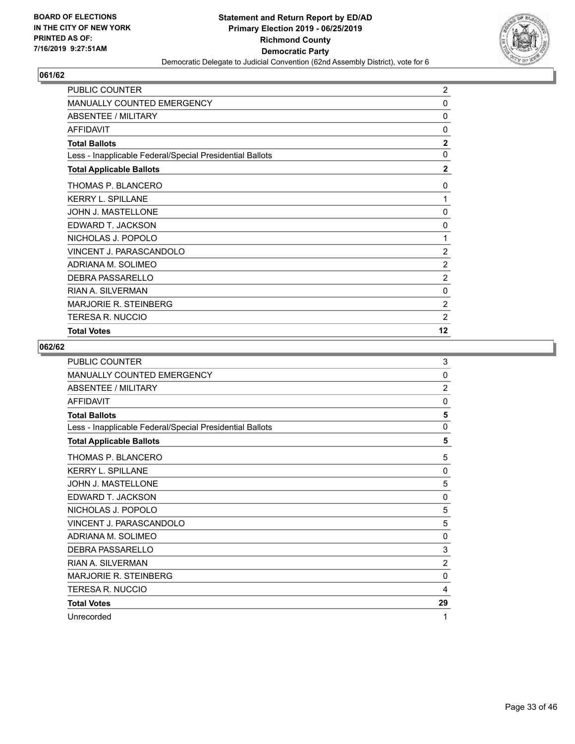BOARD OF ELECTIONS
IN THE CITY OF NEW YORK
PRINTED AS OF:
7/16/2019 9:27:51AM

**Statement and Return Report by ED/AD**
**Primary Election 2019 - 06/25/2019**
**Richmond County**
**Democratic Party**
Democratic Delegate to Judicial Convention (62nd Assembly District), vote for 6

### 061/62

| | |
|---|---|
| PUBLIC COUNTER | 2 |
| MANUALLY COUNTED EMERGENCY | 0 |
| ABSENTEE / MILITARY | 0 |
| AFFIDAVIT | 0 |
| **Total Ballots** | **2** |
| Less - Inapplicable Federal/Special Presidential Ballots | 0 |
| **Total Applicable Ballots** | **2** |
| THOMAS P. BLANCERO | 0 |
| KERRY L. SPILLANE | 1 |
| JOHN J. MASTELLONE | 0 |
| EDWARD T. JACKSON | 0 |
| NICHOLAS J. POPOLO | 1 |
| VINCENT J. PARASCANDOLO | 2 |
| ADRIANA M. SOLIMEO | 2 |
| DEBRA PASSARELLO | 2 |
| RIAN A. SILVERMAN | 0 |
| MARJORIE R. STEINBERG | 2 |
| TERESA R. NUCCIO | 2 |
| **Total Votes** | **12** |

### 062/62

| | |
|---|---|
| PUBLIC COUNTER | 3 |
| MANUALLY COUNTED EMERGENCY | 0 |
| ABSENTEE / MILITARY | 2 |
| AFFIDAVIT | 0 |
| **Total Ballots** | **5** |
| Less - Inapplicable Federal/Special Presidential Ballots | 0 |
| **Total Applicable Ballots** | **5** |
| THOMAS P. BLANCERO | 5 |
| KERRY L. SPILLANE | 0 |
| JOHN J. MASTELLONE | 5 |
| EDWARD T. JACKSON | 0 |
| NICHOLAS J. POPOLO | 5 |
| VINCENT J. PARASCANDOLO | 5 |
| ADRIANA M. SOLIMEO | 0 |
| DEBRA PASSARELLO | 3 |
| RIAN A. SILVERMAN | 2 |
| MARJORIE R. STEINBERG | 0 |
| TERESA R. NUCCIO | 4 |
| **Total Votes** | **29** |
| Unrecorded | 1 |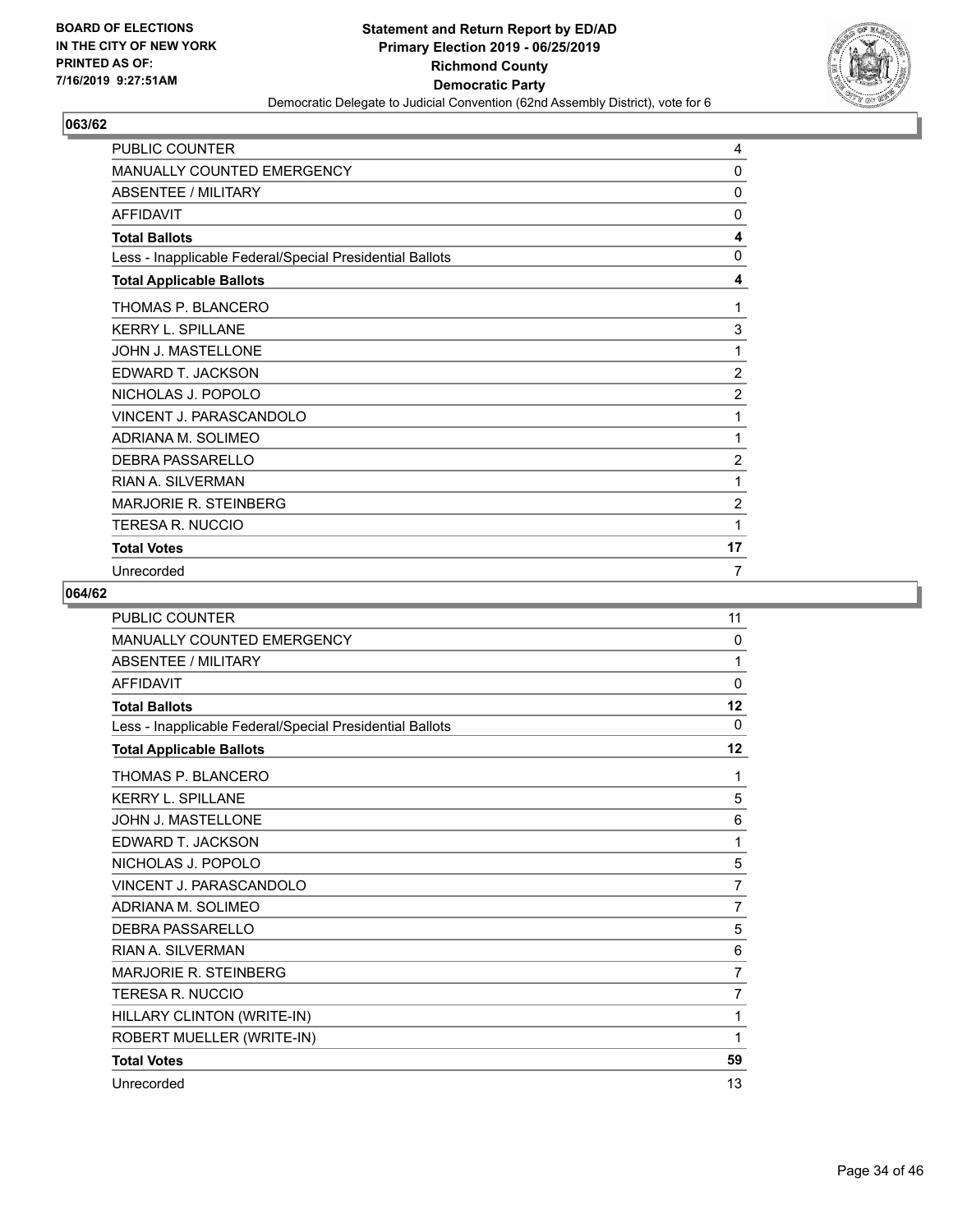**BOARD OF ELECTIONS IN THE CITY OF NEW YORK PRINTED AS OF: 7/16/2019 9:27:51AM**

**Statement and Return Report by ED/AD Primary Election 2019 - 06/25/2019 Richmond County Democratic Party**

Democratic Delegate to Judicial Convention (62nd Assembly District), vote for 6

### 063/62

| | |
|---|---|
| PUBLIC COUNTER | 4 |
| MANUALLY COUNTED EMERGENCY | 0 |
| ABSENTEE / MILITARY | 0 |
| AFFIDAVIT | 0 |
| **Total Ballots** | **4** |
| Less - Inapplicable Federal/Special Presidential Ballots | 0 |
| **Total Applicable Ballots** | **4** |
| THOMAS P. BLANCERO | 1 |
| KERRY L. SPILLANE | 3 |
| JOHN J. MASTELLONE | 1 |
| EDWARD T. JACKSON | 2 |
| NICHOLAS J. POPOLO | 2 |
| VINCENT J. PARASCANDOLO | 1 |
| ADRIANA M. SOLIMEO | 1 |
| DEBRA PASSARELLO | 2 |
| RIAN A. SILVERMAN | 1 |
| MARJORIE R. STEINBERG | 2 |
| TERESA R. NUCCIO | 1 |
| **Total Votes** | **17** |
| Unrecorded | 7 |

### 064/62

| | |
|---|---|
| PUBLIC COUNTER | 11 |
| MANUALLY COUNTED EMERGENCY | 0 |
| ABSENTEE / MILITARY | 1 |
| AFFIDAVIT | 0 |
| **Total Ballots** | **12** |
| Less - Inapplicable Federal/Special Presidential Ballots | 0 |
| **Total Applicable Ballots** | **12** |
| THOMAS P. BLANCERO | 1 |
| KERRY L. SPILLANE | 5 |
| JOHN J. MASTELLONE | 6 |
| EDWARD T. JACKSON | 1 |
| NICHOLAS J. POPOLO | 5 |
| VINCENT J. PARASCANDOLO | 7 |
| ADRIANA M. SOLIMEO | 7 |
| DEBRA PASSARELLO | 5 |
| RIAN A. SILVERMAN | 6 |
| MARJORIE R. STEINBERG | 7 |
| TERESA R. NUCCIO | 7 |
| HILLARY CLINTON (WRITE-IN) | 1 |
| ROBERT MUELLER (WRITE-IN) | 1 |
| **Total Votes** | **59** |
| Unrecorded | 13 |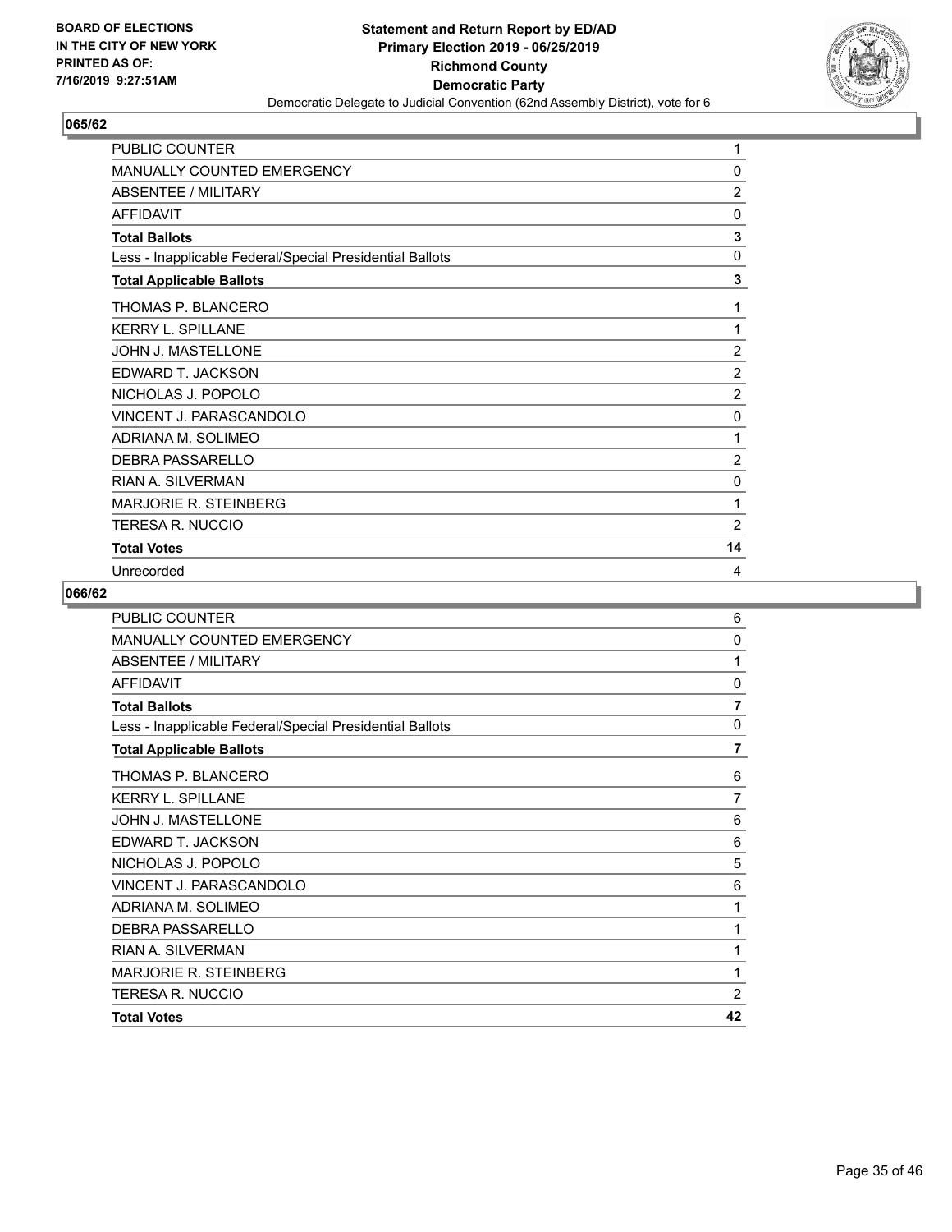BOARD OF ELECTIONS
IN THE CITY OF NEW YORK
PRINTED AS OF:
7/16/2019 9:27:51AM

**Statement and Return Report by ED/AD**
**Primary Election 2019 - 06/25/2019**
**Richmond County**
**Democratic Party**
Democratic Delegate to Judicial Convention (62nd Assembly District), vote for 6

## 065/62

| | |
|---|---|
| PUBLIC COUNTER | 1 |
| MANUALLY COUNTED EMERGENCY | 0 |
| ABSENTEE / MILITARY | 2 |
| AFFIDAVIT | 0 |
| **Total Ballots** | **3** |
| Less - Inapplicable Federal/Special Presidential Ballots | 0 |
| **Total Applicable Ballots** | **3** |
| THOMAS P. BLANCERO | 1 |
| KERRY L. SPILLANE | 1 |
| JOHN J. MASTELLONE | 2 |
| EDWARD T. JACKSON | 2 |
| NICHOLAS J. POPOLO | 2 |
| VINCENT J. PARASCANDOLO | 0 |
| ADRIANA M. SOLIMEO | 1 |
| DEBRA PASSARELLO | 2 |
| RIAN A. SILVERMAN | 0 |
| MARJORIE R. STEINBERG | 1 |
| TERESA R. NUCCIO | 2 |
| **Total Votes** | **14** |
| Unrecorded | 4 |

## 066/62

| | |
|---|---|
| PUBLIC COUNTER | 6 |
| MANUALLY COUNTED EMERGENCY | 0 |
| ABSENTEE / MILITARY | 1 |
| AFFIDAVIT | 0 |
| **Total Ballots** | **7** |
| Less - Inapplicable Federal/Special Presidential Ballots | 0 |
| **Total Applicable Ballots** | **7** |
| THOMAS P. BLANCERO | 6 |
| KERRY L. SPILLANE | 7 |
| JOHN J. MASTELLONE | 6 |
| EDWARD T. JACKSON | 6 |
| NICHOLAS J. POPOLO | 5 |
| VINCENT J. PARASCANDOLO | 6 |
| ADRIANA M. SOLIMEO | 1 |
| DEBRA PASSARELLO | 1 |
| RIAN A. SILVERMAN | 1 |
| MARJORIE R. STEINBERG | 1 |
| TERESA R. NUCCIO | 2 |
| **Total Votes** | **42** |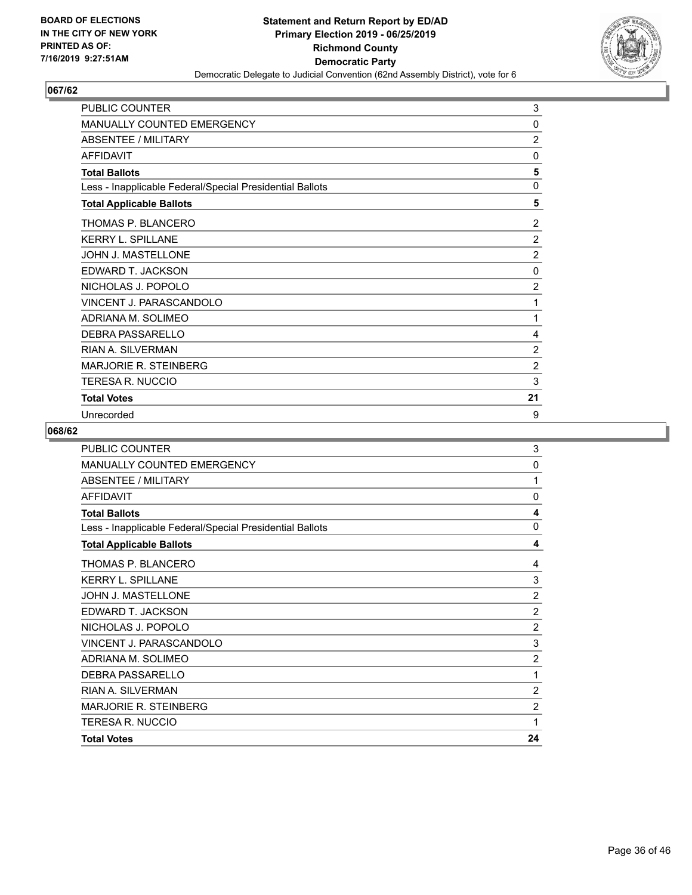BOARD OF ELECTIONS
IN THE CITY OF NEW YORK
PRINTED AS OF:
7/16/2019 9:27:51AM

**Statement and Return Report by ED/AD**
**Primary Election 2019 - 06/25/2019**
**Richmond County**
**Democratic Party**
Democratic Delegate to Judicial Convention (62nd Assembly District), vote for 6

## 067/62

| | |
|---|---|
| PUBLIC COUNTER | 3 |
| MANUALLY COUNTED EMERGENCY | 0 |
| ABSENTEE / MILITARY | 2 |
| AFFIDAVIT | 0 |
| **Total Ballots** | **5** |
| Less - Inapplicable Federal/Special Presidential Ballots | 0 |
| **Total Applicable Ballots** | **5** |
| THOMAS P. BLANCERO | 2 |
| KERRY L. SPILLANE | 2 |
| JOHN J. MASTELLONE | 2 |
| EDWARD T. JACKSON | 0 |
| NICHOLAS J. POPOLO | 2 |
| VINCENT J. PARASCANDOLO | 1 |
| ADRIANA M. SOLIMEO | 1 |
| DEBRA PASSARELLO | 4 |
| RIAN A. SILVERMAN | 2 |
| MARJORIE R. STEINBERG | 2 |
| TERESA R. NUCCIO | 3 |
| **Total Votes** | **21** |
| Unrecorded | 9 |

## 068/62

| | |
|---|---|
| PUBLIC COUNTER | 3 |
| MANUALLY COUNTED EMERGENCY | 0 |
| ABSENTEE / MILITARY | 1 |
| AFFIDAVIT | 0 |
| **Total Ballots** | **4** |
| Less - Inapplicable Federal/Special Presidential Ballots | 0 |
| **Total Applicable Ballots** | **4** |
| THOMAS P. BLANCERO | 4 |
| KERRY L. SPILLANE | 3 |
| JOHN J. MASTELLONE | 2 |
| EDWARD T. JACKSON | 2 |
| NICHOLAS J. POPOLO | 2 |
| VINCENT J. PARASCANDOLO | 3 |
| ADRIANA M. SOLIMEO | 2 |
| DEBRA PASSARELLO | 1 |
| RIAN A. SILVERMAN | 2 |
| MARJORIE R. STEINBERG | 2 |
| TERESA R. NUCCIO | 1 |
| **Total Votes** | **24** |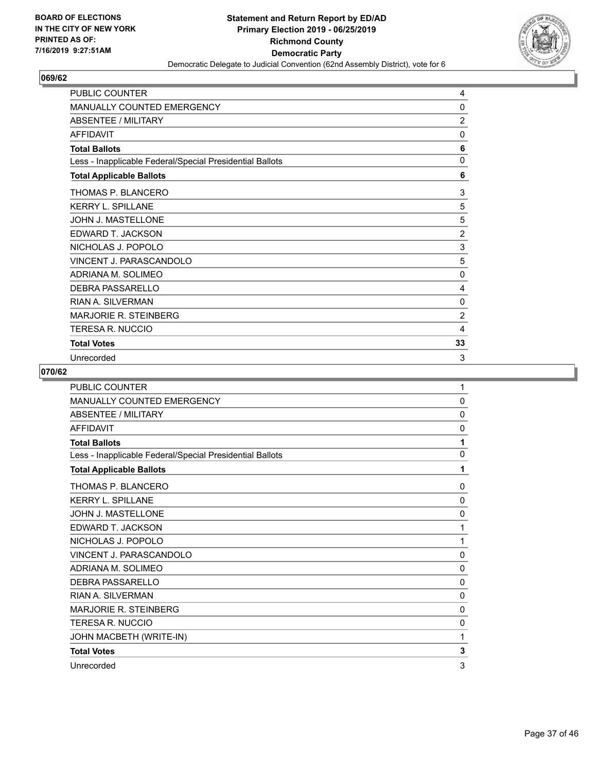BOARD OF ELECTIONS
IN THE CITY OF NEW YORK
PRINTED AS OF:
7/16/2019 9:27:51AM

**Statement and Return Report by ED/AD**
**Primary Election 2019 - 06/25/2019**
**Richmond County**
**Democratic Party**
Democratic Delegate to Judicial Convention (62nd Assembly District), vote for 6

## 069/62

| | |
|---|---|
| PUBLIC COUNTER | 4 |
| MANUALLY COUNTED EMERGENCY | 0 |
| ABSENTEE / MILITARY | 2 |
| AFFIDAVIT | 0 |
| **Total Ballots** | **6** |
| Less - Inapplicable Federal/Special Presidential Ballots | 0 |
| **Total Applicable Ballots** | **6** |
| THOMAS P. BLANCERO | 3 |
| KERRY L. SPILLANE | 5 |
| JOHN J. MASTELLONE | 5 |
| EDWARD T. JACKSON | 2 |
| NICHOLAS J. POPOLO | 3 |
| VINCENT J. PARASCANDOLO | 5 |
| ADRIANA M. SOLIMEO | 0 |
| DEBRA PASSARELLO | 4 |
| RIAN A. SILVERMAN | 0 |
| MARJORIE R. STEINBERG | 2 |
| TERESA R. NUCCIO | 4 |
| **Total Votes** | **33** |
| Unrecorded | 3 |

## 070/62

| | |
|---|---|
| PUBLIC COUNTER | 1 |
| MANUALLY COUNTED EMERGENCY | 0 |
| ABSENTEE / MILITARY | 0 |
| AFFIDAVIT | 0 |
| **Total Ballots** | **1** |
| Less - Inapplicable Federal/Special Presidential Ballots | 0 |
| **Total Applicable Ballots** | **1** |
| THOMAS P. BLANCERO | 0 |
| KERRY L. SPILLANE | 0 |
| JOHN J. MASTELLONE | 0 |
| EDWARD T. JACKSON | 1 |
| NICHOLAS J. POPOLO | 1 |
| VINCENT J. PARASCANDOLO | 0 |
| ADRIANA M. SOLIMEO | 0 |
| DEBRA PASSARELLO | 0 |
| RIAN A. SILVERMAN | 0 |
| MARJORIE R. STEINBERG | 0 |
| TERESA R. NUCCIO | 0 |
| JOHN MACBETH (WRITE-IN) | 1 |
| **Total Votes** | **3** |
| Unrecorded | 3 |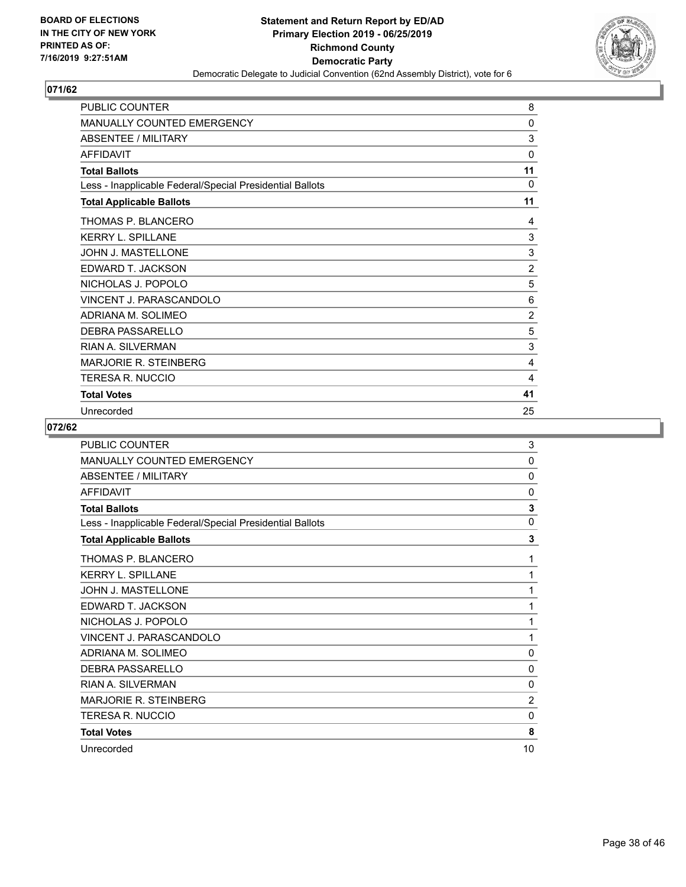**BOARD OF ELECTIONS IN THE CITY OF NEW YORK PRINTED AS OF: 7/16/2019 9:27:51AM**

**Statement and Return Report by ED/AD Primary Election 2019 - 06/25/2019 Richmond County Democratic Party**

Democratic Delegate to Judicial Convention (62nd Assembly District), vote for 6

## 071/62

| | |
|---|---|
| PUBLIC COUNTER | 8 |
| MANUALLY COUNTED EMERGENCY | 0 |
| ABSENTEE / MILITARY | 3 |
| AFFIDAVIT | 0 |
| **Total Ballots** | **11** |
| Less - Inapplicable Federal/Special Presidential Ballots | 0 |
| **Total Applicable Ballots** | **11** |
| THOMAS P. BLANCERO | 4 |
| KERRY L. SPILLANE | 3 |
| JOHN J. MASTELLONE | 3 |
| EDWARD T. JACKSON | 2 |
| NICHOLAS J. POPOLO | 5 |
| VINCENT J. PARASCANDOLO | 6 |
| ADRIANA M. SOLIMEO | 2 |
| DEBRA PASSARELLO | 5 |
| RIAN A. SILVERMAN | 3 |
| MARJORIE R. STEINBERG | 4 |
| TERESA R. NUCCIO | 4 |
| **Total Votes** | **41** |
| Unrecorded | 25 |

## 072/62

| | |
|---|---|
| PUBLIC COUNTER | 3 |
| MANUALLY COUNTED EMERGENCY | 0 |
| ABSENTEE / MILITARY | 0 |
| AFFIDAVIT | 0 |
| **Total Ballots** | **3** |
| Less - Inapplicable Federal/Special Presidential Ballots | 0 |
| **Total Applicable Ballots** | **3** |
| THOMAS P. BLANCERO | 1 |
| KERRY L. SPILLANE | 1 |
| JOHN J. MASTELLONE | 1 |
| EDWARD T. JACKSON | 1 |
| NICHOLAS J. POPOLO | 1 |
| VINCENT J. PARASCANDOLO | 1 |
| ADRIANA M. SOLIMEO | 0 |
| DEBRA PASSARELLO | 0 |
| RIAN A. SILVERMAN | 0 |
| MARJORIE R. STEINBERG | 2 |
| TERESA R. NUCCIO | 0 |
| **Total Votes** | **8** |
| Unrecorded | 10 |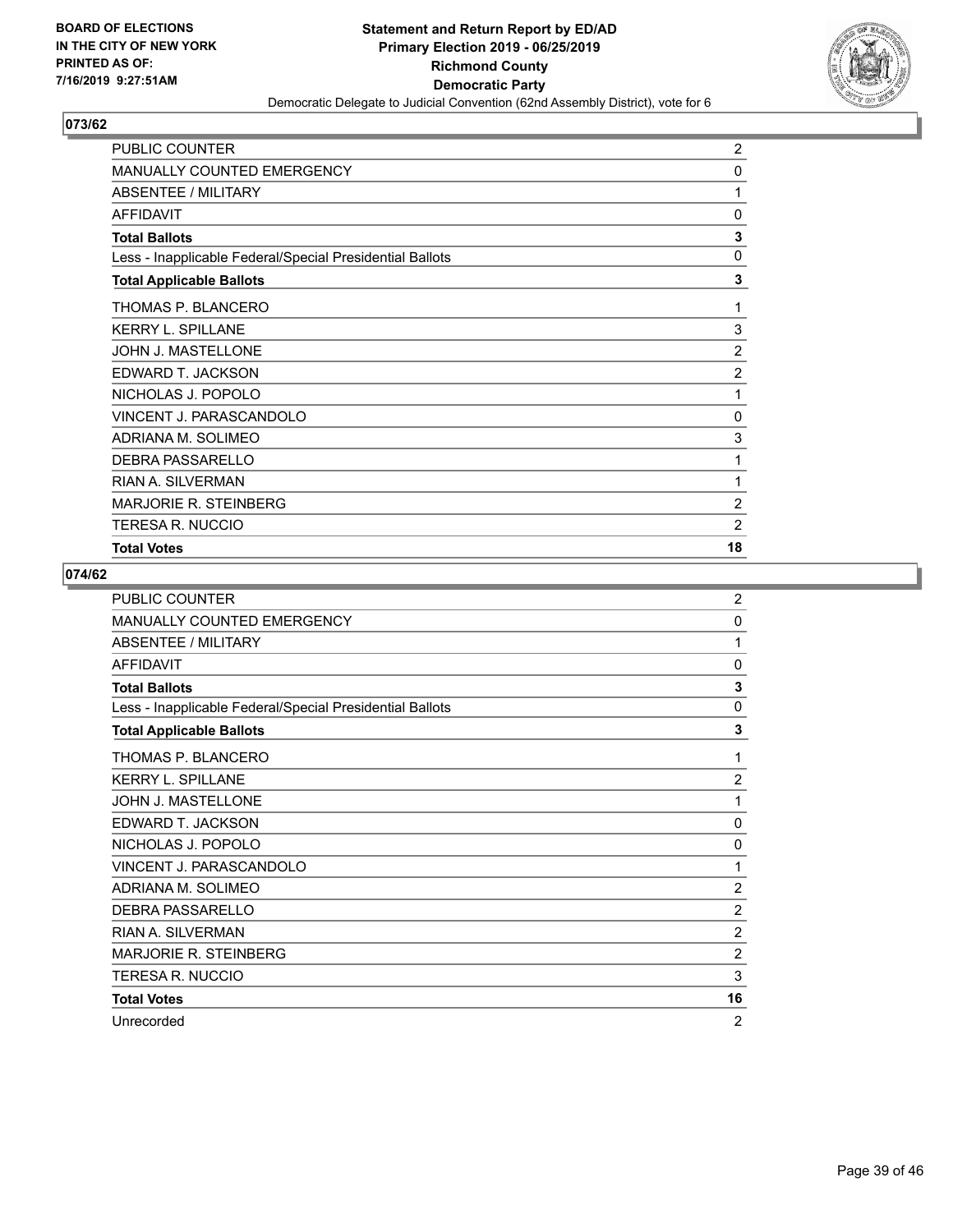## 073/62

| | |
|---|---|
| PUBLIC COUNTER | 2 |
| MANUALLY COUNTED EMERGENCY | 0 |
| ABSENTEE / MILITARY | 1 |
| AFFIDAVIT | 0 |
| **Total Ballots** | **3** |
| Less - Inapplicable Federal/Special Presidential Ballots | 0 |
| **Total Applicable Ballots** | **3** |
| THOMAS P. BLANCERO | 1 |
| KERRY L. SPILLANE | 3 |
| JOHN J. MASTELLONE | 2 |
| EDWARD T. JACKSON | 2 |
| NICHOLAS J. POPOLO | 1 |
| VINCENT J. PARASCANDOLO | 0 |
| ADRIANA M. SOLIMEO | 3 |
| DEBRA PASSARELLO | 1 |
| RIAN A. SILVERMAN | 1 |
| MARJORIE R. STEINBERG | 2 |
| TERESA R. NUCCIO | 2 |
| **Total Votes** | **18** |

## 074/62

| | |
|---|---|
| PUBLIC COUNTER | 2 |
| MANUALLY COUNTED EMERGENCY | 0 |
| ABSENTEE / MILITARY | 1 |
| AFFIDAVIT | 0 |
| **Total Ballots** | **3** |
| Less - Inapplicable Federal/Special Presidential Ballots | 0 |
| **Total Applicable Ballots** | **3** |
| THOMAS P. BLANCERO | 1 |
| KERRY L. SPILLANE | 2 |
| JOHN J. MASTELLONE | 1 |
| EDWARD T. JACKSON | 0 |
| NICHOLAS J. POPOLO | 0 |
| VINCENT J. PARASCANDOLO | 1 |
| ADRIANA M. SOLIMEO | 2 |
| DEBRA PASSARELLO | 2 |
| RIAN A. SILVERMAN | 2 |
| MARJORIE R. STEINBERG | 2 |
| TERESA R. NUCCIO | 3 |
| **Total Votes** | **16** |
| Unrecorded | 2 |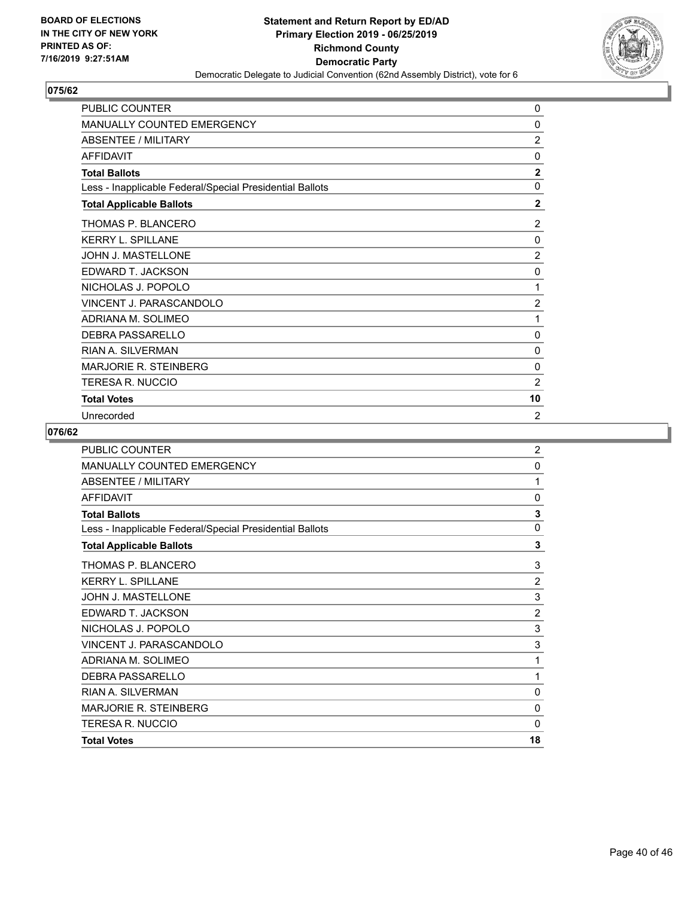**BOARD OF ELECTIONS IN THE CITY OF NEW YORK PRINTED AS OF: 7/16/2019 9:27:51AM**

**Statement and Return Report by ED/AD Primary Election 2019 - 06/25/2019 Richmond County Democratic Party**

Democratic Delegate to Judicial Convention (62nd Assembly District), vote for 6

## 075/62

| | |
|---|---|
| PUBLIC COUNTER | 0 |
| MANUALLY COUNTED EMERGENCY | 0 |
| ABSENTEE / MILITARY | 2 |
| AFFIDAVIT | 0 |
| **Total Ballots** | **2** |
| Less - Inapplicable Federal/Special Presidential Ballots | 0 |
| **Total Applicable Ballots** | **2** |
| THOMAS P. BLANCERO | 2 |
| KERRY L. SPILLANE | 0 |
| JOHN J. MASTELLONE | 2 |
| EDWARD T. JACKSON | 0 |
| NICHOLAS J. POPOLO | 1 |
| VINCENT J. PARASCANDOLO | 2 |
| ADRIANA M. SOLIMEO | 1 |
| DEBRA PASSARELLO | 0 |
| RIAN A. SILVERMAN | 0 |
| MARJORIE R. STEINBERG | 0 |
| TERESA R. NUCCIO | 2 |
| **Total Votes** | **10** |
| Unrecorded | 2 |

## 076/62

| | |
|---|---|
| PUBLIC COUNTER | 2 |
| MANUALLY COUNTED EMERGENCY | 0 |
| ABSENTEE / MILITARY | 1 |
| AFFIDAVIT | 0 |
| **Total Ballots** | **3** |
| Less - Inapplicable Federal/Special Presidential Ballots | 0 |
| **Total Applicable Ballots** | **3** |
| THOMAS P. BLANCERO | 3 |
| KERRY L. SPILLANE | 2 |
| JOHN J. MASTELLONE | 3 |
| EDWARD T. JACKSON | 2 |
| NICHOLAS J. POPOLO | 3 |
| VINCENT J. PARASCANDOLO | 3 |
| ADRIANA M. SOLIMEO | 1 |
| DEBRA PASSARELLO | 1 |
| RIAN A. SILVERMAN | 0 |
| MARJORIE R. STEINBERG | 0 |
| TERESA R. NUCCIO | 0 |
| **Total Votes** | **18** |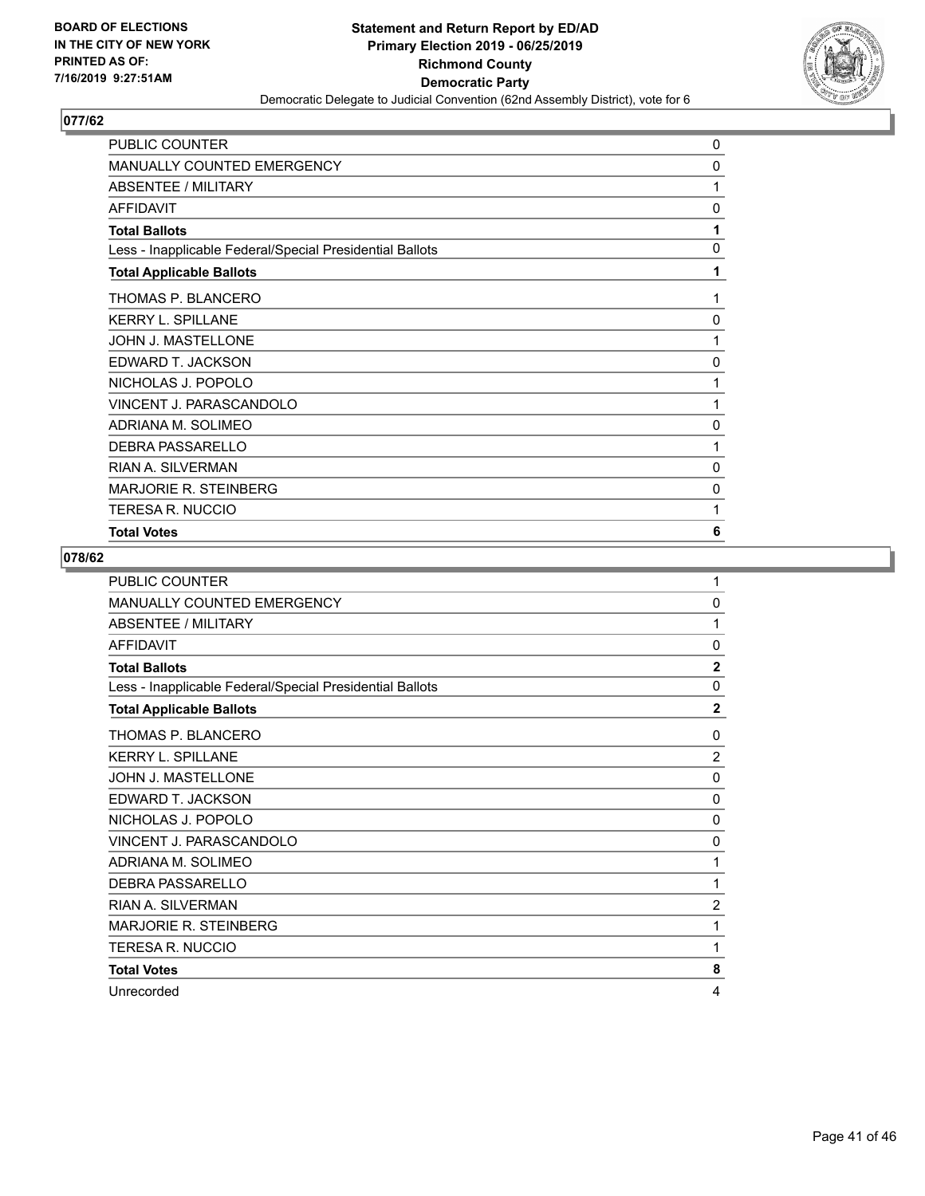## 077/62

| | |
|---|---|
| PUBLIC COUNTER | 0 |
| MANUALLY COUNTED EMERGENCY | 0 |
| ABSENTEE / MILITARY | 1 |
| AFFIDAVIT | 0 |
| **Total Ballots** | **1** |
| Less - Inapplicable Federal/Special Presidential Ballots | 0 |
| **Total Applicable Ballots** | **1** |
| THOMAS P. BLANCERO | 1 |
| KERRY L. SPILLANE | 0 |
| JOHN J. MASTELLONE | 1 |
| EDWARD T. JACKSON | 0 |
| NICHOLAS J. POPOLO | 1 |
| VINCENT J. PARASCANDOLO | 1 |
| ADRIANA M. SOLIMEO | 0 |
| DEBRA PASSARELLO | 1 |
| RIAN A. SILVERMAN | 0 |
| MARJORIE R. STEINBERG | 0 |
| TERESA R. NUCCIO | 1 |
| **Total Votes** | **6** |

## 078/62

| | |
|---|---|
| PUBLIC COUNTER | 1 |
| MANUALLY COUNTED EMERGENCY | 0 |
| ABSENTEE / MILITARY | 1 |
| AFFIDAVIT | 0 |
| **Total Ballots** | **2** |
| Less - Inapplicable Federal/Special Presidential Ballots | 0 |
| **Total Applicable Ballots** | **2** |
| THOMAS P. BLANCERO | 0 |
| KERRY L. SPILLANE | 2 |
| JOHN J. MASTELLONE | 0 |
| EDWARD T. JACKSON | 0 |
| NICHOLAS J. POPOLO | 0 |
| VINCENT J. PARASCANDOLO | 0 |
| ADRIANA M. SOLIMEO | 1 |
| DEBRA PASSARELLO | 1 |
| RIAN A. SILVERMAN | 2 |
| MARJORIE R. STEINBERG | 1 |
| TERESA R. NUCCIO | 1 |
| **Total Votes** | **8** |
| Unrecorded | 4 |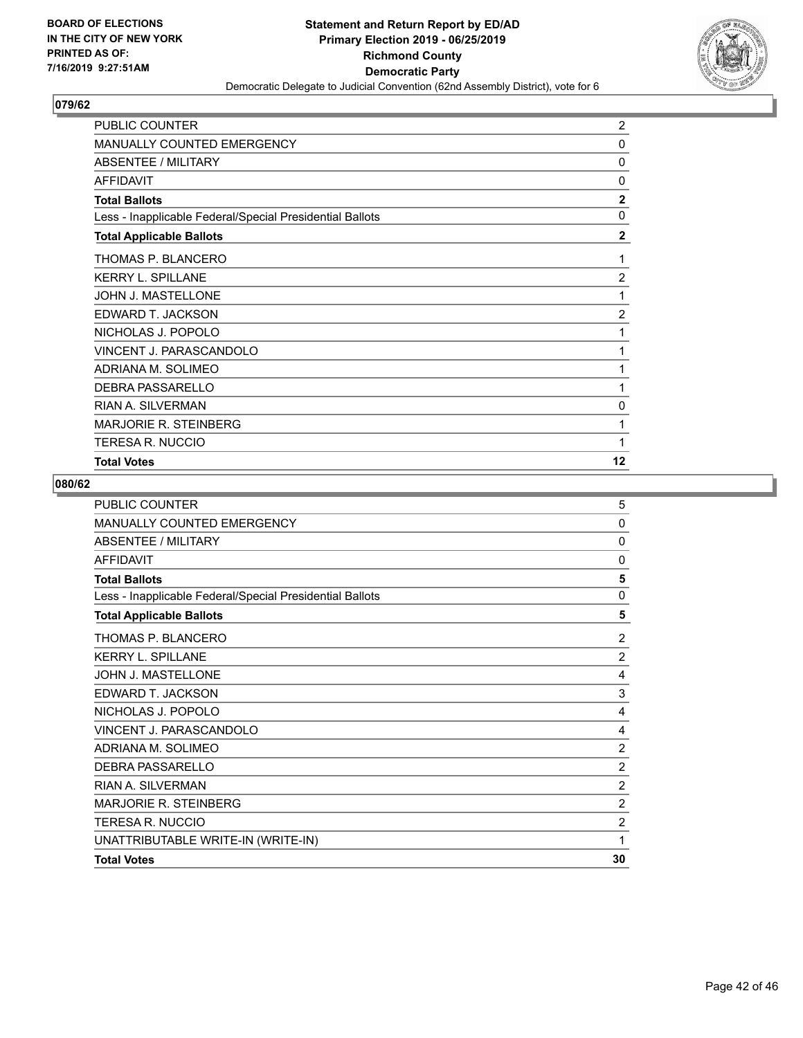**BOARD OF ELECTIONS IN THE CITY OF NEW YORK PRINTED AS OF: 7/16/2019 9:27:51AM**

**Statement and Return Report by ED/AD**
**Primary Election 2019 - 06/25/2019**
**Richmond County**
**Democratic Party**
Democratic Delegate to Judicial Convention (62nd Assembly District), vote for 6

## 079/62

| | |
|---|---|
| PUBLIC COUNTER | 2 |
| MANUALLY COUNTED EMERGENCY | 0 |
| ABSENTEE / MILITARY | 0 |
| AFFIDAVIT | 0 |
| **Total Ballots** | **2** |
| Less - Inapplicable Federal/Special Presidential Ballots | 0 |
| **Total Applicable Ballots** | **2** |
| THOMAS P. BLANCERO | 1 |
| KERRY L. SPILLANE | 2 |
| JOHN J. MASTELLONE | 1 |
| EDWARD T. JACKSON | 2 |
| NICHOLAS J. POPOLO | 1 |
| VINCENT J. PARASCANDOLO | 1 |
| ADRIANA M. SOLIMEO | 1 |
| DEBRA PASSARELLO | 1 |
| RIAN A. SILVERMAN | 0 |
| MARJORIE R. STEINBERG | 1 |
| TERESA R. NUCCIO | 1 |
| **Total Votes** | **12** |

## 080/62

| | |
|---|---|
| PUBLIC COUNTER | 5 |
| MANUALLY COUNTED EMERGENCY | 0 |
| ABSENTEE / MILITARY | 0 |
| AFFIDAVIT | 0 |
| **Total Ballots** | **5** |
| Less - Inapplicable Federal/Special Presidential Ballots | 0 |
| **Total Applicable Ballots** | **5** |
| THOMAS P. BLANCERO | 2 |
| KERRY L. SPILLANE | 2 |
| JOHN J. MASTELLONE | 4 |
| EDWARD T. JACKSON | 3 |
| NICHOLAS J. POPOLO | 4 |
| VINCENT J. PARASCANDOLO | 4 |
| ADRIANA M. SOLIMEO | 2 |
| DEBRA PASSARELLO | 2 |
| RIAN A. SILVERMAN | 2 |
| MARJORIE R. STEINBERG | 2 |
| TERESA R. NUCCIO | 2 |
| UNATTRIBUTABLE WRITE-IN (WRITE-IN) | 1 |
| **Total Votes** | **30** |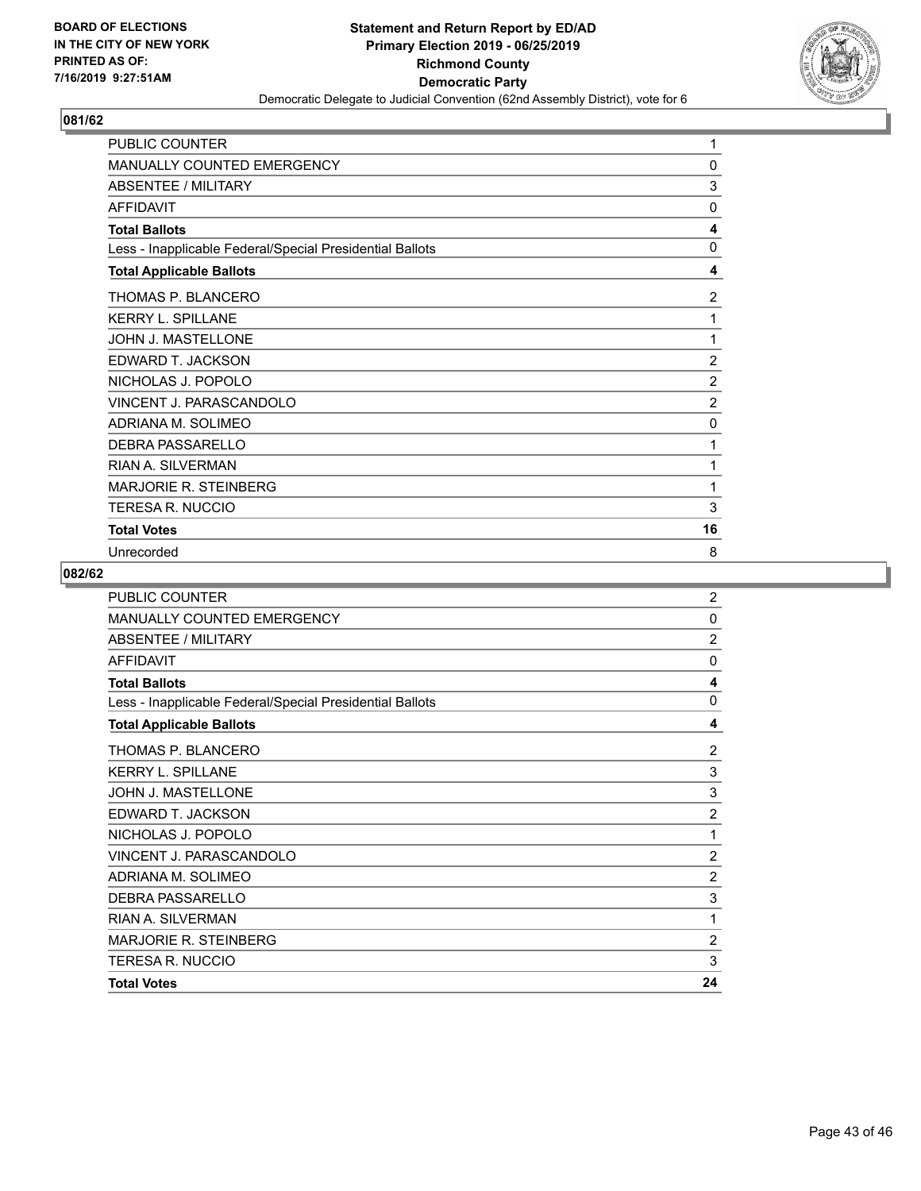BOARD OF ELECTIONS
IN THE CITY OF NEW YORK
PRINTED AS OF:
7/16/2019 9:27:51AM

**Statement and Return Report by ED/AD**
**Primary Election 2019 - 06/25/2019**
**Richmond County**
**Democratic Party**
Democratic Delegate to Judicial Convention (62nd Assembly District), vote for 6

## 081/62

| | |
|---|---|
| PUBLIC COUNTER | 1 |
| MANUALLY COUNTED EMERGENCY | 0 |
| ABSENTEE / MILITARY | 3 |
| AFFIDAVIT | 0 |
| **Total Ballots** | **4** |
| Less - Inapplicable Federal/Special Presidential Ballots | 0 |
| **Total Applicable Ballots** | **4** |
| THOMAS P. BLANCERO | 2 |
| KERRY L. SPILLANE | 1 |
| JOHN J. MASTELLONE | 1 |
| EDWARD T. JACKSON | 2 |
| NICHOLAS J. POPOLO | 2 |
| VINCENT J. PARASCANDOLO | 2 |
| ADRIANA M. SOLIMEO | 0 |
| DEBRA PASSARELLO | 1 |
| RIAN A. SILVERMAN | 1 |
| MARJORIE R. STEINBERG | 1 |
| TERESA R. NUCCIO | 3 |
| **Total Votes** | **16** |
| Unrecorded | 8 |

## 082/62

| | |
|---|---|
| PUBLIC COUNTER | 2 |
| MANUALLY COUNTED EMERGENCY | 0 |
| ABSENTEE / MILITARY | 2 |
| AFFIDAVIT | 0 |
| **Total Ballots** | **4** |
| Less - Inapplicable Federal/Special Presidential Ballots | 0 |
| **Total Applicable Ballots** | **4** |
| THOMAS P. BLANCERO | 2 |
| KERRY L. SPILLANE | 3 |
| JOHN J. MASTELLONE | 3 |
| EDWARD T. JACKSON | 2 |
| NICHOLAS J. POPOLO | 1 |
| VINCENT J. PARASCANDOLO | 2 |
| ADRIANA M. SOLIMEO | 2 |
| DEBRA PASSARELLO | 3 |
| RIAN A. SILVERMAN | 1 |
| MARJORIE R. STEINBERG | 2 |
| TERESA R. NUCCIO | 3 |
| **Total Votes** | **24** |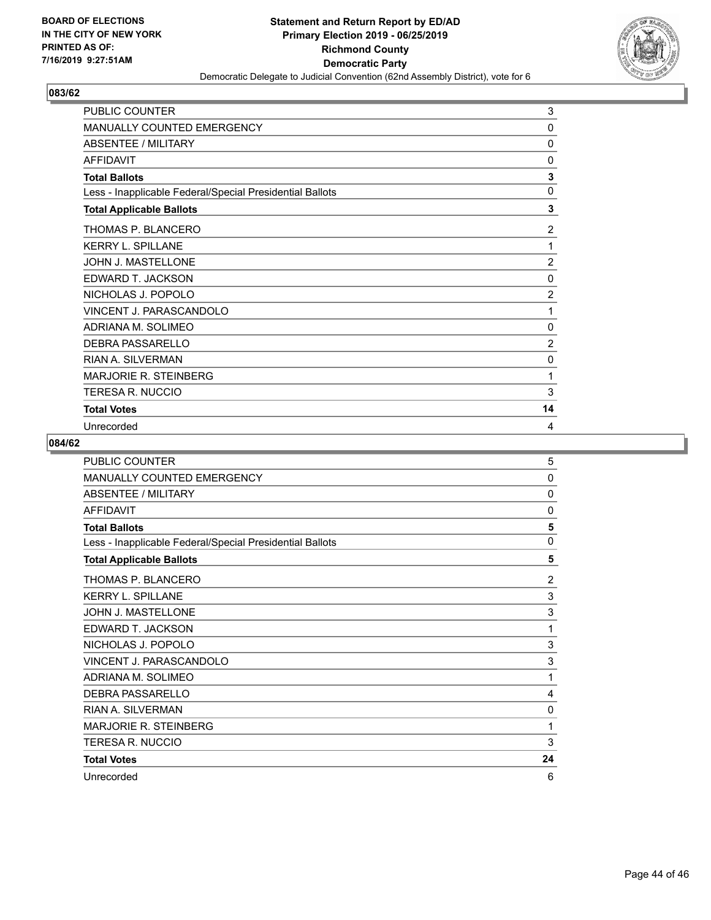BOARD OF ELECTIONS
IN THE CITY OF NEW YORK
PRINTED AS OF:
7/16/2019 9:27:51AM

**Statement and Return Report by ED/AD**
**Primary Election 2019 - 06/25/2019**
**Richmond County**
**Democratic Party**
Democratic Delegate to Judicial Convention (62nd Assembly District), vote for 6

### 083/62

| | |
|---|---|
| PUBLIC COUNTER | 3 |
| MANUALLY COUNTED EMERGENCY | 0 |
| ABSENTEE / MILITARY | 0 |
| AFFIDAVIT | 0 |
| **Total Ballots** | **3** |
| Less - Inapplicable Federal/Special Presidential Ballots | 0 |
| **Total Applicable Ballots** | **3** |
| THOMAS P. BLANCERO | 2 |
| KERRY L. SPILLANE | 1 |
| JOHN J. MASTELLONE | 2 |
| EDWARD T. JACKSON | 0 |
| NICHOLAS J. POPOLO | 2 |
| VINCENT J. PARASCANDOLO | 1 |
| ADRIANA M. SOLIMEO | 0 |
| DEBRA PASSARELLO | 2 |
| RIAN A. SILVERMAN | 0 |
| MARJORIE R. STEINBERG | 1 |
| TERESA R. NUCCIO | 3 |
| **Total Votes** | **14** |
| Unrecorded | 4 |

### 084/62

| | |
|---|---|
| PUBLIC COUNTER | 5 |
| MANUALLY COUNTED EMERGENCY | 0 |
| ABSENTEE / MILITARY | 0 |
| AFFIDAVIT | 0 |
| **Total Ballots** | **5** |
| Less - Inapplicable Federal/Special Presidential Ballots | 0 |
| **Total Applicable Ballots** | **5** |
| THOMAS P. BLANCERO | 2 |
| KERRY L. SPILLANE | 3 |
| JOHN J. MASTELLONE | 3 |
| EDWARD T. JACKSON | 1 |
| NICHOLAS J. POPOLO | 3 |
| VINCENT J. PARASCANDOLO | 3 |
| ADRIANA M. SOLIMEO | 1 |
| DEBRA PASSARELLO | 4 |
| RIAN A. SILVERMAN | 0 |
| MARJORIE R. STEINBERG | 1 |
| TERESA R. NUCCIO | 3 |
| **Total Votes** | **24** |
| Unrecorded | 6 |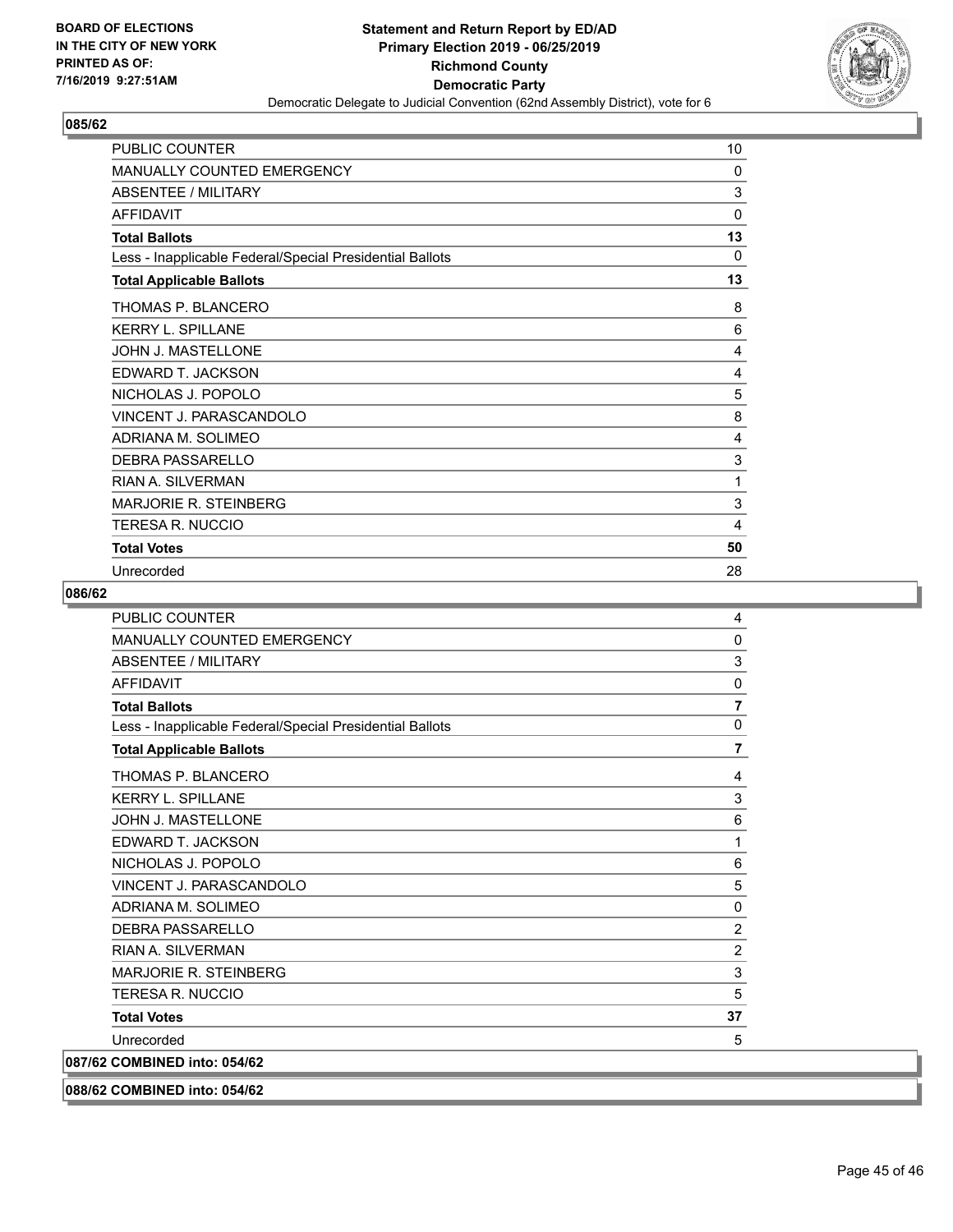**085/62**

| | |
|---|---|
| PUBLIC COUNTER | 10 |
| MANUALLY COUNTED EMERGENCY | 0 |
| ABSENTEE / MILITARY | 3 |
| AFFIDAVIT | 0 |
| **Total Ballots** | **13** |
| Less - Inapplicable Federal/Special Presidential Ballots | 0 |
| **Total Applicable Ballots** | **13** |
| THOMAS P. BLANCERO | 8 |
| KERRY L. SPILLANE | 6 |
| JOHN J. MASTELLONE | 4 |
| EDWARD T. JACKSON | 4 |
| NICHOLAS J. POPOLO | 5 |
| VINCENT J. PARASCANDOLO | 8 |
| ADRIANA M. SOLIMEO | 4 |
| DEBRA PASSARELLO | 3 |
| RIAN A. SILVERMAN | 1 |
| MARJORIE R. STEINBERG | 3 |
| TERESA R. NUCCIO | 4 |
| **Total Votes** | **50** |
| Unrecorded | 28 |

**086/62**

| | |
|---|---|
| PUBLIC COUNTER | 4 |
| MANUALLY COUNTED EMERGENCY | 0 |
| ABSENTEE / MILITARY | 3 |
| AFFIDAVIT | 0 |
| **Total Ballots** | **7** |
| Less - Inapplicable Federal/Special Presidential Ballots | 0 |
| **Total Applicable Ballots** | **7** |
| THOMAS P. BLANCERO | 4 |
| KERRY L. SPILLANE | 3 |
| JOHN J. MASTELLONE | 6 |
| EDWARD T. JACKSON | 1 |
| NICHOLAS J. POPOLO | 6 |
| VINCENT J. PARASCANDOLO | 5 |
| ADRIANA M. SOLIMEO | 0 |
| DEBRA PASSARELLO | 2 |
| RIAN A. SILVERMAN | 2 |
| MARJORIE R. STEINBERG | 3 |
| TERESA R. NUCCIO | 5 |
| **Total Votes** | **37** |
| Unrecorded | 5 |

**087/62 COMBINED into: 054/62**

**088/62 COMBINED into: 054/62**